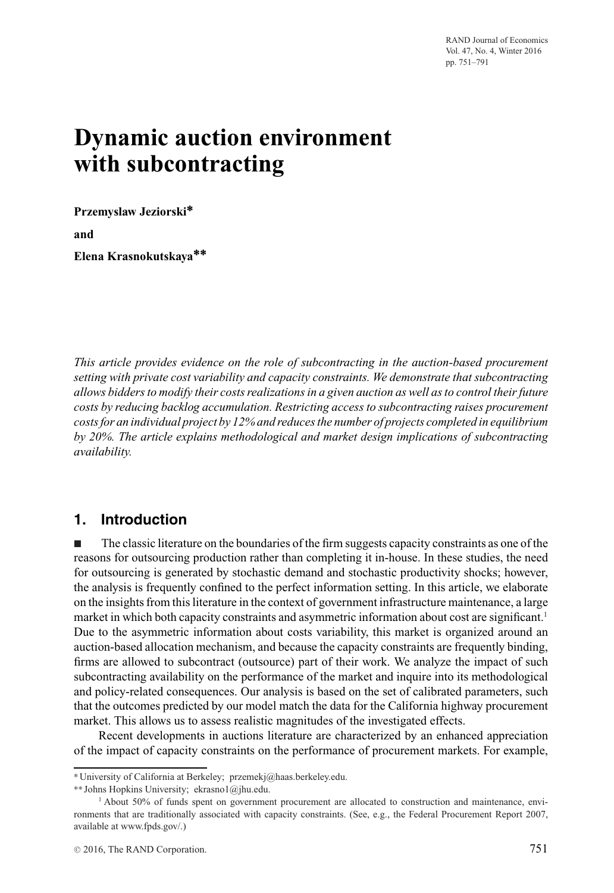# Dynamic auction environment with subcontracting

**Przemyslaw Jeziorski***

**and**

**Elena Krasnokutskaya****

*This article provides evidence on the role of subcontracting in the auction-based procurement setting with private cost variability and capacity constraints. We demonstrate that subcontracting allows bidders to modify their costs realizations in a given auction as well as to control their future costs by reducing backlog accumulation. Restricting access to subcontracting raises procurement costs for an individual project by 12% and reduces the number of projects completed in equilibrium by 20%. The article explains methodological and market design implications of subcontracting availability.*

## 1. Introduction

■ The classic literature on the boundaries of the firm suggests capacity constraints as one of the reasons for outsourcing production rather than completing it in-house. In these studies, the need for outsourcing is generated by stochastic demand and stochastic productivity shocks; however, the analysis is frequently confined to the perfect information setting. In this article, we elaborate on the insights from this literature in the context of government infrastructure maintenance, a large market in which both capacity constraints and asymmetric information about cost are significant.[1] Due to the asymmetric information about costs variability, this market is organized around an auction-based allocation mechanism, and because the capacity constraints are frequently binding, firms are allowed to subcontract (outsource) part of their work. We analyze the impact of such subcontracting availability on the performance of the market and inquire into its methodological and policy-related consequences. Our analysis is based on the set of calibrated parameters, such that the outcomes predicted by our model match the data for the California highway procurement market. This allows us to assess realistic magnitudes of the investigated effects.

Recent developments in auctions literature are characterized by an enhanced appreciation of the impact of capacity constraints on the performance of procurement markets. For example,

---

* University of California at Berkeley; przemekj@haas.berkeley.edu.

** Johns Hopkins University; ekrasno1@jhu.edu.

[1] About 50% of funds spent on government procurement are allocated to construction and maintenance, environments that are traditionally associated with capacity constraints. (See, e.g., the Federal Procurement Report 2007, available at www.fpds.gov/.)

© 2016, The RAND Corporation.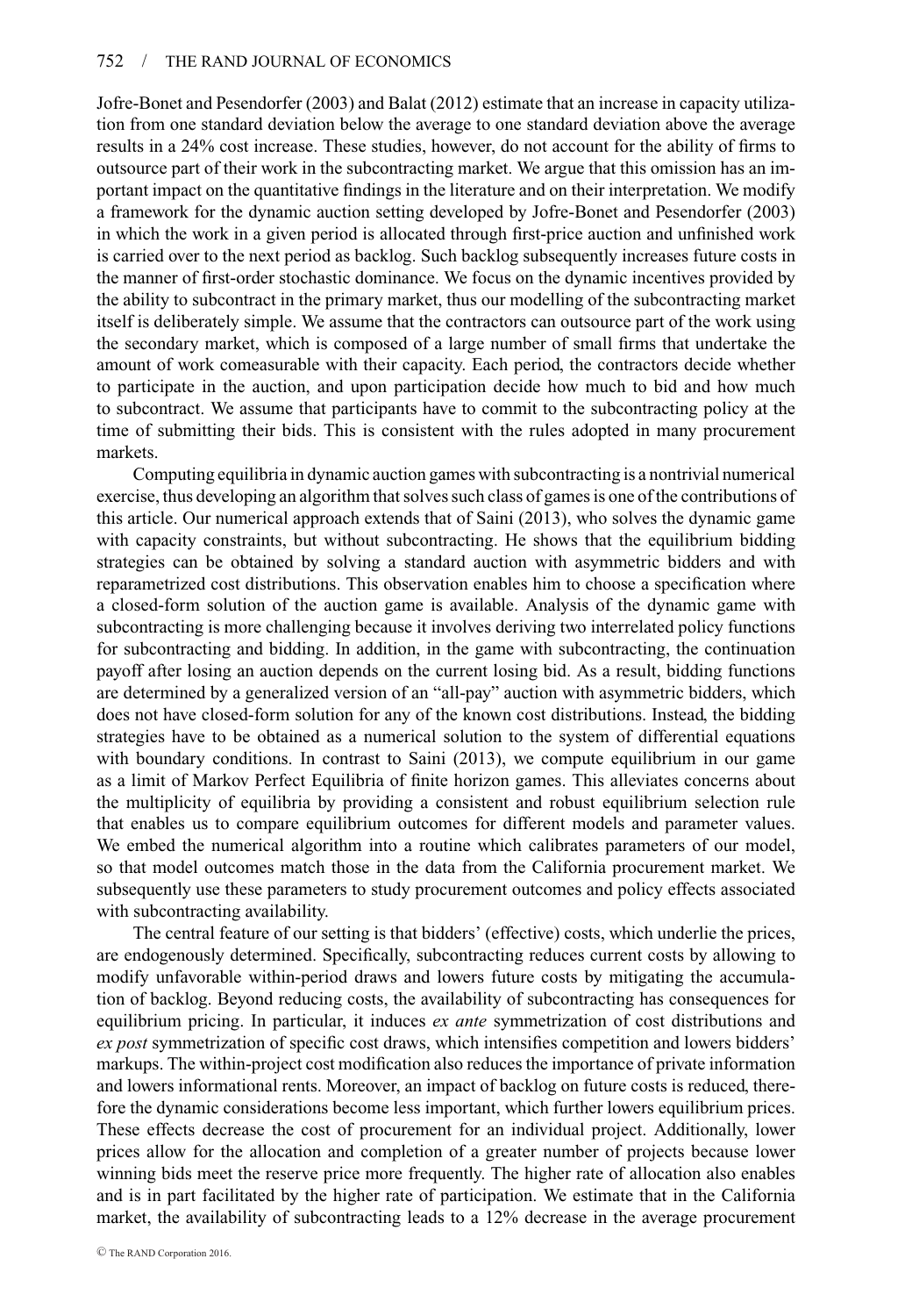Jofre-Bonet and Pesendorfer (2003) and Balat (2012) estimate that an increase in capacity utilization from one standard deviation below the average to one standard deviation above the average results in a 24% cost increase. These studies, however, do not account for the ability of firms to outsource part of their work in the subcontracting market. We argue that this omission has an important impact on the quantitative findings in the literature and on their interpretation. We modify a framework for the dynamic auction setting developed by Jofre-Bonet and Pesendorfer (2003) in which the work in a given period is allocated through first-price auction and unfinished work is carried over to the next period as backlog. Such backlog subsequently increases future costs in the manner of first-order stochastic dominance. We focus on the dynamic incentives provided by the ability to subcontract in the primary market, thus our modelling of the subcontracting market itself is deliberately simple. We assume that the contractors can outsource part of the work using the secondary market, which is composed of a large number of small firms that undertake the amount of work comeasurable with their capacity. Each period, the contractors decide whether to participate in the auction, and upon participation decide how much to bid and how much to subcontract. We assume that participants have to commit to the subcontracting policy at the time of submitting their bids. This is consistent with the rules adopted in many procurement markets.

Computing equilibria in dynamic auction games with subcontracting is a nontrivial numerical exercise, thus developing an algorithm that solves such class of games is one of the contributions of this article. Our numerical approach extends that of Saini (2013), who solves the dynamic game with capacity constraints, but without subcontracting. He shows that the equilibrium bidding strategies can be obtained by solving a standard auction with asymmetric bidders and with reparametrized cost distributions. This observation enables him to choose a specification where a closed-form solution of the auction game is available. Analysis of the dynamic game with subcontracting is more challenging because it involves deriving two interrelated policy functions for subcontracting and bidding. In addition, in the game with subcontracting, the continuation payoff after losing an auction depends on the current losing bid. As a result, bidding functions are determined by a generalized version of an "all-pay" auction with asymmetric bidders, which does not have closed-form solution for any of the known cost distributions. Instead, the bidding strategies have to be obtained as a numerical solution to the system of differential equations with boundary conditions. In contrast to Saini (2013), we compute equilibrium in our game as a limit of Markov Perfect Equilibria of finite horizon games. This alleviates concerns about the multiplicity of equilibria by providing a consistent and robust equilibrium selection rule that enables us to compare equilibrium outcomes for different models and parameter values. We embed the numerical algorithm into a routine which calibrates parameters of our model, so that model outcomes match those in the data from the California procurement market. We subsequently use these parameters to study procurement outcomes and policy effects associated with subcontracting availability.

The central feature of our setting is that bidders' (effective) costs, which underlie the prices, are endogenously determined. Specifically, subcontracting reduces current costs by allowing to modify unfavorable within-period draws and lowers future costs by mitigating the accumulation of backlog. Beyond reducing costs, the availability of subcontracting has consequences for equilibrium pricing. In particular, it induces *ex ante* symmetrization of cost distributions and *ex post* symmetrization of specific cost draws, which intensifies competition and lowers bidders' markups. The within-project cost modification also reduces the importance of private information and lowers informational rents. Moreover, an impact of backlog on future costs is reduced, therefore the dynamic considerations become less important, which further lowers equilibrium prices. These effects decrease the cost of procurement for an individual project. Additionally, lower prices allow for the allocation and completion of a greater number of projects because lower winning bids meet the reserve price more frequently. The higher rate of allocation also enables and is in part facilitated by the higher rate of participation. We estimate that in the California market, the availability of subcontracting leads to a 12% decrease in the average procurement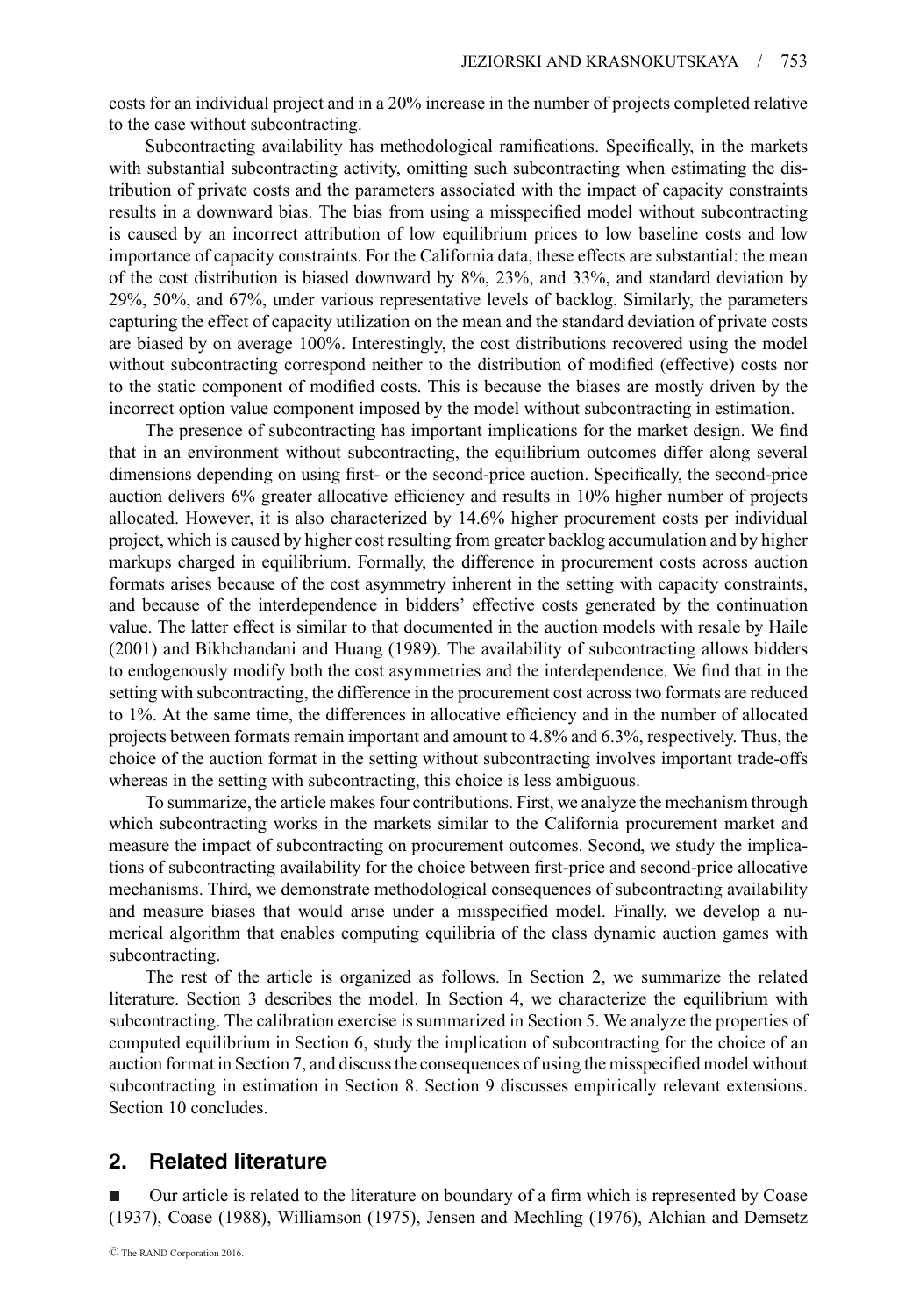costs for an individual project and in a 20% increase in the number of projects completed relative to the case without subcontracting.

Subcontracting availability has methodological ramifications. Specifically, in the markets with substantial subcontracting activity, omitting such subcontracting when estimating the distribution of private costs and the parameters associated with the impact of capacity constraints results in a downward bias. The bias from using a misspecified model without subcontracting is caused by an incorrect attribution of low equilibrium prices to low baseline costs and low importance of capacity constraints. For the California data, these effects are substantial: the mean of the cost distribution is biased downward by 8%, 23%, and 33%, and standard deviation by 29%, 50%, and 67%, under various representative levels of backlog. Similarly, the parameters capturing the effect of capacity utilization on the mean and the standard deviation of private costs are biased by on average 100%. Interestingly, the cost distributions recovered using the model without subcontracting correspond neither to the distribution of modified (effective) costs nor to the static component of modified costs. This is because the biases are mostly driven by the incorrect option value component imposed by the model without subcontracting in estimation.

The presence of subcontracting has important implications for the market design. We find that in an environment without subcontracting, the equilibrium outcomes differ along several dimensions depending on using first- or the second-price auction. Specifically, the second-price auction delivers 6% greater allocative efficiency and results in 10% higher number of projects allocated. However, it is also characterized by 14.6% higher procurement costs per individual project, which is caused by higher cost resulting from greater backlog accumulation and by higher markups charged in equilibrium. Formally, the difference in procurement costs across auction formats arises because of the cost asymmetry inherent in the setting with capacity constraints, and because of the interdependence in bidders' effective costs generated by the continuation value. The latter effect is similar to that documented in the auction models with resale by Haile (2001) and Bikhchandani and Huang (1989). The availability of subcontracting allows bidders to endogenously modify both the cost asymmetries and the interdependence. We find that in the setting with subcontracting, the difference in the procurement cost across two formats are reduced to 1%. At the same time, the differences in allocative efficiency and in the number of allocated projects between formats remain important and amount to 4.8% and 6.3%, respectively. Thus, the choice of the auction format in the setting without subcontracting involves important trade-offs whereas in the setting with subcontracting, this choice is less ambiguous.

To summarize, the article makes four contributions. First, we analyze the mechanism through which subcontracting works in the markets similar to the California procurement market and measure the impact of subcontracting on procurement outcomes. Second, we study the implications of subcontracting availability for the choice between first-price and second-price allocative mechanisms. Third, we demonstrate methodological consequences of subcontracting availability and measure biases that would arise under a misspecified model. Finally, we develop a numerical algorithm that enables computing equilibria of the class dynamic auction games with subcontracting.

The rest of the article is organized as follows. In Section 2, we summarize the related literature. Section 3 describes the model. In Section 4, we characterize the equilibrium with subcontracting. The calibration exercise is summarized in Section 5. We analyze the properties of computed equilibrium in Section 6, study the implication of subcontracting for the choice of an auction format in Section 7, and discuss the consequences of using the misspecified model without subcontracting in estimation in Section 8. Section 9 discusses empirically relevant extensions. Section 10 concludes.

## 2. Related literature

■ Our article is related to the literature on boundary of a firm which is represented by Coase (1937), Coase (1988), Williamson (1975), Jensen and Mechling (1976), Alchian and Demsetz

© The RAND Corporation 2016.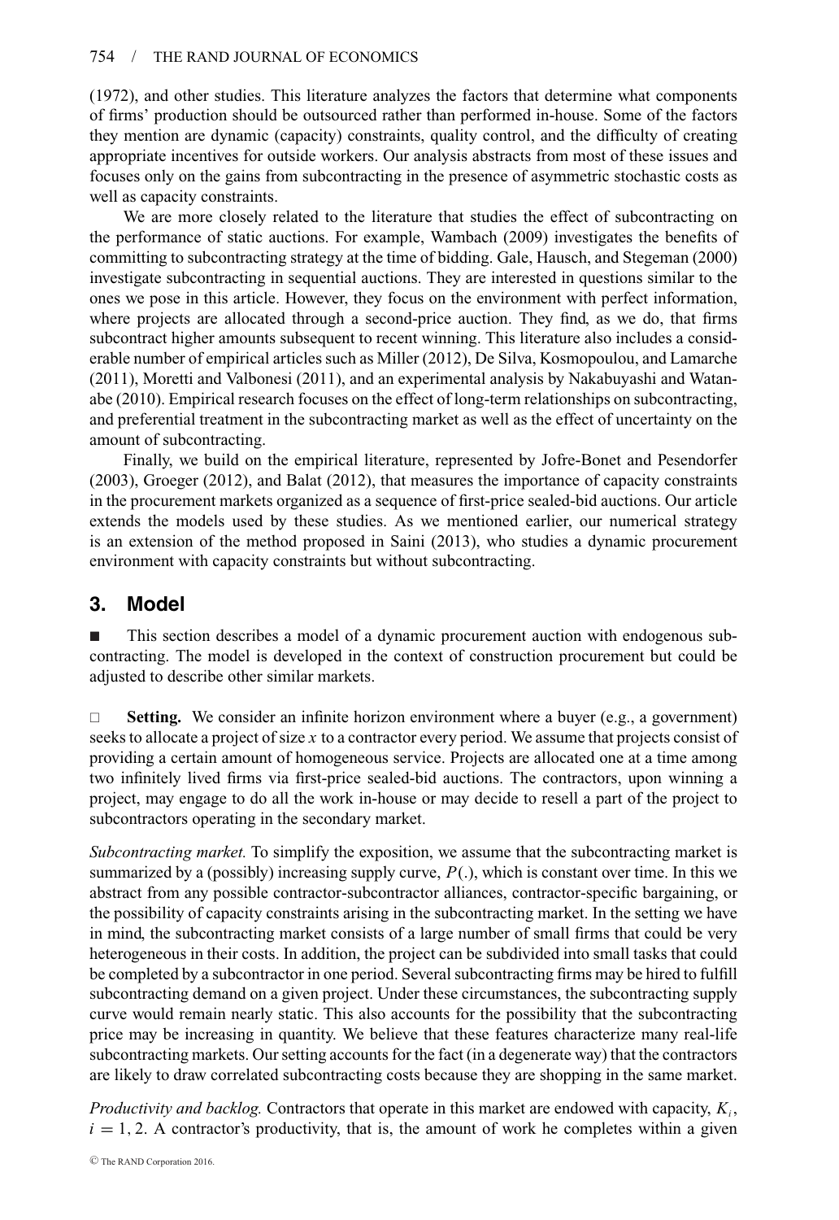(1972), and other studies. This literature analyzes the factors that determine what components of firms' production should be outsourced rather than performed in-house. Some of the factors they mention are dynamic (capacity) constraints, quality control, and the difficulty of creating appropriate incentives for outside workers. Our analysis abstracts from most of these issues and focuses only on the gains from subcontracting in the presence of asymmetric stochastic costs as well as capacity constraints.

We are more closely related to the literature that studies the effect of subcontracting on the performance of static auctions. For example, Wambach (2009) investigates the benefits of committing to subcontracting strategy at the time of bidding. Gale, Hausch, and Stegeman (2000) investigate subcontracting in sequential auctions. They are interested in questions similar to the ones we pose in this article. However, they focus on the environment with perfect information, where projects are allocated through a second-price auction. They find, as we do, that firms subcontract higher amounts subsequent to recent winning. This literature also includes a considerable number of empirical articles such as Miller (2012), De Silva, Kosmopoulou, and Lamarche (2011), Moretti and Valbonesi (2011), and an experimental analysis by Nakabuyashi and Watanabe (2010). Empirical research focuses on the effect of long-term relationships on subcontracting, and preferential treatment in the subcontracting market as well as the effect of uncertainty on the amount of subcontracting.

Finally, we build on the empirical literature, represented by Jofre-Bonet and Pesendorfer (2003), Groeger (2012), and Balat (2012), that measures the importance of capacity constraints in the procurement markets organized as a sequence of first-price sealed-bid auctions. Our article extends the models used by these studies. As we mentioned earlier, our numerical strategy is an extension of the method proposed in Saini (2013), who studies a dynamic procurement environment with capacity constraints but without subcontracting.

## 3. Model

■ This section describes a model of a dynamic procurement auction with endogenous subcontracting. The model is developed in the context of construction procurement but could be adjusted to describe other similar markets.

□ **Setting.** We consider an infinite horizon environment where a buyer (e.g., a government) seeks to allocate a project of size $x$ to a contractor every period. We assume that projects consist of providing a certain amount of homogeneous service. Projects are allocated one at a time among two infinitely lived firms via first-price sealed-bid auctions. The contractors, upon winning a project, may engage to do all the work in-house or may decide to resell a part of the project to subcontractors operating in the secondary market.

*Subcontracting market.* To simplify the exposition, we assume that the subcontracting market is summarized by a (possibly) increasing supply curve, $P(.)$, which is constant over time. In this we abstract from any possible contractor-subcontractor alliances, contractor-specific bargaining, or the possibility of capacity constraints arising in the subcontracting market. In the setting we have in mind, the subcontracting market consists of a large number of small firms that could be very heterogeneous in their costs. In addition, the project can be subdivided into small tasks that could be completed by a subcontractor in one period. Several subcontracting firms may be hired to fulfill subcontracting demand on a given project. Under these circumstances, the subcontracting supply curve would remain nearly static. This also accounts for the possibility that the subcontracting price may be increasing in quantity. We believe that these features characterize many real-life subcontracting markets. Our setting accounts for the fact (in a degenerate way) that the contractors are likely to draw correlated subcontracting costs because they are shopping in the same market.

*Productivity and backlog.* Contractors that operate in this market are endowed with capacity, $K_i$, $i = 1, 2$. A contractor's productivity, that is, the amount of work he completes within a given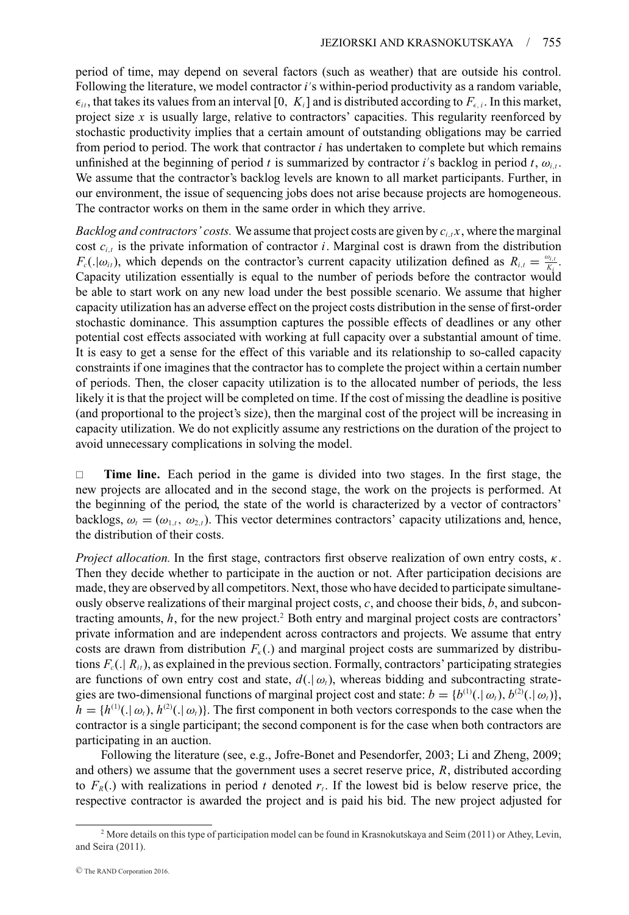period of time, may depend on several factors (such as weather) that are outside his control. Following the literature, we model contractor $i$'s within-period productivity as a random variable, $\epsilon_{it}$, that takes its values from an interval $[0, K_i]$ and is distributed according to $F_{\epsilon,i}$. In this market, project size $x$ is usually large, relative to contractors' capacities. This regularity reenforced by stochastic productivity implies that a certain amount of outstanding obligations may be carried from period to period. The work that contractor $i$ has undertaken to complete but which remains unfinished at the beginning of period $t$ is summarized by contractor $i$'s backlog in period $t$, $\omega_{i,t}$. We assume that the contractor's backlog levels are known to all market participants. Further, in our environment, the issue of sequencing jobs does not arise because projects are homogeneous. The contractor works on them in the same order in which they arrive.

*Backlog and contractors' costs.* We assume that project costs are given by $c_{i,t}x$, where the marginal cost $c_{i,t}$ is the private information of contractor $i$. Marginal cost is drawn from the distribution $F_c(.|\omega_{it})$, which depends on the contractor's current capacity utilization defined as $R_{i,t} = \frac{\omega_{i,t}}{K_i}$. Capacity utilization essentially is equal to the number of periods before the contractor would be able to start work on any new load under the best possible scenario. We assume that higher capacity utilization has an adverse effect on the project costs distribution in the sense of first-order stochastic dominance. This assumption captures the possible effects of deadlines or any other potential cost effects associated with working at full capacity over a substantial amount of time. It is easy to get a sense for the effect of this variable and its relationship to so-called capacity constraints if one imagines that the contractor has to complete the project within a certain number of periods. Then, the closer capacity utilization is to the allocated number of periods, the less likely it is that the project will be completed on time. If the cost of missing the deadline is positive (and proportional to the project's size), then the marginal cost of the project will be increasing in capacity utilization. We do not explicitly assume any restrictions on the duration of the project to avoid unnecessary complications in solving the model.

□ **Time line.** Each period in the game is divided into two stages. In the first stage, the new projects are allocated and in the second stage, the work on the projects is performed. At the beginning of the period, the state of the world is characterized by a vector of contractors' backlogs, $\omega_t = (\omega_{1,t}, \omega_{2,t})$. This vector determines contractors' capacity utilizations and, hence, the distribution of their costs.

*Project allocation.* In the first stage, contractors first observe realization of own entry costs, $\kappa$. Then they decide whether to participate in the auction or not. After participation decisions are made, they are observed by all competitors. Next, those who have decided to participate simultaneously observe realizations of their marginal project costs, $c$, and choose their bids, $b$, and subcontracting amounts, $h$, for the new project.[2] Both entry and marginal project costs are contractors' private information and are independent across contractors and projects. We assume that entry costs are drawn from distribution $F_\kappa(.)$ and marginal project costs are summarized by distributions $F_c(.|\, R_{it})$, as explained in the previous section. Formally, contractors' participating strategies are functions of own entry cost and state, $d(.|\,\omega_t)$, whereas bidding and subcontracting strategies are two-dimensional functions of marginal project cost and state: $b = \{b^{(1)}(.|\,\omega_t), b^{(2)}(.|\,\omega_t)\}$, $h = \{h^{(1)}(.|\,\omega_t), h^{(2)}(.|\,\omega_t)\}$. The first component in both vectors corresponds to the case when the contractor is a single participant; the second component is for the case when both contractors are participating in an auction.

Following the literature (see, e.g., Jofre-Bonet and Pesendorfer, 2003; Li and Zheng, 2009; and others) we assume that the government uses a secret reserve price, $R$, distributed according to $F_R(.)$ with realizations in period $t$ denoted $r_t$. If the lowest bid is below reserve price, the respective contractor is awarded the project and is paid his bid. The new project adjusted for

[2] More details on this type of participation model can be found in Krasnokutskaya and Seim (2011) or Athey, Levin, and Seira (2011).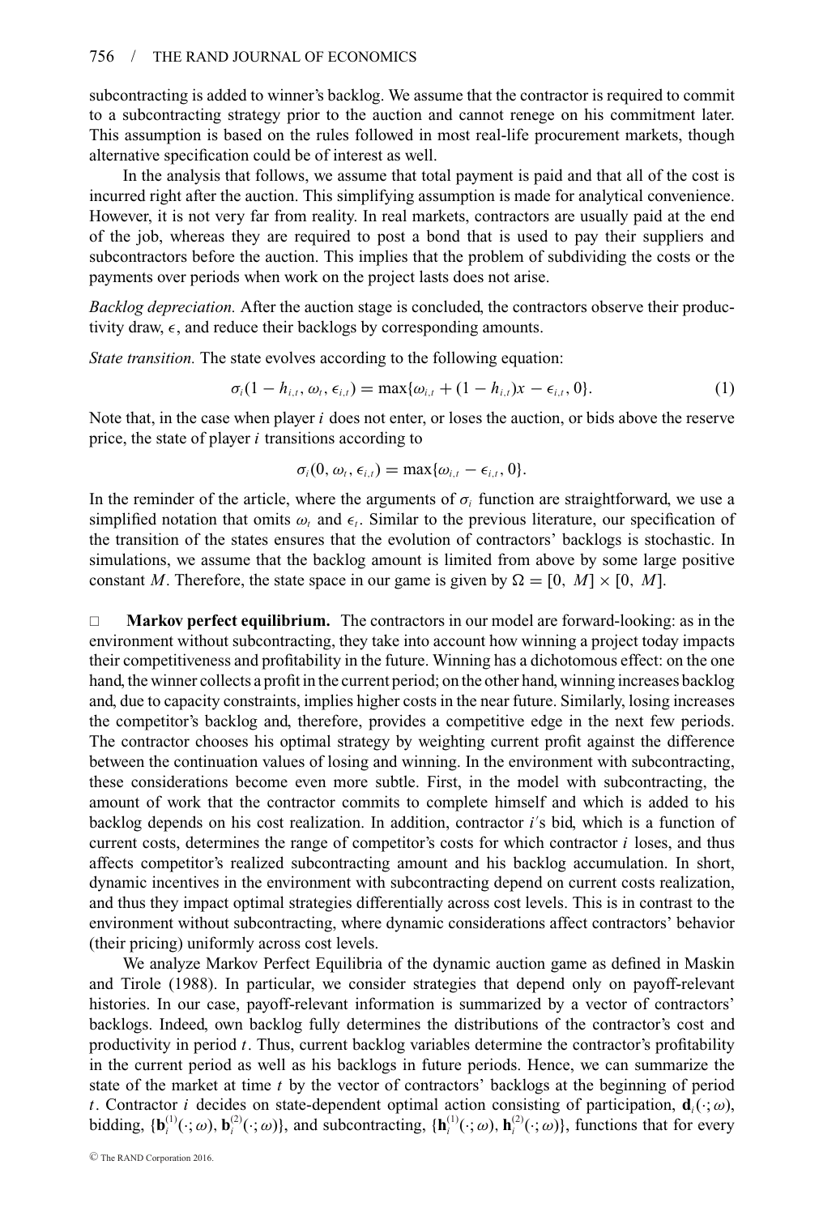subcontracting is added to winner's backlog. We assume that the contractor is required to commit to a subcontracting strategy prior to the auction and cannot renege on his commitment later. This assumption is based on the rules followed in most real-life procurement markets, though alternative specification could be of interest as well.

In the analysis that follows, we assume that total payment is paid and that all of the cost is incurred right after the auction. This simplifying assumption is made for analytical convenience. However, it is not very far from reality. In real markets, contractors are usually paid at the end of the job, whereas they are required to post a bond that is used to pay their suppliers and subcontractors before the auction. This implies that the problem of subdividing the costs or the payments over periods when work on the project lasts does not arise.

*Backlog depreciation.* After the auction stage is concluded, the contractors observe their productivity draw, $\epsilon$, and reduce their backlogs by corresponding amounts.

*State transition.* The state evolves according to the following equation:

$$\sigma_i(1 - h_{i,t}, \omega_t, \epsilon_{i,t}) = \max\{\omega_{i,t} + (1 - h_{i,t})x - \epsilon_{i,t}, 0\}. \tag{1}$$

Note that, in the case when player $i$ does not enter, or loses the auction, or bids above the reserve price, the state of player $i$ transitions according to

$$\sigma_i(0, \omega_t, \epsilon_{i,t}) = \max\{\omega_{i,t} - \epsilon_{i,t}, 0\}.$$

In the reminder of the article, where the arguments of $\sigma_i$ function are straightforward, we use a simplified notation that omits $\omega_t$ and $\epsilon_t$. Similar to the previous literature, our specification of the transition of the states ensures that the evolution of contractors' backlogs is stochastic. In simulations, we assume that the backlog amount is limited from above by some large positive constant $M$. Therefore, the state space in our game is given by $\Omega = [0, M] \times [0, M]$.

**Markov perfect equilibrium.** The contractors in our model are forward-looking: as in the environment without subcontracting, they take into account how winning a project today impacts their competitiveness and profitability in the future. Winning has a dichotomous effect: on the one hand, the winner collects a profit in the current period; on the other hand, winning increases backlog and, due to capacity constraints, implies higher costs in the near future. Similarly, losing increases the competitor's backlog and, therefore, provides a competitive edge in the next few periods. The contractor chooses his optimal strategy by weighting current profit against the difference between the continuation values of losing and winning. In the environment with subcontracting, these considerations become even more subtle. First, in the model with subcontracting, the amount of work that the contractor commits to complete himself and which is added to his backlog depends on his cost realization. In addition, contractor $i$'s bid, which is a function of current costs, determines the range of competitor's costs for which contractor $i$ loses, and thus affects competitor's realized subcontracting amount and his backlog accumulation. In short, dynamic incentives in the environment with subcontracting depend on current costs realization, and thus they impact optimal strategies differentially across cost levels. This is in contrast to the environment without subcontracting, where dynamic considerations affect contractors' behavior (their pricing) uniformly across cost levels.

We analyze Markov Perfect Equilibria of the dynamic auction game as defined in Maskin and Tirole (1988). In particular, we consider strategies that depend only on payoff-relevant histories. In our case, payoff-relevant information is summarized by a vector of contractors' backlogs. Indeed, own backlog fully determines the distributions of the contractor's cost and productivity in period $t$. Thus, current backlog variables determine the contractor's profitability in the current period as well as his backlogs in future periods. Hence, we can summarize the state of the market at time $t$ by the vector of contractors' backlogs at the beginning of period $t$. Contractor $i$ decides on state-dependent optimal action consisting of participation, $\mathbf{d}_i(\cdot;\omega)$, bidding, $\{\mathbf{b}_i^{(1)}(\cdot;\omega), \mathbf{b}_i^{(2)}(\cdot;\omega)\}$, and subcontracting, $\{\mathbf{h}_i^{(1)}(\cdot;\omega), \mathbf{h}_i^{(2)}(\cdot;\omega)\}$, functions that for every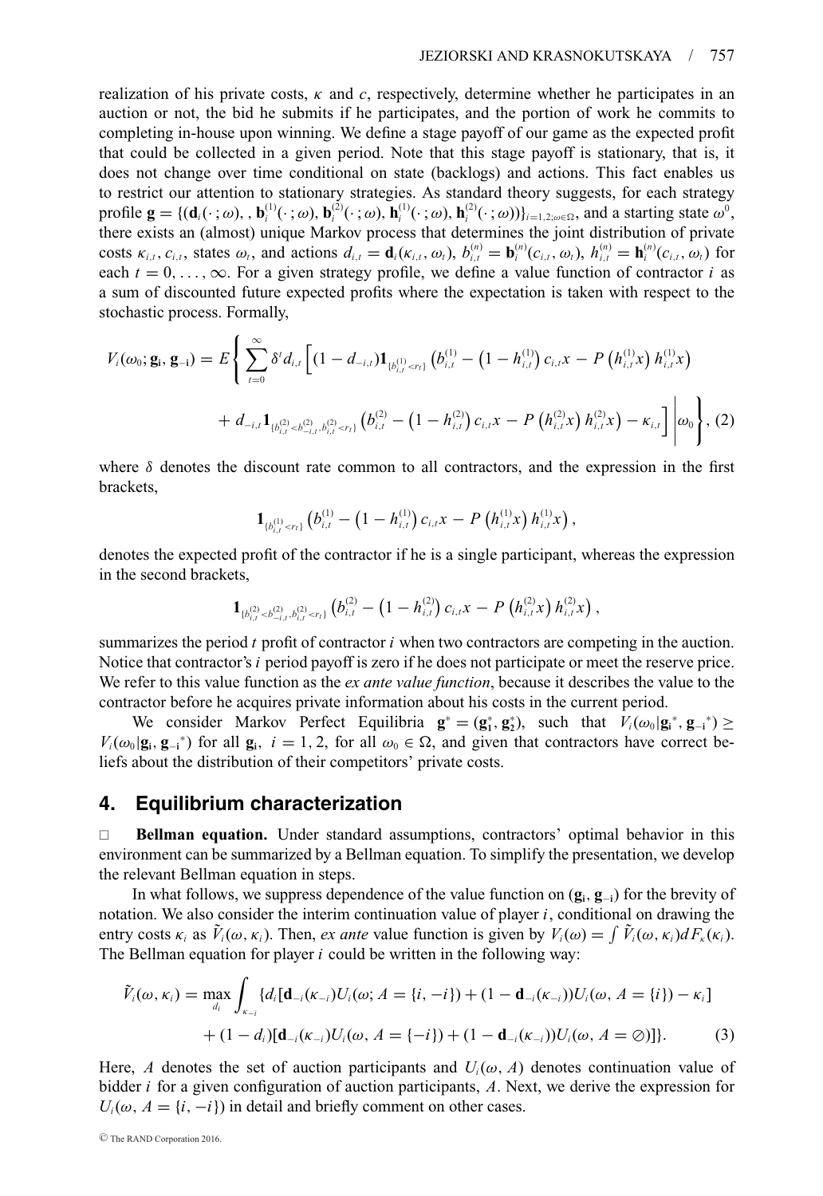realization of his private costs, $\kappa$ and $c$, respectively, determine whether he participates in an auction or not, the bid he submits if he participates, and the portion of work he commits to completing in-house upon winning. We define a stage payoff of our game as the expected profit that could be collected in a given period. Note that this stage payoff is stationary, that is, it does not change over time conditional on state (backlogs) and actions. This fact enables us to restrict our attention to stationary strategies. As standard theory suggests, for each strategy profile $\mathbf{g} = \{(\mathbf{d}_i(\cdot;\omega), , \mathbf{b}_i^{(1)}(\cdot;\omega), \mathbf{b}_i^{(2)}(\cdot;\omega), \mathbf{h}_i^{(1)}(\cdot;\omega), \mathbf{h}_i^{(2)}(\cdot;\omega))\}_{i=1,2;\omega\in\Omega}$, and a starting state $\omega^0$, there exists an (almost) unique Markov process that determines the joint distribution of private costs $\kappa_{i,t}, c_{i,t}$, states $\omega_t$, and actions $d_{i,t} = \mathbf{d}_i(\kappa_{i,t}, \omega_t)$, $b_{i,t}^{(n)} = \mathbf{b}_i^{(n)}(c_{i,t}, \omega_t)$, $h_{i,t}^{(n)} = \mathbf{h}_i^{(n)}(c_{i,t}, \omega_t)$ for each $t = 0, \ldots, \infty$. For a given strategy profile, we define a value function of contractor $i$ as a sum of discounted future expected profits where the expectation is taken with respect to the stochastic process. Formally,

$$V_i(\omega_0; \mathbf{g_i}, \mathbf{g_{-i}}) = E\left\{ \sum_{t=0}^{\infty} \delta^t d_{i,t} \left[ (1 - d_{-i,t}) \mathbf{1}_{\{b_{i,t}^{(1)} < r_t\}} \left( b_{i,t}^{(1)} - \left(1 - h_{i,t}^{(1)}\right) c_{i,t} x - P\left(h_{i,t}^{(1)} x\right) h_{i,t}^{(1)} x \right) \right.\right.$$
$$\left.\left. + \, d_{-i,t} \mathbf{1}_{\{b_{i,t}^{(2)} < b_{-i,t}^{(2)}, b_{i,t}^{(2)} < r_t\}} \left( b_{i,t}^{(2)} - \left(1 - h_{i,t}^{(2)}\right) c_{i,t} x - P\left(h_{i,t}^{(2)} x\right) h_{i,t}^{(2)} x \right) - \kappa_{i,t} \right] \middle| \omega_0 \right\}, \quad (2)$$

where $\delta$ denotes the discount rate common to all contractors, and the expression in the first brackets,

$$\mathbf{1}_{\{b_{i,t}^{(1)} < r_t\}} \left( b_{i,t}^{(1)} - \left(1 - h_{i,t}^{(1)}\right) c_{i,t} x - P\left(h_{i,t}^{(1)} x\right) h_{i,t}^{(1)} x \right),$$

denotes the expected profit of the contractor if he is a single participant, whereas the expression in the second brackets,

$$\mathbf{1}_{\{b_{i,t}^{(2)} < b_{-i,t}^{(2)}, b_{i,t}^{(2)} < r_t\}} \left( b_{i,t}^{(2)} - \left(1 - h_{i,t}^{(2)}\right) c_{i,t} x - P\left(h_{i,t}^{(2)} x\right) h_{i,t}^{(2)} x \right),$$

summarizes the period $t$ profit of contractor $i$ when two contractors are competing in the auction. Notice that contractor's $i$ period payoff is zero if he does not participate or meet the reserve price. We refer to this value function as the *ex ante value function*, because it describes the value to the contractor before he acquires private information about his costs in the current period.

We consider Markov Perfect Equilibria $\mathbf{g}^* = (\mathbf{g}_1^*, \mathbf{g}_2^*)$, such that $V_i(\omega_0|\mathbf{g_i}^*, \mathbf{g_{-i}}^*) \geq V_i(\omega_0|\mathbf{g_i}, \mathbf{g_{-i}}^*)$ for all $\mathbf{g_i}$, $i = 1, 2$, for all $\omega_0 \in \Omega$, and given that contractors have correct beliefs about the distribution of their competitors' private costs.

## 4. Equilibrium characterization

□ **Bellman equation.** Under standard assumptions, contractors' optimal behavior in this environment can be summarized by a Bellman equation. To simplify the presentation, we develop the relevant Bellman equation in steps.

In what follows, we suppress dependence of the value function on $(\mathbf{g_i}, \mathbf{g_{-i}})$ for the brevity of notation. We also consider the interim continuation value of player $i$, conditional on drawing the entry costs $\kappa_i$ as $\tilde{V}_i(\omega, \kappa_i)$. Then, *ex ante* value function is given by $V_i(\omega) = \int \tilde{V}_i(\omega, \kappa_i) dF_\kappa(\kappa_i)$. The Bellman equation for player $i$ could be written in the following way:

$$\tilde{V}_i(\omega, \kappa_i) = \max_{d_i} \int_{\kappa_{-i}} \{ d_i [\mathbf{d}_{-i}(\kappa_{-i}) U_i(\omega; A = \{i, -i\}) + (1 - \mathbf{d}_{-i}(\kappa_{-i})) U_i(\omega, A = \{i\}) - \kappa_i]$$
$$+ (1 - d_i)[\mathbf{d}_{-i}(\kappa_{-i}) U_i(\omega, A = \{-i\}) + (1 - \mathbf{d}_{-i}(\kappa_{-i})) U_i(\omega, A = \oslash)] \}. \quad (3)$$

Here, $A$ denotes the set of auction participants and $U_i(\omega, A)$ denotes continuation value of bidder $i$ for a given configuration of auction participants, $A$. Next, we derive the expression for $U_i(\omega, A = \{i, -i\})$ in detail and briefly comment on other cases.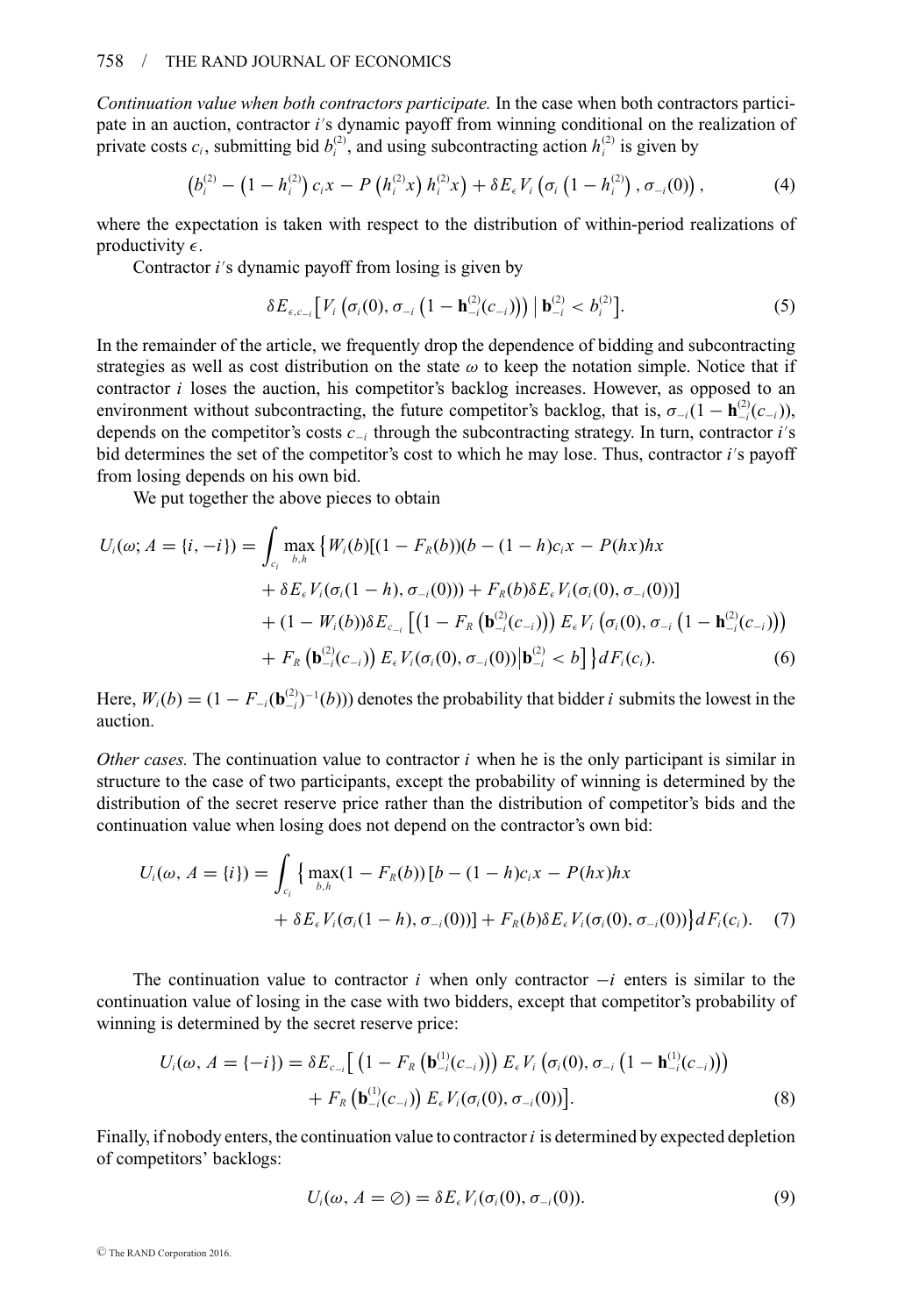*Continuation value when both contractors participate.* In the case when both contractors participate in an auction, contractor $i$'s dynamic payoff from winning conditional on the realization of private costs $c_i$, submitting bid $b_i^{(2)}$, and using subcontracting action $h_i^{(2)}$ is given by

$$\left(b_i^{(2)} - \left(1 - h_i^{(2)}\right) c_i x - P\left(h_i^{(2)} x\right) h_i^{(2)} x\right) + \delta E_\epsilon V_i\left(\sigma_i\left(1 - h_i^{(2)}\right), \sigma_{-i}(0)\right), \tag{4}$$

where the expectation is taken with respect to the distribution of within-period realizations of productivity $\epsilon$.

Contractor $i$'s dynamic payoff from losing is given by

$$\delta E_{\epsilon, c_{-i}}\left[V_i\left(\sigma_i(0), \sigma_{-i}\left(1 - \mathbf{h}_{-i}^{(2)}(c_{-i})\right)\right) \mid \mathbf{b}_{-i}^{(2)} < b_i^{(2)}\right]. \tag{5}$$

In the remainder of the article, we frequently drop the dependence of bidding and subcontracting strategies as well as cost distribution on the state $\omega$ to keep the notation simple. Notice that if contractor $i$ loses the auction, his competitor's backlog increases. However, as opposed to an environment without subcontracting, the future competitor's backlog, that is, $\sigma_{-i}(1 - \mathbf{h}_{-i}^{(2)}(c_{-i}))$, depends on the competitor's costs $c_{-i}$ through the subcontracting strategy. In turn, contractor $i$'s bid determines the set of the competitor's cost to which he may lose. Thus, contractor $i$'s payoff from losing depends on his own bid.

We put together the above pieces to obtain

$$\begin{aligned}
U_i(\omega; A = \{i, -i\}) = \int_{c_i} \max_{b,h} \big\{ & W_i(b)[(1 - F_R(b))(b - (1 - h)c_i x - P(hx)hx \\
& + \delta E_\epsilon V_i(\sigma_i(1 - h), \sigma_{-i}(0))) + F_R(b)\delta E_\epsilon V_i(\sigma_i(0), \sigma_{-i}(0))] \\
& + (1 - W_i(b))\delta E_{c_{-i}}\left[\left(1 - F_R\left(\mathbf{b}_{-i}^{(2)}(c_{-i})\right)\right) E_\epsilon V_i\left(\sigma_i(0), \sigma_{-i}\left(1 - \mathbf{h}_{-i}^{(2)}(c_{-i})\right)\right)\right. \\
& \left. + F_R\left(\mathbf{b}_{-i}^{(2)}(c_{-i})\right) E_\epsilon V_i(\sigma_i(0), \sigma_{-i}(0)) \middle| \mathbf{b}_{-i}^{(2)} < b\right]\big\} dF_i(c_i).
\end{aligned} \tag{6}$$

Here, $W_i(b) = (1 - F_{-i}(\mathbf{b}_{-i}^{(2)})^{-1}(b)))$ denotes the probability that bidder $i$ submits the lowest in the auction.

*Other cases.* The continuation value to contractor $i$ when he is the only participant is similar in structure to the case of two participants, except the probability of winning is determined by the distribution of the secret reserve price rather than the distribution of competitor's bids and the continuation value when losing does not depend on the contractor's own bid:

$$\begin{aligned}
U_i(\omega, A = \{i\}) = \int_{c_i} \big\{ & \max_{b,h}(1 - F_R(b))[b - (1 - h)c_i x - P(hx)hx \\
& + \delta E_\epsilon V_i(\sigma_i(1 - h), \sigma_{-i}(0))] + F_R(b)\delta E_\epsilon V_i(\sigma_i(0), \sigma_{-i}(0))\big\} dF_i(c_i).
\end{aligned} \tag{7}$$

The continuation value to contractor $i$ when only contractor $-i$ enters is similar to the continuation value of losing in the case with two bidders, except that competitor's probability of winning is determined by the secret reserve price:

$$\begin{aligned}
U_i(\omega, A = \{-i\}) = \delta E_{c_{-i}}\Big[ & \left(1 - F_R\left(\mathbf{b}_{-i}^{(1)}(c_{-i})\right)\right) E_\epsilon V_i\left(\sigma_i(0), \sigma_{-i}\left(1 - \mathbf{h}_{-i}^{(1)}(c_{-i})\right)\right) \\
& + F_R\left(\mathbf{b}_{-i}^{(1)}(c_{-i})\right) E_\epsilon V_i(\sigma_i(0), \sigma_{-i}(0))\Big].
\end{aligned} \tag{8}$$

Finally, if nobody enters, the continuation value to contractor $i$ is determined by expected depletion of competitors' backlogs:

$$U_i(\omega, A = \oslash) = \delta E_\epsilon V_i(\sigma_i(0), \sigma_{-i}(0)). \tag{9}$$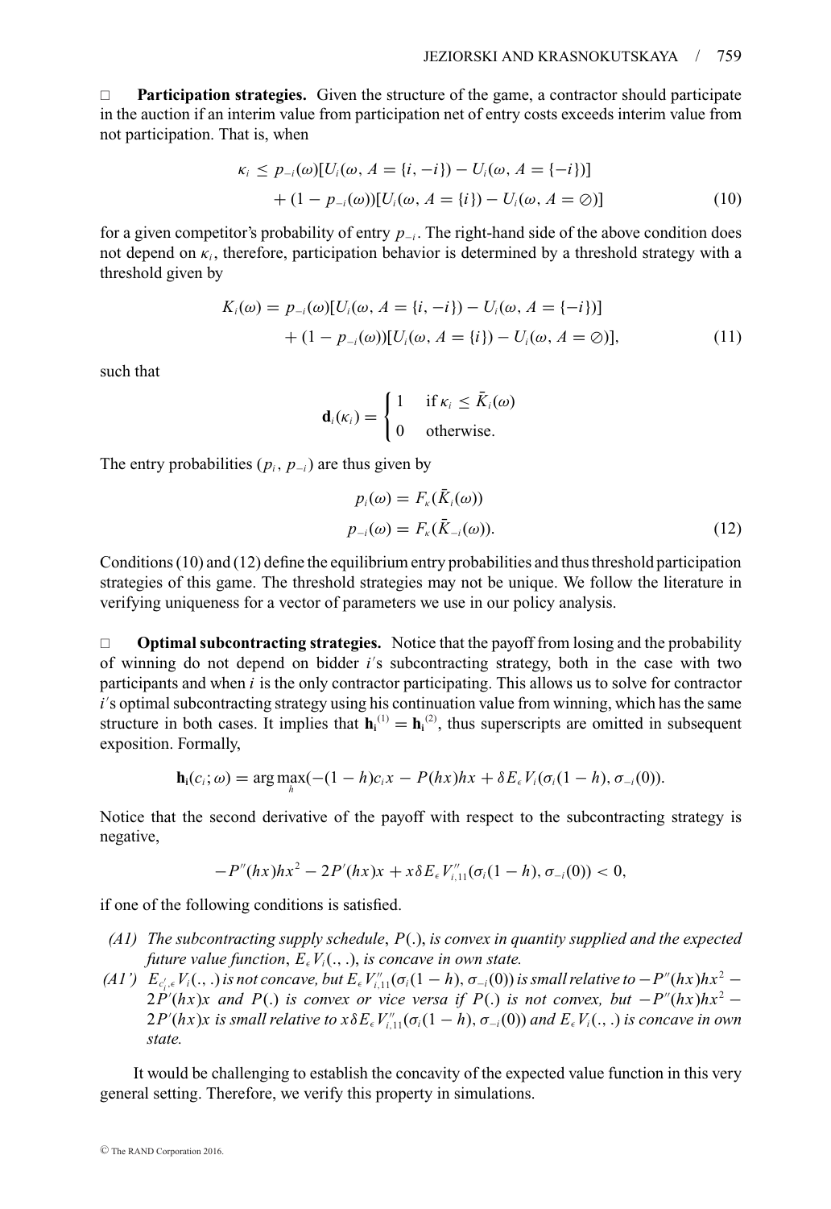□ **Participation strategies.** Given the structure of the game, a contractor should participate in the auction if an interim value from participation net of entry costs exceeds interim value from not participation. That is, when

$$\kappa_i \leq p_{-i}(\omega)[U_i(\omega, A = \{i, -i\}) - U_i(\omega, A = \{-i\})] + (1 - p_{-i}(\omega))[U_i(\omega, A = \{i\}) - U_i(\omega, A = \oslash)] \quad (10)$$

for a given competitor's probability of entry $p_{-i}$. The right-hand side of the above condition does not depend on $\kappa_i$, therefore, participation behavior is determined by a threshold strategy with a threshold given by

$$K_i(\omega) = p_{-i}(\omega)[U_i(\omega, A = \{i, -i\}) - U_i(\omega, A = \{-i\})] + (1 - p_{-i}(\omega))[U_i(\omega, A = \{i\}) - U_i(\omega, A = \oslash)], \quad (11)$$

such that

$$\mathbf{d}_i(\kappa_i) = \begin{cases} 1 & \text{if } \kappa_i \leq \bar{K}_i(\omega) \\ 0 & \text{otherwise.} \end{cases}$$

The entry probabilities $(p_i, p_{-i})$ are thus given by

$$p_i(\omega) = F_\kappa(\bar{K}_i(\omega))$$
$$p_{-i}(\omega) = F_\kappa(\bar{K}_{-i}(\omega)). \quad (12)$$

Conditions (10) and (12) define the equilibrium entry probabilities and thus threshold participation strategies of this game. The threshold strategies may not be unique. We follow the literature in verifying uniqueness for a vector of parameters we use in our policy analysis.

□ **Optimal subcontracting strategies.** Notice that the payoff from losing and the probability of winning do not depend on bidder $i$'s subcontracting strategy, both in the case with two participants and when $i$ is the only contractor participating. This allows us to solve for contractor $i$'s optimal subcontracting strategy using his continuation value from winning, which has the same structure in both cases. It implies that $\mathbf{h_i}^{(1)} = \mathbf{h_i}^{(2)}$, thus superscripts are omitted in subsequent exposition. Formally,

$$\mathbf{h_i}(c_i; \omega) = \arg\max_h(-(1 - h)c_i x - P(hx)hx + \delta E_\epsilon V_i(\sigma_i(1 - h), \sigma_{-i}(0)).$$

Notice that the second derivative of the payoff with respect to the subcontracting strategy is negative,

$$-P''(hx)hx^2 - 2P'(hx)x + x\delta E_\epsilon V''_{i,11}(\sigma_i(1 - h), \sigma_{-i}(0)) < 0,$$

if one of the following conditions is satisfied.

*(A1) The subcontracting supply schedule, $P(.)$, is convex in quantity supplied and the expected future value function, $E_\epsilon V_i(.,.)$, is concave in own state.*

*(A1') $E_{c_i',\epsilon} V_i(.,.)$ is not concave, but $E_\epsilon V''_{i,11}(\sigma_i(1 - h), \sigma_{-i}(0))$ is small relative to $-P''(hx)hx^2 - 2P'(hx)x$ and $P(.)$ is convex or vice versa if $P(.)$ is not convex, but $-P''(hx)hx^2 - 2P'(hx)x$ is small relative to $x\delta E_\epsilon V''_{i,11}(\sigma_i(1 - h), \sigma_{-i}(0))$ and $E_\epsilon V_i(.,.)$ is concave in own state.*

It would be challenging to establish the concavity of the expected value function in this very general setting. Therefore, we verify this property in simulations.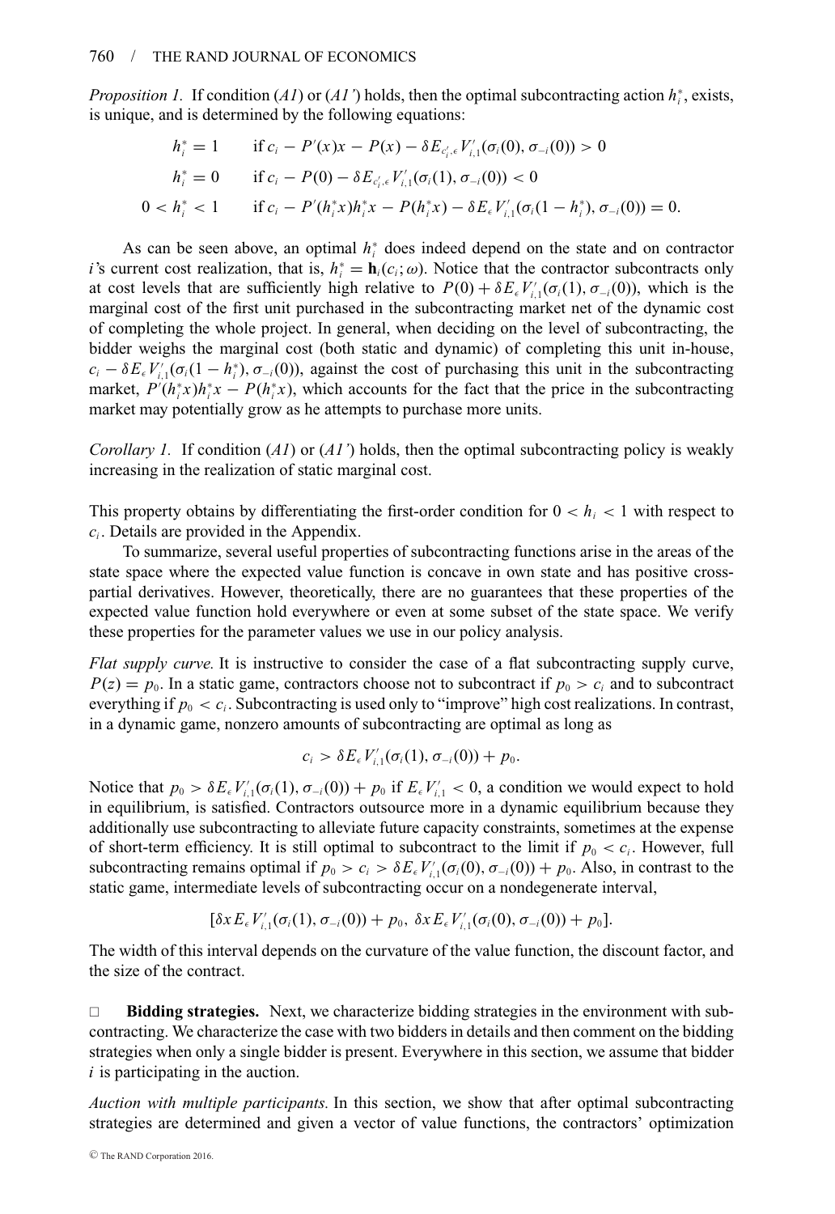*Proposition 1.* If condition (*A1*) or (*A1'*) holds, then the optimal subcontracting action $h_i^*$, exists, is unique, and is determined by the following equations:

$$h_i^* = 1 \qquad \text{if } c_i - P'(x)x - P(x) - \delta E_{c_i',\epsilon} V_{i,1}'(\sigma_i(0), \sigma_{-i}(0)) > 0$$

$$h_i^* = 0 \qquad \text{if } c_i - P(0) - \delta E_{c_i',\epsilon} V_{i,1}'(\sigma_i(1), \sigma_{-i}(0)) < 0$$

$$0 < h_i^* < 1 \qquad \text{if } c_i - P'(h_i^* x)h_i^* x - P(h_i^* x) - \delta E_\epsilon V_{i,1}'(\sigma_i(1-h_i^*), \sigma_{-i}(0)) = 0.$$

As can be seen above, an optimal $h_i^*$ does indeed depend on the state and on contractor $i$'s current cost realization, that is, $h_i^* = \mathbf{h}_i(c_i; \omega)$. Notice that the contractor subcontracts only at cost levels that are sufficiently high relative to $P(0) + \delta E_\epsilon V_{i,1}'(\sigma_i(1), \sigma_{-i}(0))$, which is the marginal cost of the first unit purchased in the subcontracting market net of the dynamic cost of completing the whole project. In general, when deciding on the level of subcontracting, the bidder weighs the marginal cost (both static and dynamic) of completing this unit in-house, $c_i - \delta E_\epsilon V_{i,1}'(\sigma_i(1-h_i^*), \sigma_{-i}(0))$, against the cost of purchasing this unit in the subcontracting market, $P'(h_i^* x)h_i^* x - P(h_i^* x)$, which accounts for the fact that the price in the subcontracting market may potentially grow as he attempts to purchase more units.

*Corollary 1.* If condition (*A1*) or (*A1'*) holds, then the optimal subcontracting policy is weakly increasing in the realization of static marginal cost.

This property obtains by differentiating the first-order condition for $0 < h_i < 1$ with respect to $c_i$. Details are provided in the Appendix.

To summarize, several useful properties of subcontracting functions arise in the areas of the state space where the expected value function is concave in own state and has positive cross-partial derivatives. However, theoretically, there are no guarantees that these properties of the expected value function hold everywhere or even at some subset of the state space. We verify these properties for the parameter values we use in our policy analysis.

*Flat supply curve.* It is instructive to consider the case of a flat subcontracting supply curve, $P(z) = p_0$. In a static game, contractors choose not to subcontract if $p_0 > c_i$ and to subcontract everything if $p_0 < c_i$. Subcontracting is used only to "improve" high cost realizations. In contrast, in a dynamic game, nonzero amounts of subcontracting are optimal as long as

$$c_i > \delta E_\epsilon V_{i,1}'(\sigma_i(1), \sigma_{-i}(0)) + p_0.$$

Notice that $p_0 > \delta E_\epsilon V_{i,1}'(\sigma_i(1), \sigma_{-i}(0)) + p_0$ if $E_\epsilon V_{i,1}' < 0$, a condition we would expect to hold in equilibrium, is satisfied. Contractors outsource more in a dynamic equilibrium because they additionally use subcontracting to alleviate future capacity constraints, sometimes at the expense of short-term efficiency. It is still optimal to subcontract to the limit if $p_0 < c_i$. However, full subcontracting remains optimal if $p_0 > c_i > \delta E_\epsilon V_{i,1}'(\sigma_i(0), \sigma_{-i}(0)) + p_0$. Also, in contrast to the static game, intermediate levels of subcontracting occur on a nondegenerate interval,

$$[\delta x E_\epsilon V_{i,1}'(\sigma_i(1), \sigma_{-i}(0)) + p_0,\ \delta x E_\epsilon V_{i,1}'(\sigma_i(0), \sigma_{-i}(0)) + p_0].$$

The width of this interval depends on the curvature of the value function, the discount factor, and the size of the contract.

□ **Bidding strategies.** Next, we characterize bidding strategies in the environment with subcontracting. We characterize the case with two bidders in details and then comment on the bidding strategies when only a single bidder is present. Everywhere in this section, we assume that bidder $i$ is participating in the auction.

*Auction with multiple participants.* In this section, we show that after optimal subcontracting strategies are determined and given a vector of value functions, the contractors' optimization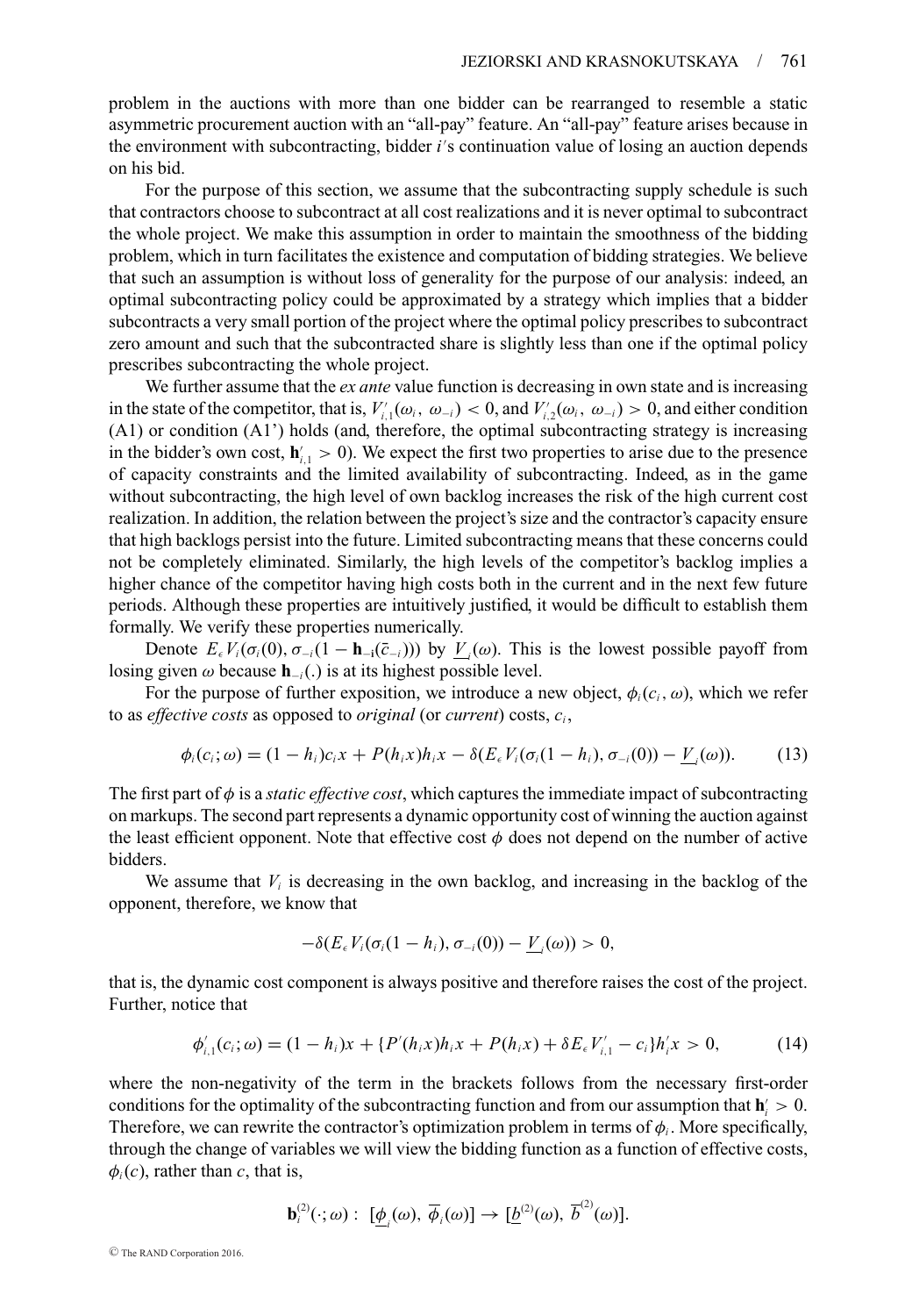problem in the auctions with more than one bidder can be rearranged to resemble a static asymmetric procurement auction with an "all-pay" feature. An "all-pay" feature arises because in the environment with subcontracting, bidder $i$'s continuation value of losing an auction depends on his bid.

For the purpose of this section, we assume that the subcontracting supply schedule is such that contractors choose to subcontract at all cost realizations and it is never optimal to subcontract the whole project. We make this assumption in order to maintain the smoothness of the bidding problem, which in turn facilitates the existence and computation of bidding strategies. We believe that such an assumption is without loss of generality for the purpose of our analysis: indeed, an optimal subcontracting policy could be approximated by a strategy which implies that a bidder subcontracts a very small portion of the project where the optimal policy prescribes to subcontract zero amount and such that the subcontracted share is slightly less than one if the optimal policy prescribes subcontracting the whole project.

We further assume that the *ex ante* value function is decreasing in own state and is increasing in the state of the competitor, that is, $V'_{i,1}(\omega_i, \omega_{-i}) < 0$, and $V'_{i,2}(\omega_i, \omega_{-i}) > 0$, and either condition (A1) or condition (A1') holds (and, therefore, the optimal subcontracting strategy is increasing in the bidder's own cost, $\mathbf{h}'_{i,1} > 0$). We expect the first two properties to arise due to the presence of capacity constraints and the limited availability of subcontracting. Indeed, as in the game without subcontracting, the high level of own backlog increases the risk of the high current cost realization. In addition, the relation between the project's size and the contractor's capacity ensure that high backlogs persist into the future. Limited subcontracting means that these concerns could not be completely eliminated. Similarly, the high levels of the competitor's backlog implies a higher chance of the competitor having high costs both in the current and in the next few future periods. Although these properties are intuitively justified, it would be difficult to establish them formally. We verify these properties numerically.

Denote $E_\epsilon V_i(\sigma_i(0), \sigma_{-i}(1 - \mathbf{h}_{-i}(\bar{c}_{-i})))$ by $\underline{V}_i(\omega)$. This is the lowest possible payoff from losing given $\omega$ because $\mathbf{h}_{-i}(.)$ is at its highest possible level.

For the purpose of further exposition, we introduce a new object, $\phi_i(c_i, \omega)$, which we refer to as *effective costs* as opposed to *original* (or *current*) costs, $c_i$,

$$\phi_i(c_i; \omega) = (1 - h_i)c_i x + P(h_i x)h_i x - \delta(E_\epsilon V_i(\sigma_i(1 - h_i), \sigma_{-i}(0)) - \underline{V}_i(\omega)). \tag{13}$$

The first part of $\phi$ is a *static effective cost*, which captures the immediate impact of subcontracting on markups. The second part represents a dynamic opportunity cost of winning the auction against the least efficient opponent. Note that effective cost $\phi$ does not depend on the number of active bidders.

We assume that $V_i$ is decreasing in the own backlog, and increasing in the backlog of the opponent, therefore, we know that

$$-\delta(E_\epsilon V_i(\sigma_i(1 - h_i), \sigma_{-i}(0)) - \underline{V}_i(\omega)) > 0,$$

that is, the dynamic cost component is always positive and therefore raises the cost of the project. Further, notice that

$$\phi'_{i,1}(c_i; \omega) = (1 - h_i)x + \{P'(h_i x)h_i x + P(h_i x) + \delta E_\epsilon V'_{i,1} - c_i\}h'_i x > 0, \tag{14}$$

where the non-negativity of the term in the brackets follows from the necessary first-order conditions for the optimality of the subcontracting function and from our assumption that $\mathbf{h}'_i > 0$. Therefore, we can rewrite the contractor's optimization problem in terms of $\phi_i$. More specifically, through the change of variables we will view the bidding function as a function of effective costs, $\phi_i(c)$, rather than $c$, that is,

$$\mathbf{b}_i^{(2)}(\cdot; \omega) : [\underline{\phi}_i(\omega), \overline{\phi}_i(\omega)] \to [\underline{b}^{(2)}(\omega), \overline{b}^{(2)}(\omega)].$$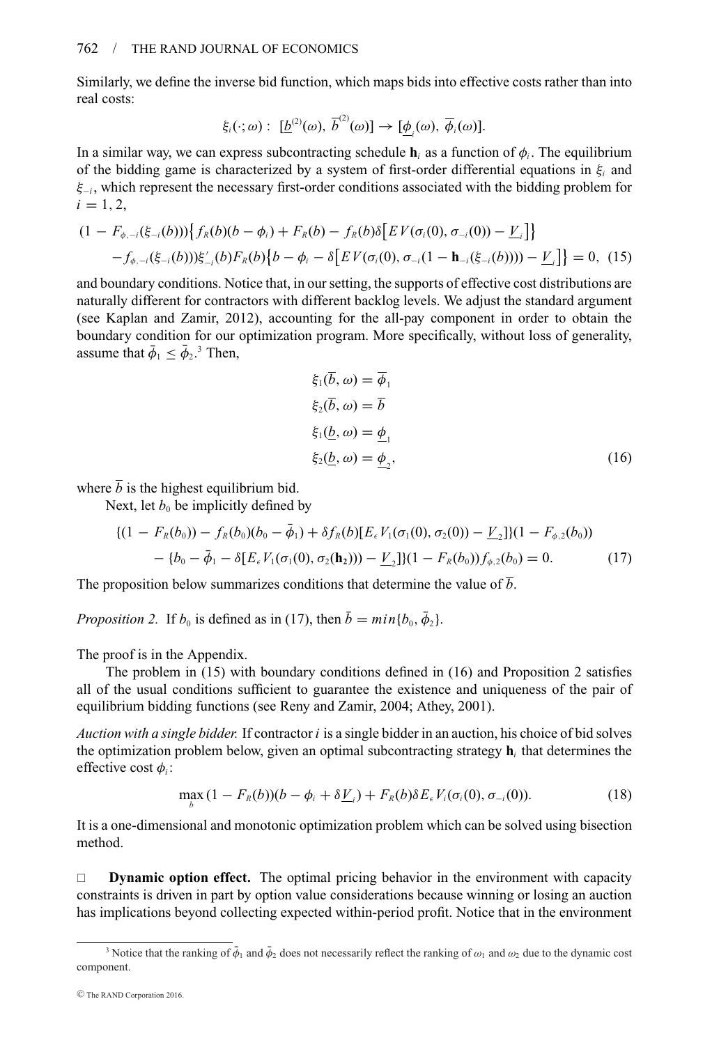Similarly, we define the inverse bid function, which maps bids into effective costs rather than into real costs:

$$\xi_i(\cdot;\omega):\ [\underline{b}^{(2)}(\omega),\ \overline{b}^{(2)}(\omega)] \rightarrow [\underline{\phi}_i(\omega),\ \overline{\phi}_i(\omega)].$$

In a similar way, we can express subcontracting schedule $\mathbf{h}_i$ as a function of $\phi_i$. The equilibrium of the bidding game is characterized by a system of first-order differential equations in $\xi_i$ and $\xi_{-i}$, which represent the necessary first-order conditions associated with the bidding problem for $i = 1, 2$,

$$(1 - F_{\phi,-i}(\xi_{-i}(b)))\big\{f_R(b)(b-\phi_i) + F_R(b) - f_R(b)\delta\big[EV(\sigma_i(0), \sigma_{-i}(0)) - \underline{V}_i\big]\big\}$$
$$- f_{\phi,-i}(\xi_{-i}(b))\xi'_{-i}(b)F_R(b)\big\{b - \phi_i - \delta\big[EV(\sigma_i(0), \sigma_{-i}(1-\mathbf{h}_{-i}(\xi_{-i}(b)))) - \underline{V}_i\big]\big\} = 0, \quad (15)$$

and boundary conditions. Notice that, in our setting, the supports of effective cost distributions are naturally different for contractors with different backlog levels. We adjust the standard argument (see Kaplan and Zamir, 2012), accounting for the all-pay component in order to obtain the boundary condition for our optimization program. More specifically, without loss of generality, assume that $\bar{\phi}_1 \leq \bar{\phi}_2$.[3] Then,

$$\begin{aligned}
\xi_1(\overline{b}, \omega) &= \overline{\phi}_1 \\
\xi_2(\overline{b}, \omega) &= \overline{b} \\
\xi_1(\underline{b}, \omega) &= \underline{\phi}_1 \\
\xi_2(\underline{b}, \omega) &= \underline{\phi}_2,
\end{aligned} \quad (16)$$

where $\overline{b}$ is the highest equilibrium bid.

Next, let $b_0$ be implicitly defined by

$$\{(1 - F_R(b_0)) - f_R(b_0)(b_0 - \bar{\phi}_1) + \delta f_R(b)[E_\epsilon V_1(\sigma_1(0), \sigma_2(0)) - \underline{V}_2]\}(1 - F_{\phi,2}(b_0))$$
$$- \{b_0 - \bar{\phi}_1 - \delta[E_\epsilon V_1(\sigma_1(0), \sigma_2(\mathbf{h}_2))) - \underline{V}_2]\}(1 - F_R(b_0))f_{\phi,2}(b_0) = 0. \quad (17)$$

The proposition below summarizes conditions that determine the value of $\overline{b}$.

*Proposition 2.* If $b_0$ is defined as in (17), then $\bar{b} = min\{b_0, \bar{\phi}_2\}$.

The proof is in the Appendix.

The problem in (15) with boundary conditions defined in (16) and Proposition 2 satisfies all of the usual conditions sufficient to guarantee the existence and uniqueness of the pair of equilibrium bidding functions (see Reny and Zamir, 2004; Athey, 2001).

*Auction with a single bidder.* If contractor $i$ is a single bidder in an auction, his choice of bid solves the optimization problem below, given an optimal subcontracting strategy $\mathbf{h}_i$ that determines the effective cost $\phi_i$:

$$\max_b (1 - F_R(b))(b - \phi_i + \delta\underline{V}_i) + F_R(b)\delta E_\epsilon V_i(\sigma_i(0), \sigma_{-i}(0)). \quad (18)$$

It is a one-dimensional and monotonic optimization problem which can be solved using bisection method.

□ **Dynamic option effect.** The optimal pricing behavior in the environment with capacity constraints is driven in part by option value considerations because winning or losing an auction has implications beyond collecting expected within-period profit. Notice that in the environment

[3] Notice that the ranking of $\bar{\phi}_1$ and $\bar{\phi}_2$ does not necessarily reflect the ranking of $\omega_1$ and $\omega_2$ due to the dynamic cost component.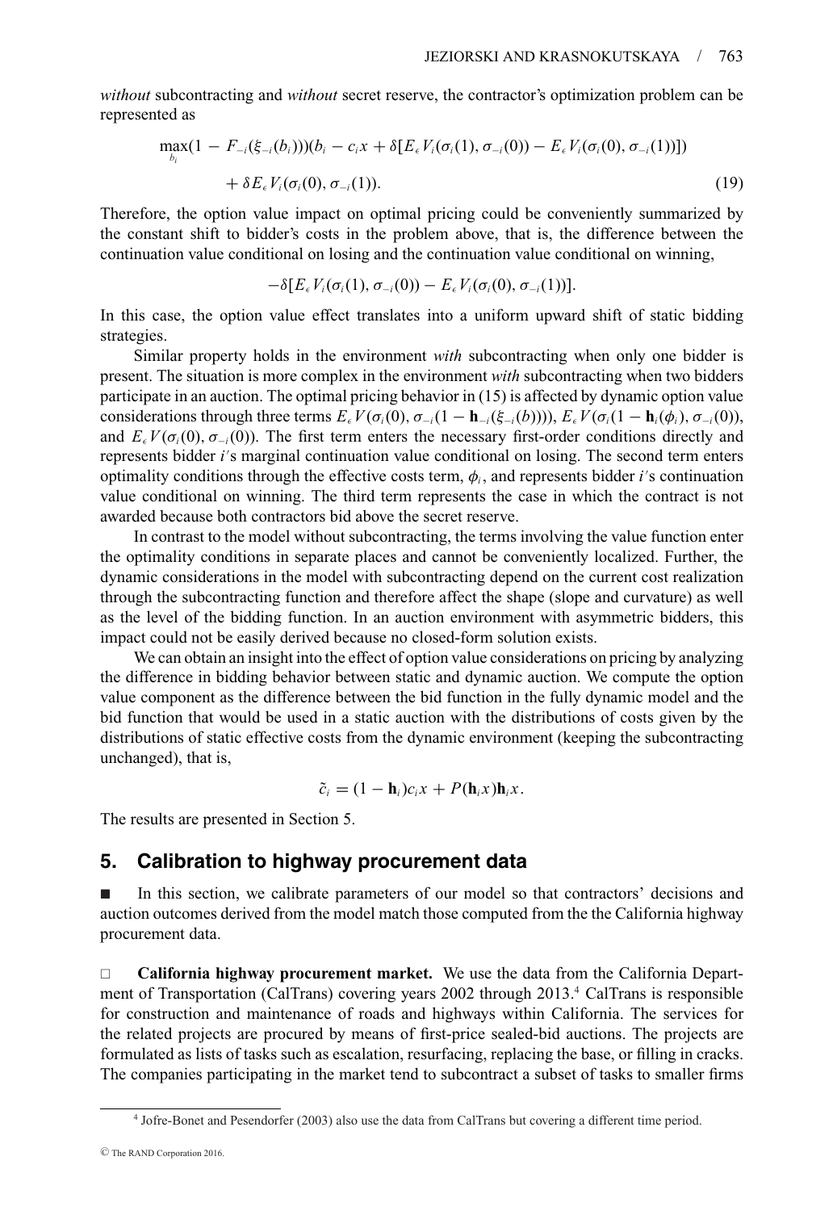*without* subcontracting and *without* secret reserve, the contractor's optimization problem can be represented as

$$\max_{b_i}(1 - F_{-i}(\xi_{-i}(b_i)))(b_i - c_i x + \delta[E_\epsilon V_i(\sigma_i(1), \sigma_{-i}(0)) - E_\epsilon V_i(\sigma_i(0), \sigma_{-i}(1))]) + \delta E_\epsilon V_i(\sigma_i(0), \sigma_{-i}(1)). \tag{19}$$

Therefore, the option value impact on optimal pricing could be conveniently summarized by the constant shift to bidder's costs in the problem above, that is, the difference between the continuation value conditional on losing and the continuation value conditional on winning,

$$-\delta[E_\epsilon V_i(\sigma_i(1), \sigma_{-i}(0)) - E_\epsilon V_i(\sigma_i(0), \sigma_{-i}(1))].$$

In this case, the option value effect translates into a uniform upward shift of static bidding strategies.

Similar property holds in the environment *with* subcontracting when only one bidder is present. The situation is more complex in the environment *with* subcontracting when two bidders participate in an auction. The optimal pricing behavior in (15) is affected by dynamic option value considerations through three terms $E_\epsilon V(\sigma_i(0), \sigma_{-i}(1 - \mathbf{h}_{-i}(\xi_{-i}(b))))$, $E_\epsilon V(\sigma_i(1 - \mathbf{h}_i(\phi_i), \sigma_{-i}(0))$, and $E_\epsilon V(\sigma_i(0), \sigma_{-i}(0))$. The first term enters the necessary first-order conditions directly and represents bidder $i$'s marginal continuation value conditional on losing. The second term enters optimality conditions through the effective costs term, $\phi_i$, and represents bidder $i$'s continuation value conditional on winning. The third term represents the case in which the contract is not awarded because both contractors bid above the secret reserve.

In contrast to the model without subcontracting, the terms involving the value function enter the optimality conditions in separate places and cannot be conveniently localized. Further, the dynamic considerations in the model with subcontracting depend on the current cost realization through the subcontracting function and therefore affect the shape (slope and curvature) as well as the level of the bidding function. In an auction environment with asymmetric bidders, this impact could not be easily derived because no closed-form solution exists.

We can obtain an insight into the effect of option value considerations on pricing by analyzing the difference in bidding behavior between static and dynamic auction. We compute the option value component as the difference between the bid function in the fully dynamic model and the bid function that would be used in a static auction with the distributions of costs given by the distributions of static effective costs from the dynamic environment (keeping the subcontracting unchanged), that is,

$$\tilde{c}_i = (1 - \mathbf{h}_i)c_i x + P(\mathbf{h}_i x)\mathbf{h}_i x.$$

The results are presented in Section 5.

## 5. Calibration to highway procurement data

In this section, we calibrate parameters of our model so that contractors' decisions and auction outcomes derived from the model match those computed from the the California highway procurement data.

**California highway procurement market.** We use the data from the California Department of Transportation (CalTrans) covering years 2002 through 2013.[4] CalTrans is responsible for construction and maintenance of roads and highways within California. The services for the related projects are procured by means of first-price sealed-bid auctions. The projects are formulated as lists of tasks such as escalation, resurfacing, replacing the base, or filling in cracks. The companies participating in the market tend to subcontract a subset of tasks to smaller firms

[4] Jofre-Bonet and Pesendorfer (2003) also use the data from CalTrans but covering a different time period.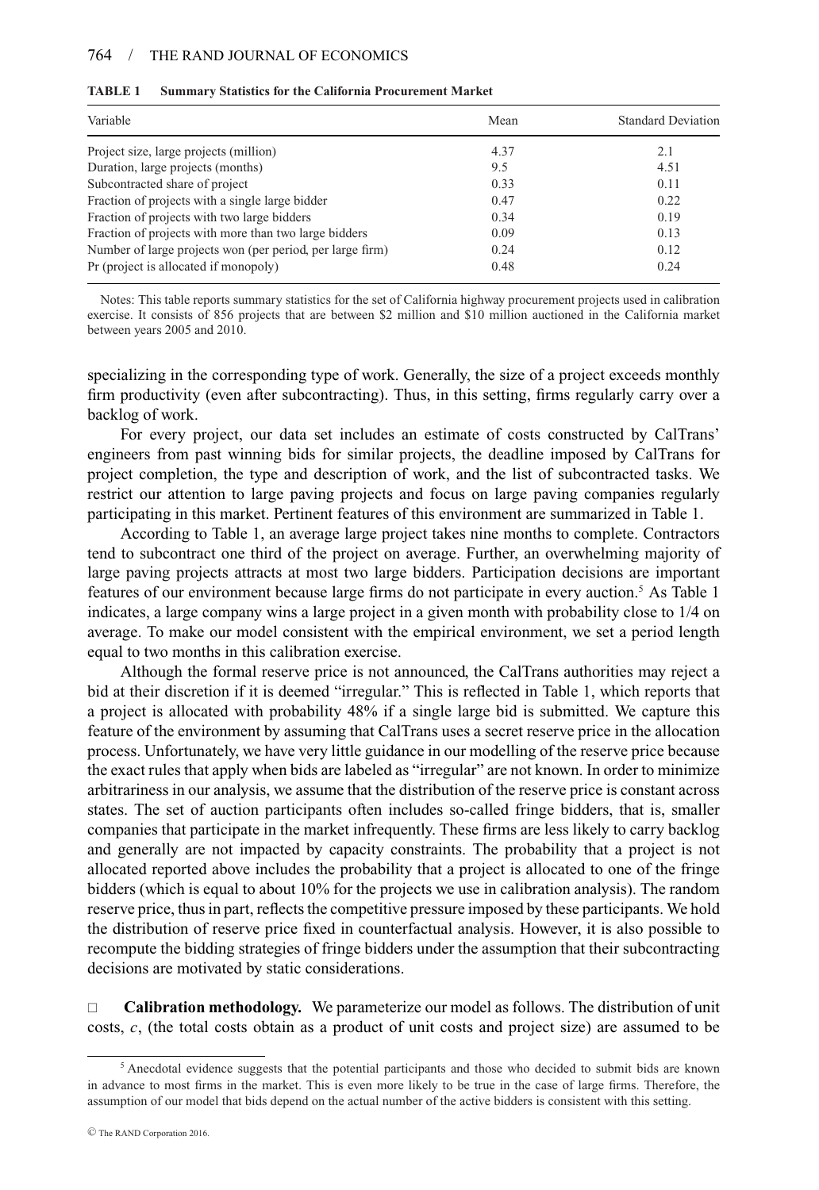**TABLE 1 Summary Statistics for the California Procurement Market**

| Variable | Mean | Standard Deviation |
|---|---|---|
| Project size, large projects (million) | 4.37 | 2.1 |
| Duration, large projects (months) | 9.5 | 4.51 |
| Subcontracted share of project | 0.33 | 0.11 |
| Fraction of projects with a single large bidder | 0.47 | 0.22 |
| Fraction of projects with two large bidders | 0.34 | 0.19 |
| Fraction of projects with more than two large bidders | 0.09 | 0.13 |
| Number of large projects won (per period, per large firm) | 0.24 | 0.12 |
| Pr (project is allocated if monopoly) | 0.48 | 0.24 |

Notes: This table reports summary statistics for the set of California highway procurement projects used in calibration exercise. It consists of 856 projects that are between $2 million and $10 million auctioned in the California market between years 2005 and 2010.

specializing in the corresponding type of work. Generally, the size of a project exceeds monthly firm productivity (even after subcontracting). Thus, in this setting, firms regularly carry over a backlog of work.

For every project, our data set includes an estimate of costs constructed by CalTrans' engineers from past winning bids for similar projects, the deadline imposed by CalTrans for project completion, the type and description of work, and the list of subcontracted tasks. We restrict our attention to large paving projects and focus on large paving companies regularly participating in this market. Pertinent features of this environment are summarized in Table 1.

According to Table 1, an average large project takes nine months to complete. Contractors tend to subcontract one third of the project on average. Further, an overwhelming majority of large paving projects attracts at most two large bidders. Participation decisions are important features of our environment because large firms do not participate in every auction.[5] As Table 1 indicates, a large company wins a large project in a given month with probability close to 1/4 on average. To make our model consistent with the empirical environment, we set a period length equal to two months in this calibration exercise.

Although the formal reserve price is not announced, the CalTrans authorities may reject a bid at their discretion if it is deemed "irregular." This is reflected in Table 1, which reports that a project is allocated with probability 48% if a single large bid is submitted. We capture this feature of the environment by assuming that CalTrans uses a secret reserve price in the allocation process. Unfortunately, we have very little guidance in our modelling of the reserve price because the exact rules that apply when bids are labeled as "irregular" are not known. In order to minimize arbitrariness in our analysis, we assume that the distribution of the reserve price is constant across states. The set of auction participants often includes so-called fringe bidders, that is, smaller companies that participate in the market infrequently. These firms are less likely to carry backlog and generally are not impacted by capacity constraints. The probability that a project is not allocated reported above includes the probability that a project is allocated to one of the fringe bidders (which is equal to about 10% for the projects we use in calibration analysis). The random reserve price, thus in part, reflects the competitive pressure imposed by these participants. We hold the distribution of reserve price fixed in counterfactual analysis. However, it is also possible to recompute the bidding strategies of fringe bidders under the assumption that their subcontracting decisions are motivated by static considerations.

**Calibration methodology.** We parameterize our model as follows. The distribution of unit costs, $c$, (the total costs obtain as a product of unit costs and project size) are assumed to be

[5] Anecdotal evidence suggests that the potential participants and those who decided to submit bids are known in advance to most firms in the market. This is even more likely to be true in the case of large firms. Therefore, the assumption of our model that bids depend on the actual number of the active bidders is consistent with this setting.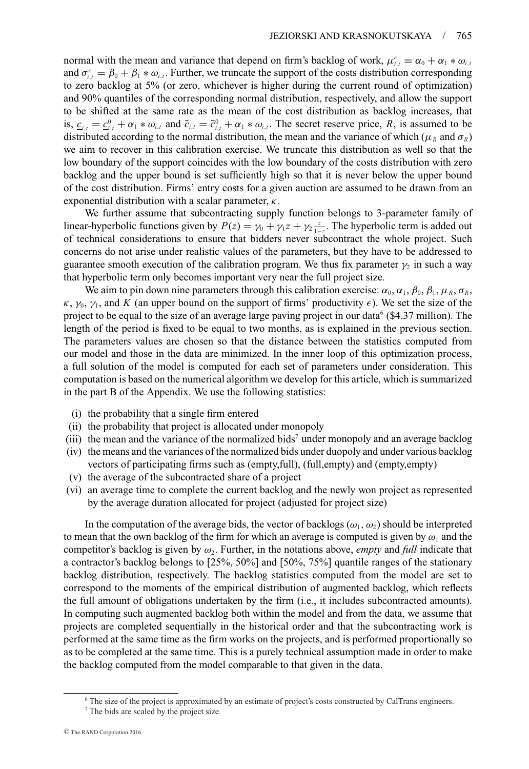normal with the mean and variance that depend on firm's backlog of work, $\mu^c_{i,t} = \alpha_0 + \alpha_1 * \omega_{i,t}$ and $\sigma^c_{i,t} = \beta_0 + \beta_1 * \omega_{i,t}$. Further, we truncate the support of the costs distribution corresponding to zero backlog at 5% (or zero, whichever is higher during the current round of optimization) and 90% quantiles of the corresponding normal distribution, respectively, and allow the support to be shifted at the same rate as the mean of the cost distribution as backlog increases, that is, $\underline{c}_{i,t} = \underline{c}^0_{i,t} + \alpha_1 * \omega_{i,t}$ and $\bar{c}_{i,t} = \bar{c}^0_{i,t} + \alpha_1 * \omega_{i,t}$. The secret reserve price, $R$, is assumed to be distributed according to the normal distribution, the mean and the variance of which ($\mu_R$ and $\sigma_R$) we aim to recover in this calibration exercise. We truncate this distribution as well so that the low boundary of the support coincides with the low boundary of the costs distribution with zero backlog and the upper bound is set sufficiently high so that it is never below the upper bound of the cost distribution. Firms' entry costs for a given auction are assumed to be drawn from an exponential distribution with a scalar parameter, $\kappa$.

We further assume that subcontracting supply function belongs to 3-parameter family of linear-hyperbolic functions given by $P(z) = \gamma_0 + \gamma_1 z + \gamma_2 \frac{z}{1-z}$. The hyperbolic term is added out of technical considerations to ensure that bidders never subcontract the whole project. Such concerns do not arise under realistic values of the parameters, but they have to be addressed to guarantee smooth execution of the calibration program. We thus fix parameter $\gamma_2$ in such a way that hyperbolic term only becomes important very near the full project size.

We aim to pin down nine parameters through this calibration exercise: $\alpha_0$, $\alpha_1$, $\beta_0$, $\beta_1$, $\mu_R$, $\sigma_R$, $\kappa$, $\gamma_0$, $\gamma_1$, and $K$ (an upper bound on the support of firms' productivity $\epsilon$). We set the size of the project to be equal to the size of an average large paving project in our data[6] ($4.37 million). The length of the period is fixed to be equal to two months, as is explained in the previous section. The parameters values are chosen so that the distance between the statistics computed from our model and those in the data are minimized. In the inner loop of this optimization process, a full solution of the model is computed for each set of parameters under consideration. This computation is based on the numerical algorithm we develop for this article, which is summarized in the part B of the Appendix. We use the following statistics:

- (i) the probability that a single firm entered
- (ii) the probability that project is allocated under monopoly
- (iii) the mean and the variance of the normalized bids[7] under monopoly and an average backlog
- (iv) the means and the variances of the normalized bids under duopoly and under various backlog vectors of participating firms such as (empty,full), (full,empty) and (empty,empty)
- (v) the average of the subcontracted share of a project
- (vi) an average time to complete the current backlog and the newly won project as represented by the average duration allocated for project (adjusted for project size)

In the computation of the average bids, the vector of backlogs $(\omega_1, \omega_2)$ should be interpreted to mean that the own backlog of the firm for which an average is computed is given by $\omega_1$ and the competitor's backlog is given by $\omega_2$. Further, in the notations above, *empty* and *full* indicate that a contractor's backlog belongs to [25%, 50%] and [50%, 75%] quantile ranges of the stationary backlog distribution, respectively. The backlog statistics computed from the model are set to correspond to the moments of the empirical distribution of augmented backlog, which reflects the full amount of obligations undertaken by the firm (i.e., it includes subcontracted amounts). In computing such augmented backlog both within the model and from the data, we assume that projects are completed sequentially in the historical order and that the subcontracting work is performed at the same time as the firm works on the projects, and is performed proportionally so as to be completed at the same time. This is a purely technical assumption made in order to make the backlog computed from the model comparable to that given in the data.

[6] The size of the project is approximated by an estimate of project's costs constructed by CalTrans engineers.

[7] The bids are scaled by the project size.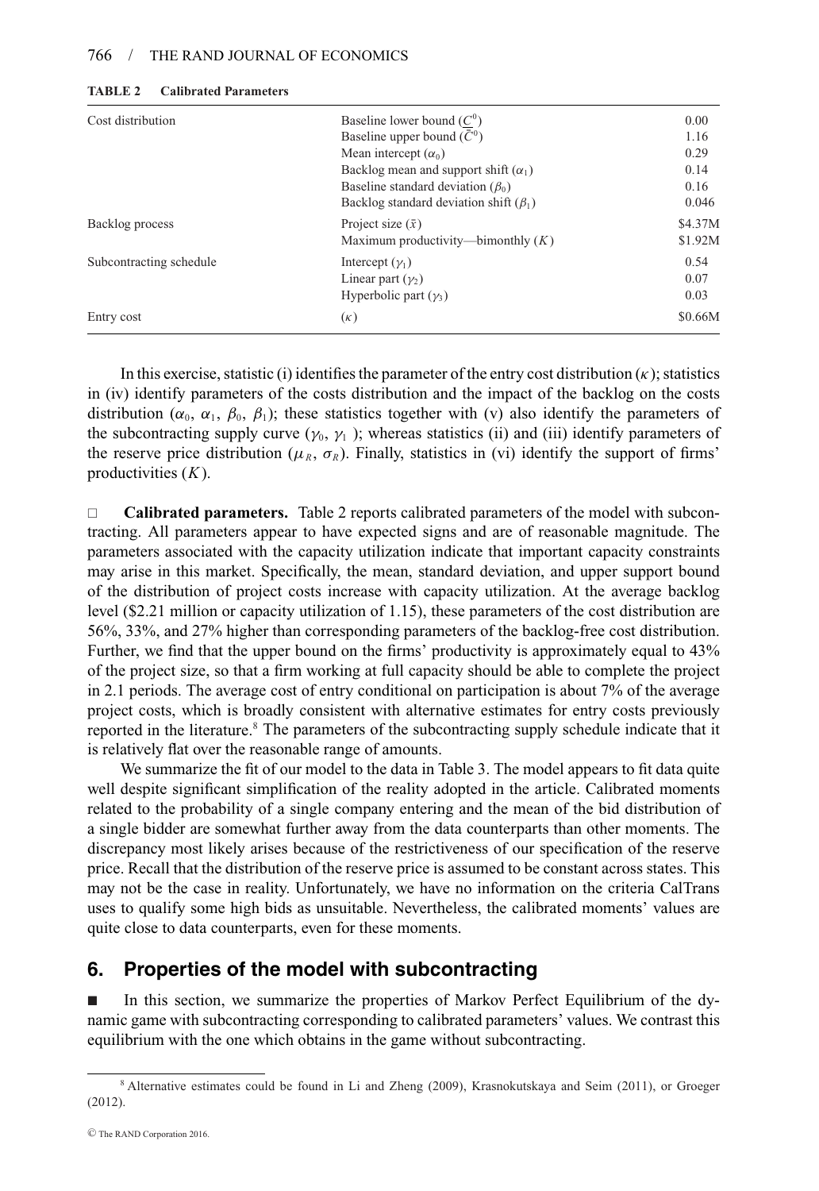**TABLE 2 Calibrated Parameters**

| | | |
|---|---|---|
| Cost distribution | Baseline lower bound ($\underline{C}^0$) | 0.00 |
| | Baseline upper bound ($\bar{C}^0$) | 1.16 |
| | Mean intercept ($\alpha_0$) | 0.29 |
| | Backlog mean and support shift ($\alpha_1$) | 0.14 |
| | Baseline standard deviation ($\beta_0$) | 0.16 |
| | Backlog standard deviation shift ($\beta_1$) | 0.046 |
| Backlog process | Project size ($\bar{x}$) | \$4.37M |
| | Maximum productivity—bimonthly ($K$) | \$1.92M |
| Subcontracting schedule | Intercept ($\gamma_1$) | 0.54 |
| | Linear part ($\gamma_2$) | 0.07 |
| | Hyperbolic part ($\gamma_3$) | 0.03 |
| Entry cost | ($\kappa$) | \$0.66M |

In this exercise, statistic (i) identifies the parameter of the entry cost distribution ($\kappa$); statistics in (iv) identify parameters of the costs distribution and the impact of the backlog on the costs distribution ($\alpha_0$, $\alpha_1$, $\beta_0$, $\beta_1$); these statistics together with (v) also identify the parameters of the subcontracting supply curve ($\gamma_0$, $\gamma_1$ ); whereas statistics (ii) and (iii) identify parameters of the reserve price distribution ($\mu_R$, $\sigma_R$). Finally, statistics in (vi) identify the support of firms' productivities ($K$).

□ **Calibrated parameters.** Table 2 reports calibrated parameters of the model with subcontracting. All parameters appear to have expected signs and are of reasonable magnitude. The parameters associated with the capacity utilization indicate that important capacity constraints may arise in this market. Specifically, the mean, standard deviation, and upper support bound of the distribution of project costs increase with capacity utilization. At the average backlog level (\$2.21 million or capacity utilization of 1.15), these parameters of the cost distribution are 56%, 33%, and 27% higher than corresponding parameters of the backlog-free cost distribution. Further, we find that the upper bound on the firms' productivity is approximately equal to 43% of the project size, so that a firm working at full capacity should be able to complete the project in 2.1 periods. The average cost of entry conditional on participation is about 7% of the average project costs, which is broadly consistent with alternative estimates for entry costs previously reported in the literature.[8] The parameters of the subcontracting supply schedule indicate that it is relatively flat over the reasonable range of amounts.

We summarize the fit of our model to the data in Table 3. The model appears to fit data quite well despite significant simplification of the reality adopted in the article. Calibrated moments related to the probability of a single company entering and the mean of the bid distribution of a single bidder are somewhat further away from the data counterparts than other moments. The discrepancy most likely arises because of the restrictiveness of our specification of the reserve price. Recall that the distribution of the reserve price is assumed to be constant across states. This may not be the case in reality. Unfortunately, we have no information on the criteria CalTrans uses to qualify some high bids as unsuitable. Nevertheless, the calibrated moments' values are quite close to data counterparts, even for these moments.

## 6. Properties of the model with subcontracting

■ In this section, we summarize the properties of Markov Perfect Equilibrium of the dynamic game with subcontracting corresponding to calibrated parameters' values. We contrast this equilibrium with the one which obtains in the game without subcontracting.

[8] Alternative estimates could be found in Li and Zheng (2009), Krasnokutskaya and Seim (2011), or Groeger (2012).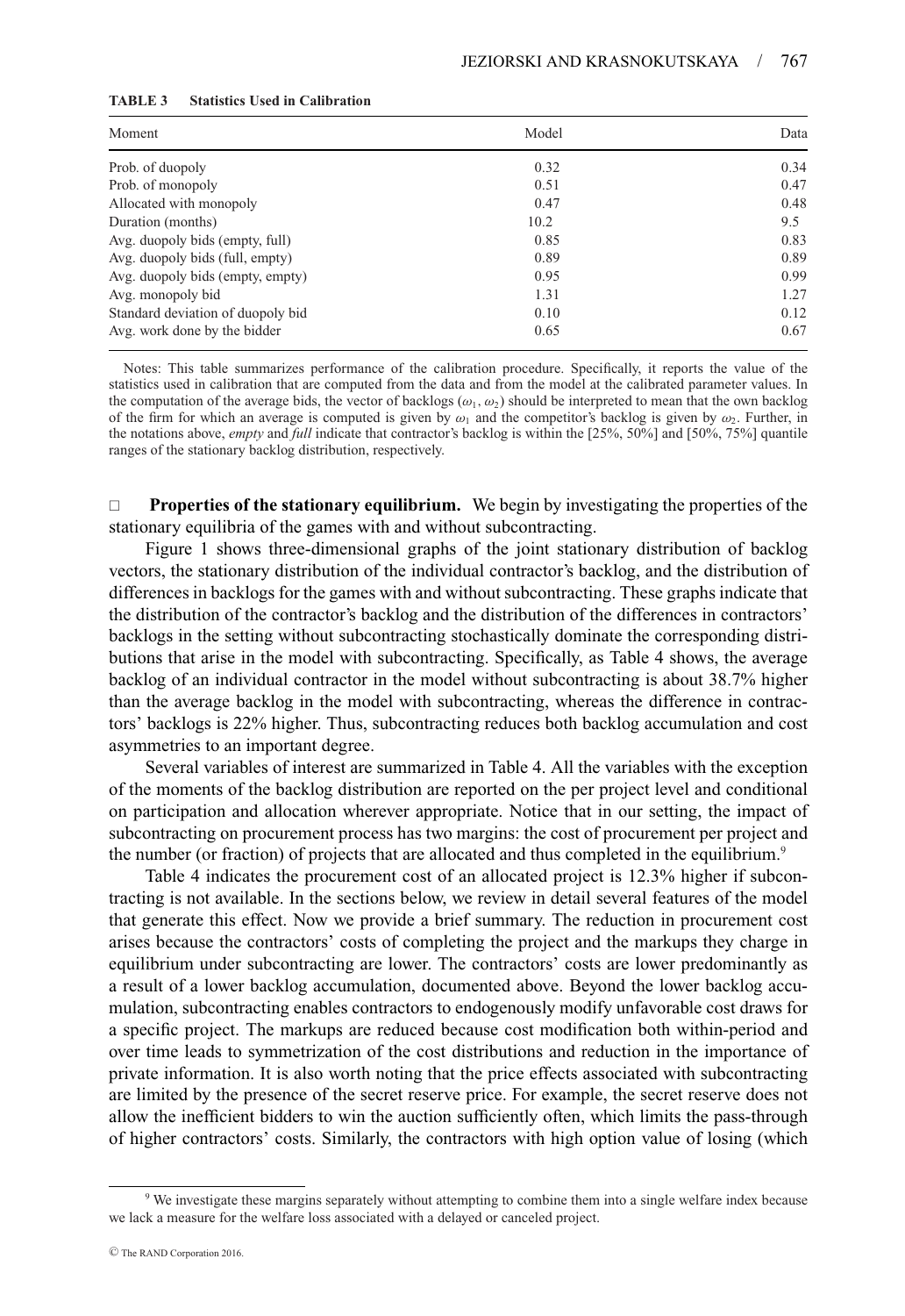**TABLE 3 Statistics Used in Calibration**

| Moment | Model | Data |
|---|---|---|
| Prob. of duopoly | 0.32 | 0.34 |
| Prob. of monopoly | 0.51 | 0.47 |
| Allocated with monopoly | 0.47 | 0.48 |
| Duration (months) | 10.2 | 9.5 |
| Avg. duopoly bids (empty, full) | 0.85 | 0.83 |
| Avg. duopoly bids (full, empty) | 0.89 | 0.89 |
| Avg. duopoly bids (empty, empty) | 0.95 | 0.99 |
| Avg. monopoly bid | 1.31 | 1.27 |
| Standard deviation of duopoly bid | 0.10 | 0.12 |
| Avg. work done by the bidder | 0.65 | 0.67 |

Notes: This table summarizes performance of the calibration procedure. Specifically, it reports the value of the statistics used in calibration that are computed from the data and from the model at the calibrated parameter values. In the computation of the average bids, the vector of backlogs $(\omega_1, \omega_2)$ should be interpreted to mean that the own backlog of the firm for which an average is computed is given by $\omega_1$ and the competitor's backlog is given by $\omega_2$. Further, in the notations above, *empty* and *full* indicate that contractor's backlog is within the [25%, 50%] and [50%, 75%] quantile ranges of the stationary backlog distribution, respectively.

**Properties of the stationary equilibrium.** We begin by investigating the properties of the stationary equilibria of the games with and without subcontracting.

Figure 1 shows three-dimensional graphs of the joint stationary distribution of backlog vectors, the stationary distribution of the individual contractor's backlog, and the distribution of differences in backlogs for the games with and without subcontracting. These graphs indicate that the distribution of the contractor's backlog and the distribution of the differences in contractors' backlogs in the setting without subcontracting stochastically dominate the corresponding distributions that arise in the model with subcontracting. Specifically, as Table 4 shows, the average backlog of an individual contractor in the model without subcontracting is about 38.7% higher than the average backlog in the model with subcontracting, whereas the difference in contractors' backlogs is 22% higher. Thus, subcontracting reduces both backlog accumulation and cost asymmetries to an important degree.

Several variables of interest are summarized in Table 4. All the variables with the exception of the moments of the backlog distribution are reported on the per project level and conditional on participation and allocation wherever appropriate. Notice that in our setting, the impact of subcontracting on procurement process has two margins: the cost of procurement per project and the number (or fraction) of projects that are allocated and thus completed in the equilibrium.[9]

Table 4 indicates the procurement cost of an allocated project is 12.3% higher if subcontracting is not available. In the sections below, we review in detail several features of the model that generate this effect. Now we provide a brief summary. The reduction in procurement cost arises because the contractors' costs of completing the project and the markups they charge in equilibrium under subcontracting are lower. The contractors' costs are lower predominantly as a result of a lower backlog accumulation, documented above. Beyond the lower backlog accumulation, subcontracting enables contractors to endogenously modify unfavorable cost draws for a specific project. The markups are reduced because cost modification both within-period and over time leads to symmetrization of the cost distributions and reduction in the importance of private information. It is also worth noting that the price effects associated with subcontracting are limited by the presence of the secret reserve price. For example, the secret reserve does not allow the inefficient bidders to win the auction sufficiently often, which limits the pass-through of higher contractors' costs. Similarly, the contractors with high option value of losing (which

[9] We investigate these margins separately without attempting to combine them into a single welfare index because we lack a measure for the welfare loss associated with a delayed or canceled project.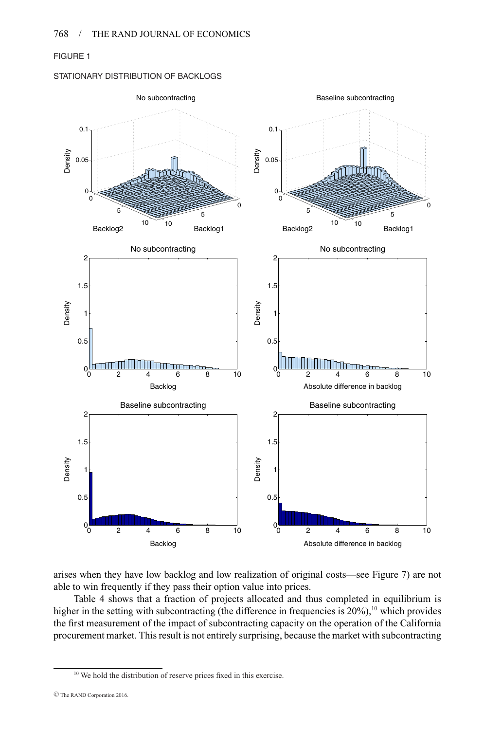FIGURE 1

STATIONARY DISTRIBUTION OF BACKLOGS

arises when they have low backlog and low realization of original costs—see Figure 7) are not able to win frequently if they pass their option value into prices.

Table 4 shows that a fraction of projects allocated and thus completed in equilibrium is higher in the setting with subcontracting (the difference in frequencies is 20%),[10] which provides the first measurement of the impact of subcontracting capacity on the operation of the California procurement market. This result is not entirely surprising, because the market with subcontracting

[10] We hold the distribution of reserve prices fixed in this exercise.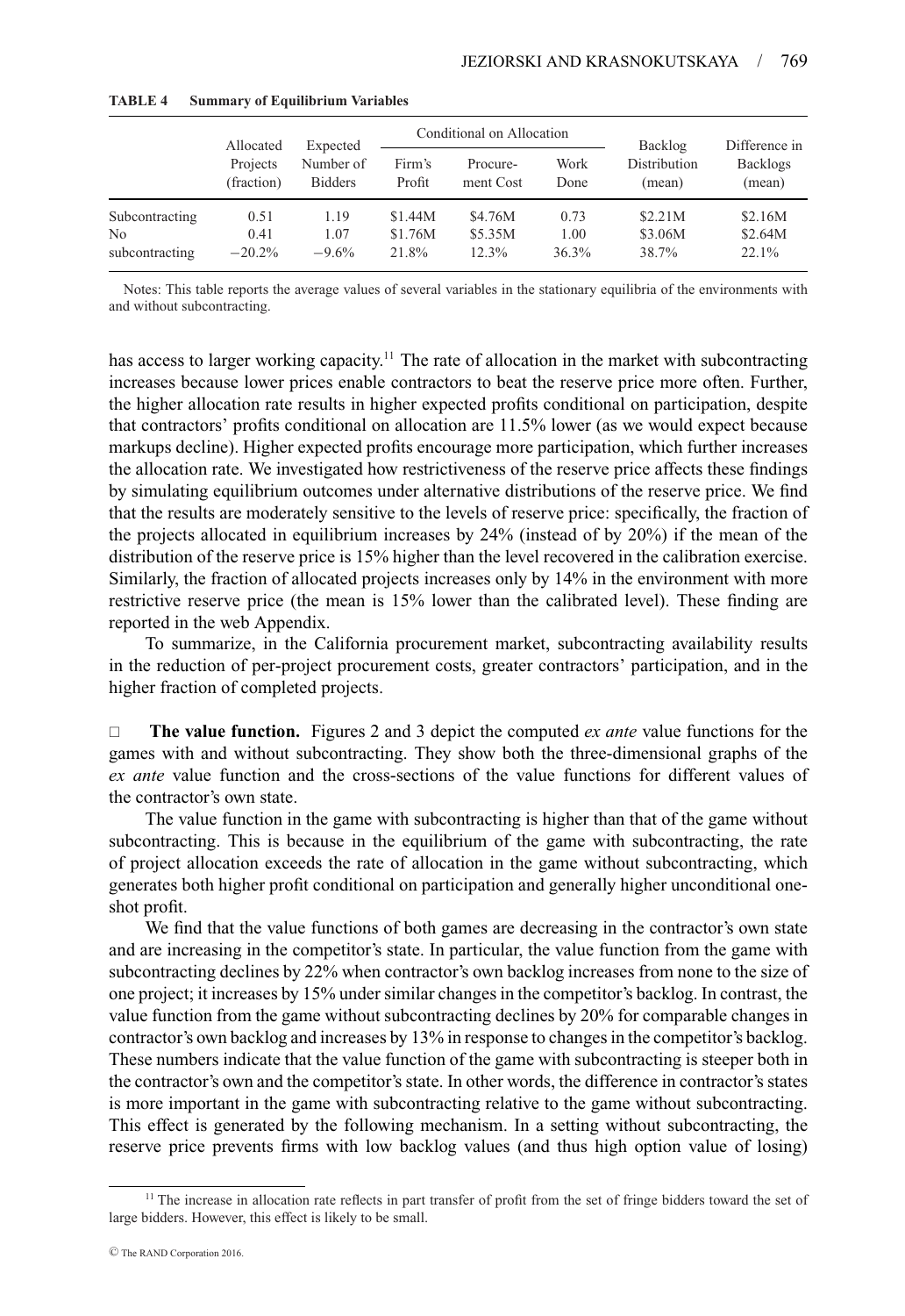**TABLE 4 Summary of Equilibrium Variables**

| | Allocated Projects (fraction) | Expected Number of Bidders | Conditional on Allocation | | | Backlog Distribution (mean) | Difference in Backlogs (mean) |
|---|---|---|---|---|---|---|---|
| | | | Firm's Profit | Procurement Cost | Work Done | | |
| Subcontracting | 0.51 | 1.19 | \$1.44M | \$4.76M | 0.73 | \$2.21M | \$2.16M |
| No subcontracting | 0.41 | 1.07 | \$1.76M | \$5.35M | 1.00 | \$3.06M | \$2.64M |
| | −20.2% | −9.6% | 21.8% | 12.3% | 36.3% | 38.7% | 22.1% |

Notes: This table reports the average values of several variables in the stationary equilibria of the environments with and without subcontracting.

has access to larger working capacity.[11] The rate of allocation in the market with subcontracting increases because lower prices enable contractors to beat the reserve price more often. Further, the higher allocation rate results in higher expected profits conditional on participation, despite that contractors' profits conditional on allocation are 11.5% lower (as we would expect because markups decline). Higher expected profits encourage more participation, which further increases the allocation rate. We investigated how restrictiveness of the reserve price affects these findings by simulating equilibrium outcomes under alternative distributions of the reserve price. We find that the results are moderately sensitive to the levels of reserve price: specifically, the fraction of the projects allocated in equilibrium increases by 24% (instead of by 20%) if the mean of the distribution of the reserve price is 15% higher than the level recovered in the calibration exercise. Similarly, the fraction of allocated projects increases only by 14% in the environment with more restrictive reserve price (the mean is 15% lower than the calibrated level). These finding are reported in the web Appendix.

To summarize, in the California procurement market, subcontracting availability results in the reduction of per-project procurement costs, greater contractors' participation, and in the higher fraction of completed projects.

**The value function.** Figures 2 and 3 depict the computed *ex ante* value functions for the games with and without subcontracting. They show both the three-dimensional graphs of the *ex ante* value function and the cross-sections of the value functions for different values of the contractor's own state.

The value function in the game with subcontracting is higher than that of the game without subcontracting. This is because in the equilibrium of the game with subcontracting, the rate of project allocation exceeds the rate of allocation in the game without subcontracting, which generates both higher profit conditional on participation and generally higher unconditional one-shot profit.

We find that the value functions of both games are decreasing in the contractor's own state and are increasing in the competitor's state. In particular, the value function from the game with subcontracting declines by 22% when contractor's own backlog increases from none to the size of one project; it increases by 15% under similar changes in the competitor's backlog. In contrast, the value function from the game without subcontracting declines by 20% for comparable changes in contractor's own backlog and increases by 13% in response to changes in the competitor's backlog. These numbers indicate that the value function of the game with subcontracting is steeper both in the contractor's own and the competitor's state. In other words, the difference in contractor's states is more important in the game with subcontracting relative to the game without subcontracting. This effect is generated by the following mechanism. In a setting without subcontracting, the reserve price prevents firms with low backlog values (and thus high option value of losing)

[11] The increase in allocation rate reflects in part transfer of profit from the set of fringe bidders toward the set of large bidders. However, this effect is likely to be small.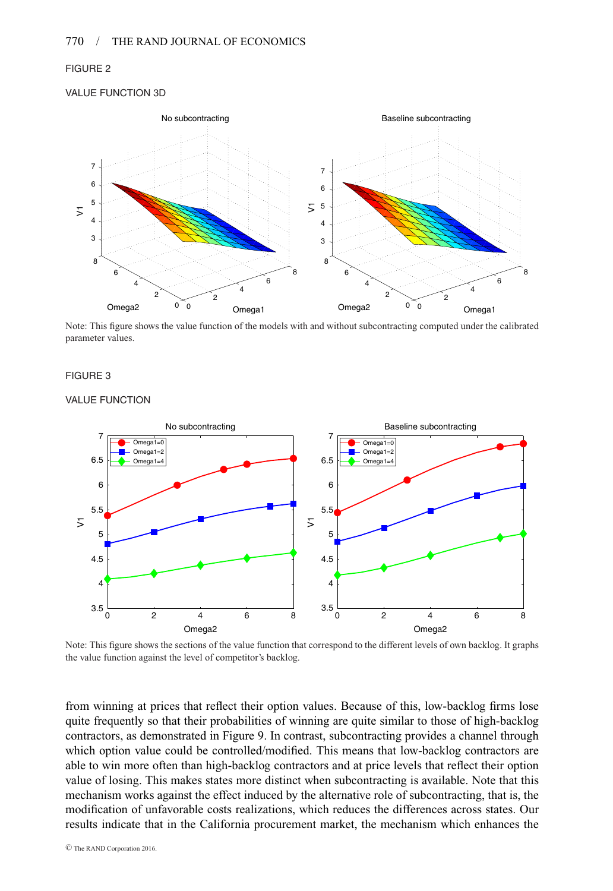FIGURE 2

VALUE FUNCTION 3D

Note: This figure shows the value function of the models with and without subcontracting computed under the calibrated parameter values.

FIGURE 3

VALUE FUNCTION

Note: This figure shows the sections of the value function that correspond to the different levels of own backlog. It graphs the value function against the level of competitor's backlog.

from winning at prices that reflect their option values. Because of this, low-backlog firms lose quite frequently so that their probabilities of winning are quite similar to those of high-backlog contractors, as demonstrated in Figure 9. In contrast, subcontracting provides a channel through which option value could be controlled/modified. This means that low-backlog contractors are able to win more often than high-backlog contractors and at price levels that reflect their option value of losing. This makes states more distinct when subcontracting is available. Note that this mechanism works against the effect induced by the alternative role of subcontracting, that is, the modification of unfavorable costs realizations, which reduces the differences across states. Our results indicate that in the California procurement market, the mechanism which enhances the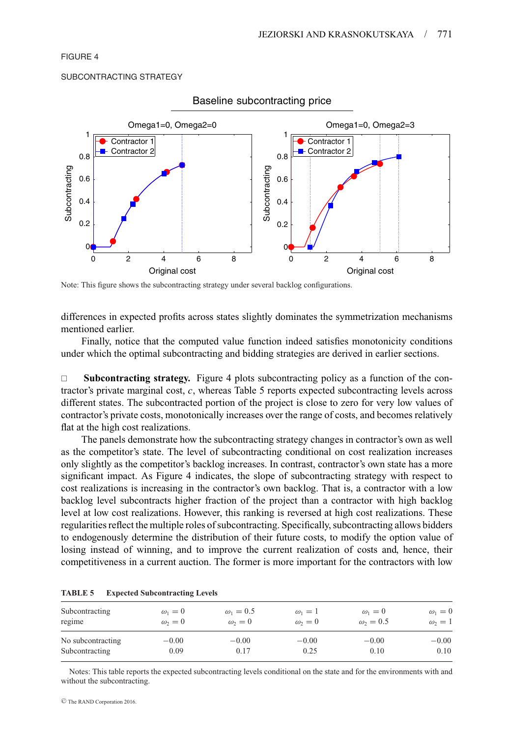FIGURE 4

SUBCONTRACTING STRATEGY

Note: This figure shows the subcontracting strategy under several backlog configurations.

differences in expected profits across states slightly dominates the symmetrization mechanisms mentioned earlier.

Finally, notice that the computed value function indeed satisfies monotonicity conditions under which the optimal subcontracting and bidding strategies are derived in earlier sections.

□ **Subcontracting strategy.** Figure 4 plots subcontracting policy as a function of the contractor's private marginal cost, $c$, whereas Table 5 reports expected subcontracting levels across different states. The subcontracted portion of the project is close to zero for very low values of contractor's private costs, monotonically increases over the range of costs, and becomes relatively flat at the high cost realizations.

The panels demonstrate how the subcontracting strategy changes in contractor's own as well as the competitor's state. The level of subcontracting conditional on cost realization increases only slightly as the competitor's backlog increases. In contrast, contractor's own state has a more significant impact. As Figure 4 indicates, the slope of subcontracting strategy with respect to cost realizations is increasing in the contractor's own backlog. That is, a contractor with a low backlog level subcontracts higher fraction of the project than a contractor with high backlog level at low cost realizations. However, this ranking is reversed at high cost realizations. These regularities reflect the multiple roles of subcontracting. Specifically, subcontracting allows bidders to endogenously determine the distribution of their future costs, to modify the option value of losing instead of winning, and to improve the current realization of costs and, hence, their competitiveness in a current auction. The former is more important for the contractors with low

**TABLE 5 Expected Subcontracting Levels**

| Subcontracting regime | $\omega_1 = 0$ $\omega_2 = 0$ | $\omega_1 = 0.5$ $\omega_2 = 0$ | $\omega_1 = 1$ $\omega_2 = 0$ | $\omega_1 = 0$ $\omega_2 = 0.5$ | $\omega_1 = 0$ $\omega_2 = 1$ |
|---|---|---|---|---|---|
| No subcontracting | −0.00 | −0.00 | −0.00 | −0.00 | −0.00 |
| Subcontracting | 0.09 | 0.17 | 0.25 | 0.10 | 0.10 |

Notes: This table reports the expected subcontracting levels conditional on the state and for the environments with and without the subcontracting.

© The RAND Corporation 2016.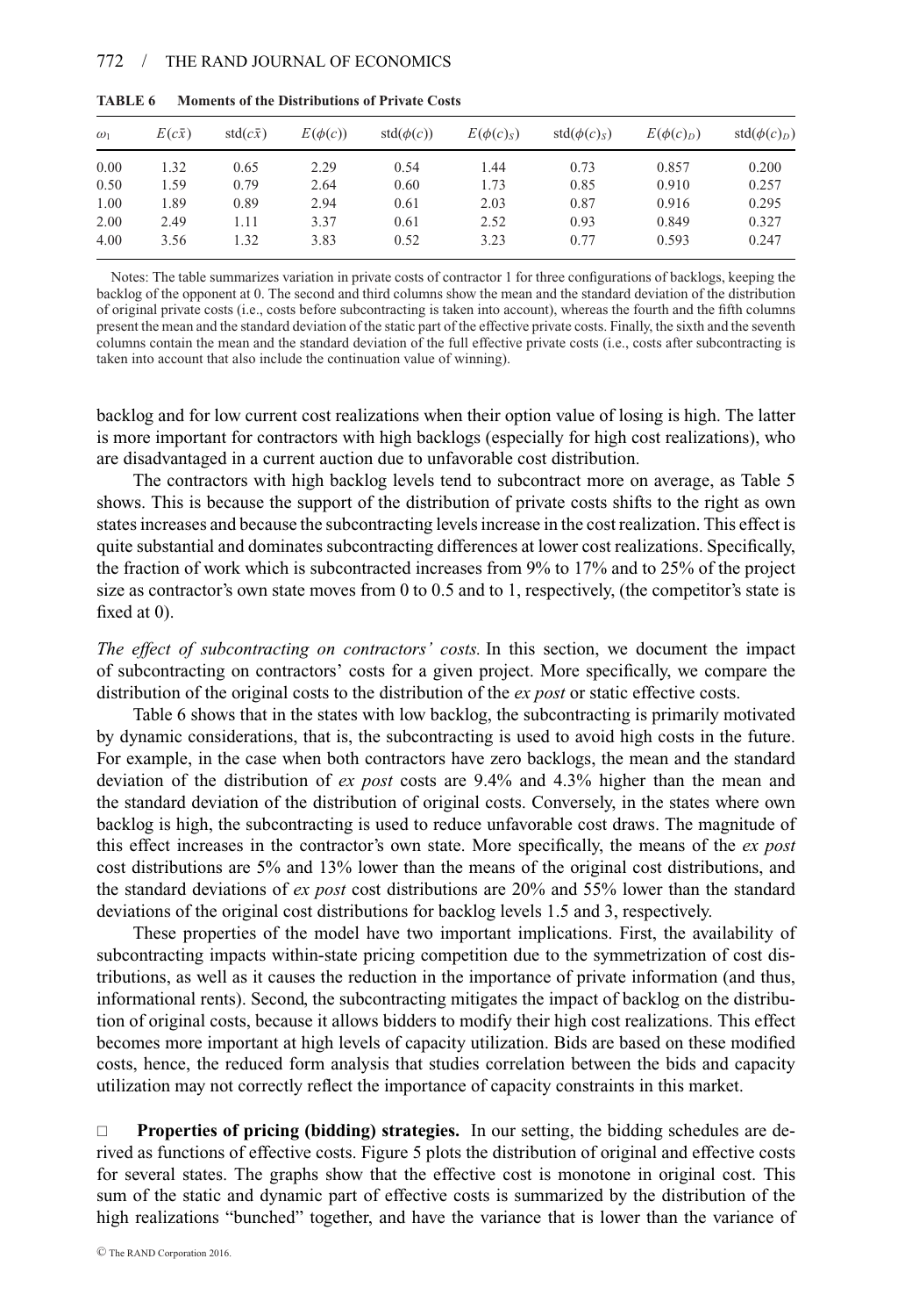**TABLE 6 Moments of the Distributions of Private Costs**

| $\omega_1$ | $E(c\bar{x})$ | $\text{std}(c\bar{x})$ | $E(\phi(c))$ | $\text{std}(\phi(c))$ | $E(\phi(c)_S)$ | $\text{std}(\phi(c)_S)$ | $E(\phi(c)_D)$ | $\text{std}(\phi(c)_D)$ |
|---|---|---|---|---|---|---|---|---|
| 0.00 | 1.32 | 0.65 | 2.29 | 0.54 | 1.44 | 0.73 | 0.857 | 0.200 |
| 0.50 | 1.59 | 0.79 | 2.64 | 0.60 | 1.73 | 0.85 | 0.910 | 0.257 |
| 1.00 | 1.89 | 0.89 | 2.94 | 0.61 | 2.03 | 0.87 | 0.916 | 0.295 |
| 2.00 | 2.49 | 1.11 | 3.37 | 0.61 | 2.52 | 0.93 | 0.849 | 0.327 |
| 4.00 | 3.56 | 1.32 | 3.83 | 0.52 | 3.23 | 0.77 | 0.593 | 0.247 |

Notes: The table summarizes variation in private costs of contractor 1 for three configurations of backlogs, keeping the backlog of the opponent at 0. The second and third columns show the mean and the standard deviation of the distribution of original private costs (i.e., costs before subcontracting is taken into account), whereas the fourth and the fifth columns present the mean and the standard deviation of the static part of the effective private costs. Finally, the sixth and the seventh columns contain the mean and the standard deviation of the full effective private costs (i.e., costs after subcontracting is taken into account that also include the continuation value of winning).

backlog and for low current cost realizations when their option value of losing is high. The latter is more important for contractors with high backlogs (especially for high cost realizations), who are disadvantaged in a current auction due to unfavorable cost distribution.

The contractors with high backlog levels tend to subcontract more on average, as Table 5 shows. This is because the support of the distribution of private costs shifts to the right as own states increases and because the subcontracting levels increase in the cost realization. This effect is quite substantial and dominates subcontracting differences at lower cost realizations. Specifically, the fraction of work which is subcontracted increases from 9% to 17% and to 25% of the project size as contractor's own state moves from 0 to 0.5 and to 1, respectively, (the competitor's state is fixed at 0).

*The effect of subcontracting on contractors' costs.* In this section, we document the impact of subcontracting on contractors' costs for a given project. More specifically, we compare the distribution of the original costs to the distribution of the *ex post* or static effective costs.

Table 6 shows that in the states with low backlog, the subcontracting is primarily motivated by dynamic considerations, that is, the subcontracting is used to avoid high costs in the future. For example, in the case when both contractors have zero backlogs, the mean and the standard deviation of the distribution of *ex post* costs are 9.4% and 4.3% higher than the mean and the standard deviation of the distribution of original costs. Conversely, in the states where own backlog is high, the subcontracting is used to reduce unfavorable cost draws. The magnitude of this effect increases in the contractor's own state. More specifically, the means of the *ex post* cost distributions are 5% and 13% lower than the means of the original cost distributions, and the standard deviations of *ex post* cost distributions are 20% and 55% lower than the standard deviations of the original cost distributions for backlog levels 1.5 and 3, respectively.

These properties of the model have two important implications. First, the availability of subcontracting impacts within-state pricing competition due to the symmetrization of cost distributions, as well as it causes the reduction in the importance of private information (and thus, informational rents). Second, the subcontracting mitigates the impact of backlog on the distribution of original costs, because it allows bidders to modify their high cost realizations. This effect becomes more important at high levels of capacity utilization. Bids are based on these modified costs, hence, the reduced form analysis that studies correlation between the bids and capacity utilization may not correctly reflect the importance of capacity constraints in this market.

□ **Properties of pricing (bidding) strategies.** In our setting, the bidding schedules are derived as functions of effective costs. Figure 5 plots the distribution of original and effective costs for several states. The graphs show that the effective cost is monotone in original cost. This sum of the static and dynamic part of effective costs is summarized by the distribution of the high realizations "bunched" together, and have the variance that is lower than the variance of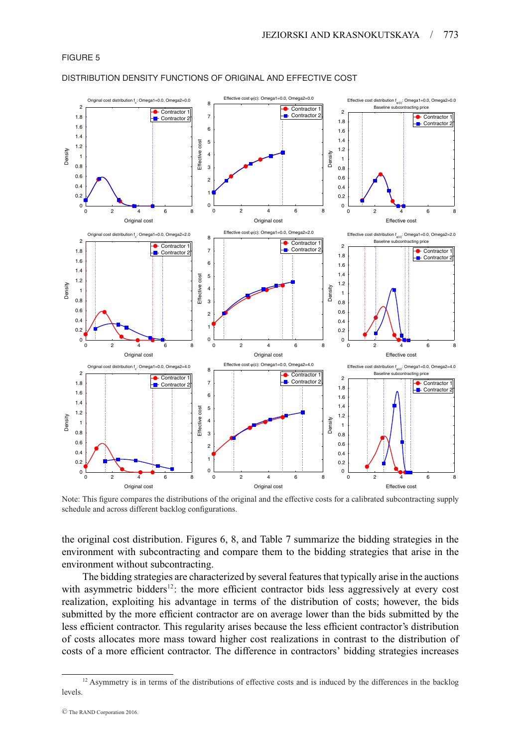FIGURE 5

DISTRIBUTION DENSITY FUNCTIONS OF ORIGINAL AND EFFECTIVE COST

Note: This figure compares the distributions of the original and the effective costs for a calibrated subcontracting supply schedule and across different backlog configurations.

the original cost distribution. Figures 6, 8, and Table 7 summarize the bidding strategies in the environment with subcontracting and compare them to the bidding strategies that arise in the environment without subcontracting.

The bidding strategies are characterized by several features that typically arise in the auctions with asymmetric bidders[12]: the more efficient contractor bids less aggressively at every cost realization, exploiting his advantage in terms of the distribution of costs; however, the bids submitted by the more efficient contractor are on average lower than the bids submitted by the less efficient contractor. This regularity arises because the less efficient contractor's distribution of costs allocates more mass toward higher cost realizations in contrast to the distribution of costs of a more efficient contractor. The difference in contractors' bidding strategies increases

[12] Asymmetry is in terms of the distributions of effective costs and is induced by the differences in the backlog levels.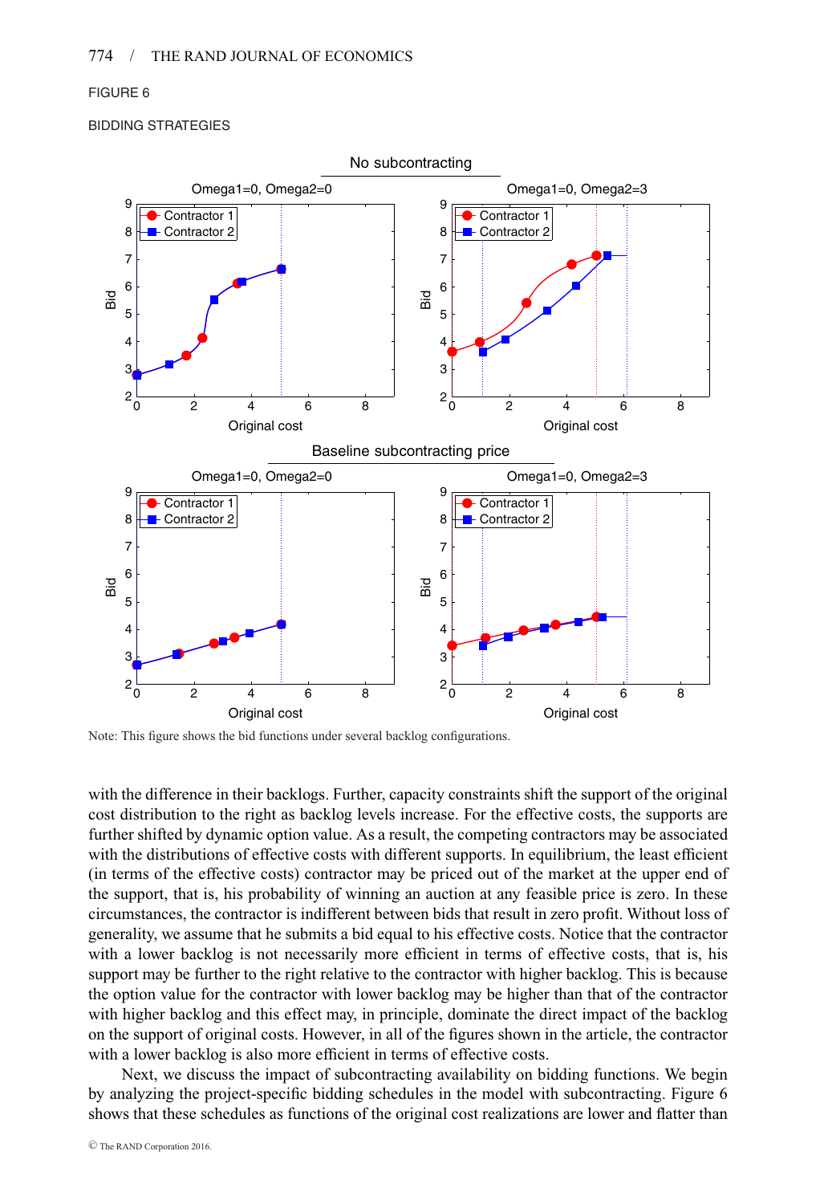FIGURE 6

BIDDING STRATEGIES

Note: This figure shows the bid functions under several backlog configurations.

with the difference in their backlogs. Further, capacity constraints shift the support of the original cost distribution to the right as backlog levels increase. For the effective costs, the supports are further shifted by dynamic option value. As a result, the competing contractors may be associated with the distributions of effective costs with different supports. In equilibrium, the least efficient (in terms of the effective costs) contractor may be priced out of the market at the upper end of the support, that is, his probability of winning an auction at any feasible price is zero. In these circumstances, the contractor is indifferent between bids that result in zero profit. Without loss of generality, we assume that he submits a bid equal to his effective costs. Notice that the contractor with a lower backlog is not necessarily more efficient in terms of effective costs, that is, his support may be further to the right relative to the contractor with higher backlog. This is because the option value for the contractor with lower backlog may be higher than that of the contractor with higher backlog and this effect may, in principle, dominate the direct impact of the backlog on the support of original costs. However, in all of the figures shown in the article, the contractor with a lower backlog is also more efficient in terms of effective costs.

Next, we discuss the impact of subcontracting availability on bidding functions. We begin by analyzing the project-specific bidding schedules in the model with subcontracting. Figure 6 shows that these schedules as functions of the original cost realizations are lower and flatter than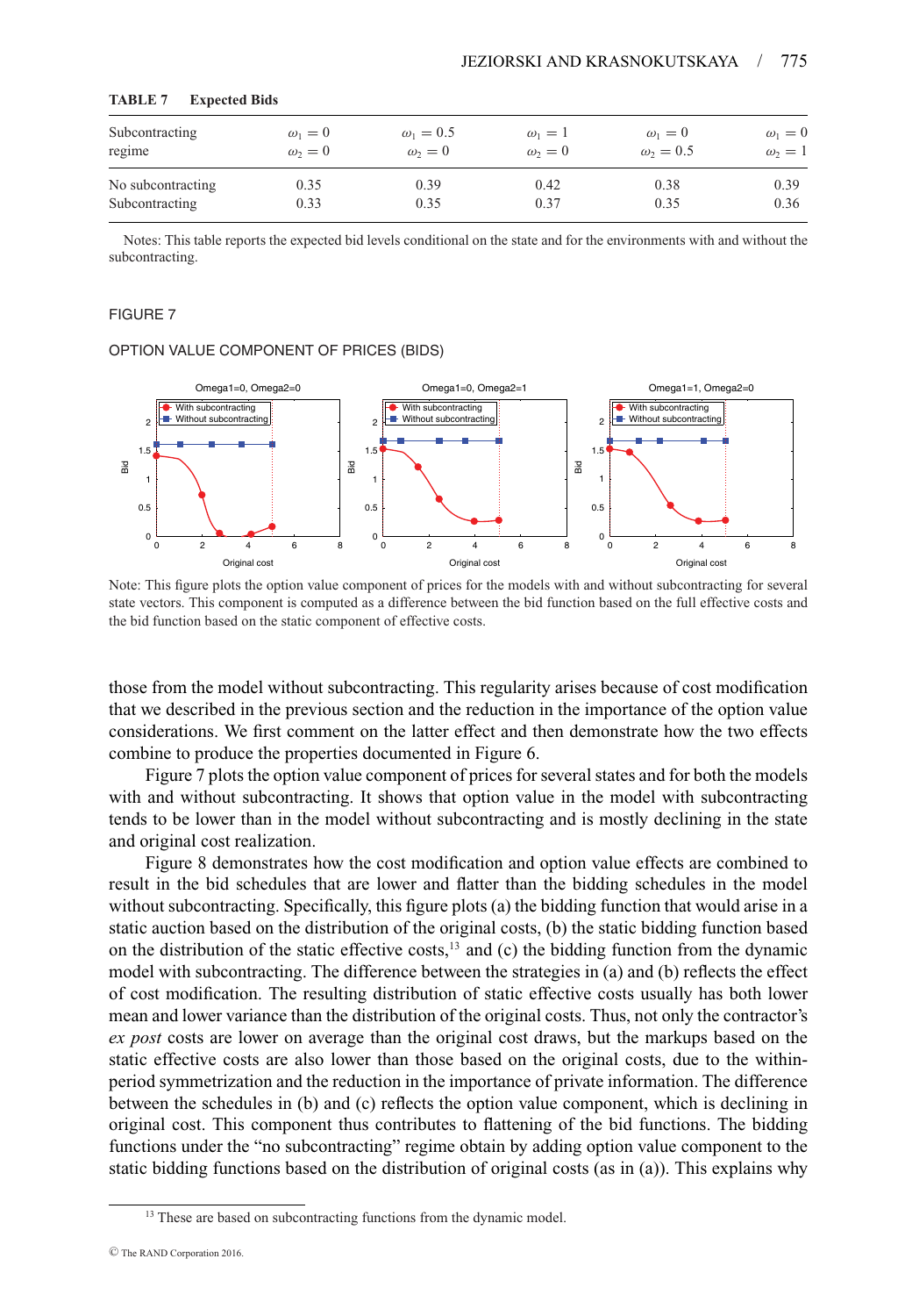**TABLE 7 Expected Bids**

| Subcontracting regime | $\omega_1 = 0$ $\omega_2 = 0$ | $\omega_1 = 0.5$ $\omega_2 = 0$ | $\omega_1 = 1$ $\omega_2 = 0$ | $\omega_1 = 0$ $\omega_2 = 0.5$ | $\omega_1 = 0$ $\omega_2 = 1$ |
|---|---|---|---|---|---|
| No subcontracting | 0.35 | 0.39 | 0.42 | 0.38 | 0.39 |
| Subcontracting | 0.33 | 0.35 | 0.37 | 0.35 | 0.36 |

Notes: This table reports the expected bid levels conditional on the state and for the environments with and without the subcontracting.

FIGURE 7

OPTION VALUE COMPONENT OF PRICES (BIDS)

Note: This figure plots the option value component of prices for the models with and without subcontracting for several state vectors. This component is computed as a difference between the bid function based on the full effective costs and the bid function based on the static component of effective costs.

those from the model without subcontracting. This regularity arises because of cost modification that we described in the previous section and the reduction in the importance of the option value considerations. We first comment on the latter effect and then demonstrate how the two effects combine to produce the properties documented in Figure 6.

Figure 7 plots the option value component of prices for several states and for both the models with and without subcontracting. It shows that option value in the model with subcontracting tends to be lower than in the model without subcontracting and is mostly declining in the state and original cost realization.

Figure 8 demonstrates how the cost modification and option value effects are combined to result in the bid schedules that are lower and flatter than the bidding schedules in the model without subcontracting. Specifically, this figure plots (a) the bidding function that would arise in a static auction based on the distribution of the original costs, (b) the static bidding function based on the distribution of the static effective costs,[13] and (c) the bidding function from the dynamic model with subcontracting. The difference between the strategies in (a) and (b) reflects the effect of cost modification. The resulting distribution of static effective costs usually has both lower mean and lower variance than the distribution of the original costs. Thus, not only the contractor's *ex post* costs are lower on average than the original cost draws, but the markups based on the static effective costs are also lower than those based on the original costs, due to the within-period symmetrization and the reduction in the importance of private information. The difference between the schedules in (b) and (c) reflects the option value component, which is declining in original cost. This component thus contributes to flattening of the bid functions. The bidding functions under the "no subcontracting" regime obtain by adding option value component to the static bidding functions based on the distribution of original costs (as in (a)). This explains why

[13] These are based on subcontracting functions from the dynamic model.

© The RAND Corporation 2016.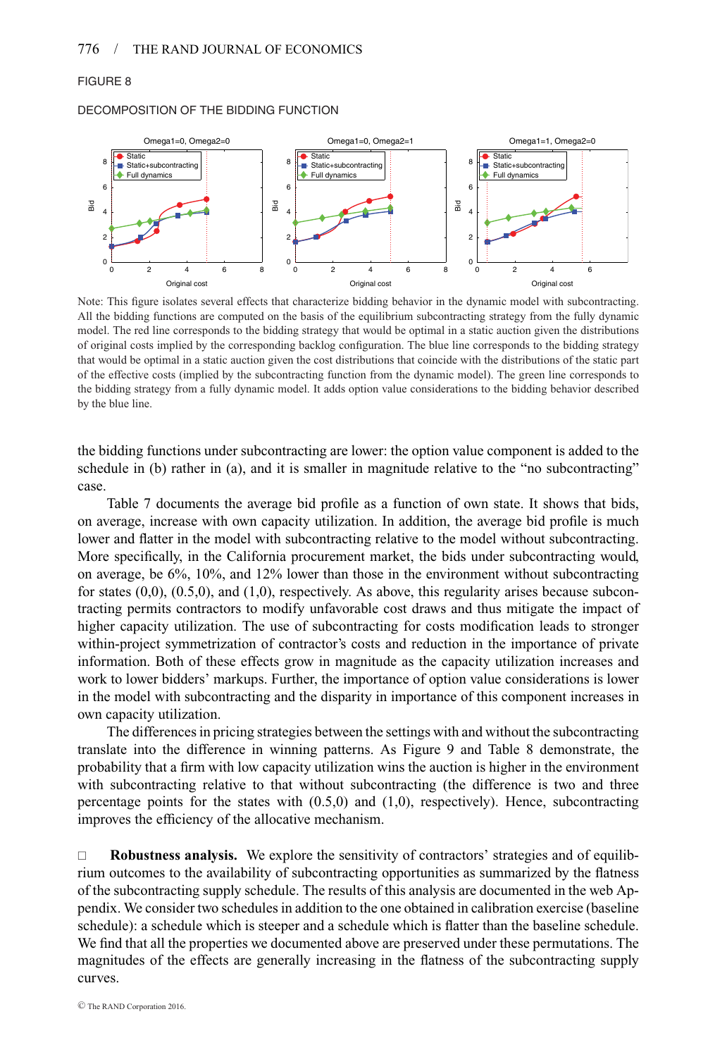FIGURE 8

DECOMPOSITION OF THE BIDDING FUNCTION

Note: This figure isolates several effects that characterize bidding behavior in the dynamic model with subcontracting. All the bidding functions are computed on the basis of the equilibrium subcontracting strategy from the fully dynamic model. The red line corresponds to the bidding strategy that would be optimal in a static auction given the distributions of original costs implied by the corresponding backlog configuration. The blue line corresponds to the bidding strategy that would be optimal in a static auction given the cost distributions that coincide with the distributions of the static part of the effective costs (implied by the subcontracting function from the dynamic model). The green line corresponds to the bidding strategy from a fully dynamic model. It adds option value considerations to the bidding behavior described by the blue line.

the bidding functions under subcontracting are lower: the option value component is added to the schedule in (b) rather in (a), and it is smaller in magnitude relative to the "no subcontracting" case.

Table 7 documents the average bid profile as a function of own state. It shows that bids, on average, increase with own capacity utilization. In addition, the average bid profile is much lower and flatter in the model with subcontracting relative to the model without subcontracting. More specifically, in the California procurement market, the bids under subcontracting would, on average, be 6%, 10%, and 12% lower than those in the environment without subcontracting for states (0,0), (0.5,0), and (1,0), respectively. As above, this regularity arises because subcontracting permits contractors to modify unfavorable cost draws and thus mitigate the impact of higher capacity utilization. The use of subcontracting for costs modification leads to stronger within-project symmetrization of contractor's costs and reduction in the importance of private information. Both of these effects grow in magnitude as the capacity utilization increases and work to lower bidders' markups. Further, the importance of option value considerations is lower in the model with subcontracting and the disparity in importance of this component increases in own capacity utilization.

The differences in pricing strategies between the settings with and without the subcontracting translate into the difference in winning patterns. As Figure 9 and Table 8 demonstrate, the probability that a firm with low capacity utilization wins the auction is higher in the environment with subcontracting relative to that without subcontracting (the difference is two and three percentage points for the states with (0.5,0) and (1,0), respectively). Hence, subcontracting improves the efficiency of the allocative mechanism.

□ **Robustness analysis.** We explore the sensitivity of contractors' strategies and of equilibrium outcomes to the availability of subcontracting opportunities as summarized by the flatness of the subcontracting supply schedule. The results of this analysis are documented in the web Appendix. We consider two schedules in addition to the one obtained in calibration exercise (baseline schedule): a schedule which is steeper and a schedule which is flatter than the baseline schedule. We find that all the properties we documented above are preserved under these permutations. The magnitudes of the effects are generally increasing in the flatness of the subcontracting supply curves.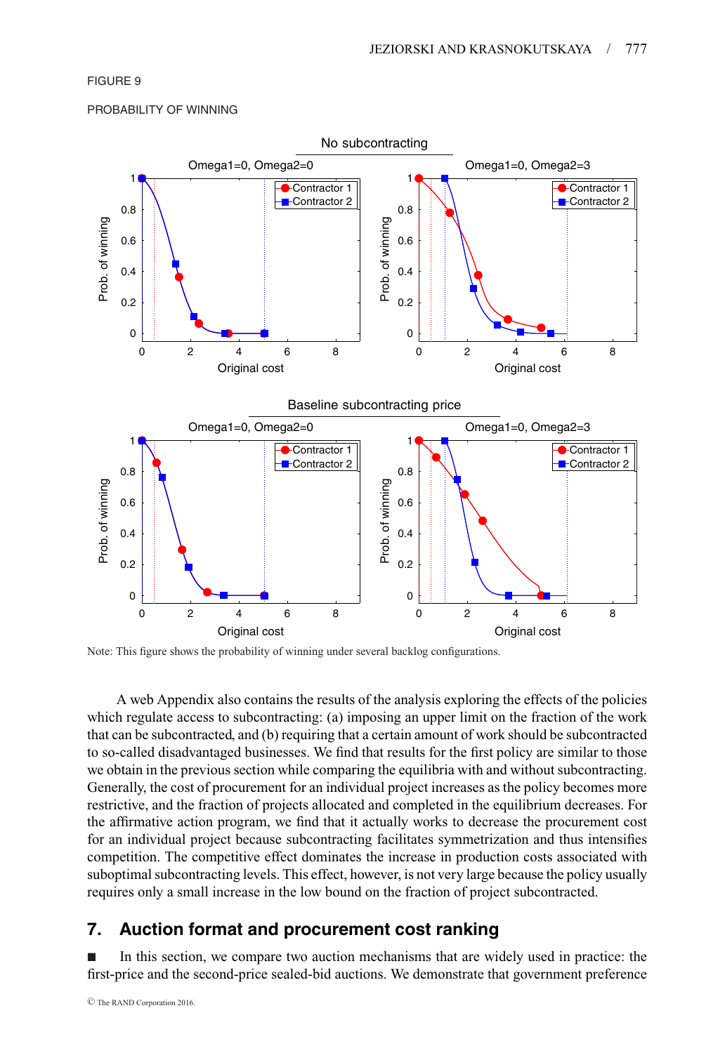FIGURE 9

PROBABILITY OF WINNING

Note: This figure shows the probability of winning under several backlog configurations.

A web Appendix also contains the results of the analysis exploring the effects of the policies which regulate access to subcontracting: (a) imposing an upper limit on the fraction of the work that can be subcontracted, and (b) requiring that a certain amount of work should be subcontracted to so-called disadvantaged businesses. We find that results for the first policy are similar to those we obtain in the previous section while comparing the equilibria with and without subcontracting. Generally, the cost of procurement for an individual project increases as the policy becomes more restrictive, and the fraction of projects allocated and completed in the equilibrium decreases. For the affirmative action program, we find that it actually works to decrease the procurement cost for an individual project because subcontracting facilitates symmetrization and thus intensifies competition. The competitive effect dominates the increase in production costs associated with suboptimal subcontracting levels. This effect, however, is not very large because the policy usually requires only a small increase in the low bound on the fraction of project subcontracted.

## 7. Auction format and procurement cost ranking

■ In this section, we compare two auction mechanisms that are widely used in practice: the first-price and the second-price sealed-bid auctions. We demonstrate that government preference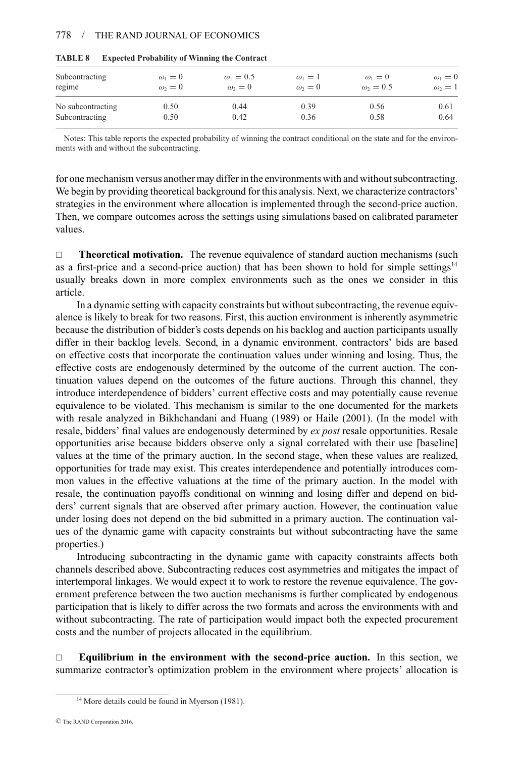**TABLE 8 Expected Probability of Winning the Contract**

| Subcontracting regime | $\omega_1 = 0$ $\omega_2 = 0$ | $\omega_1 = 0.5$ $\omega_2 = 0$ | $\omega_1 = 1$ $\omega_2 = 0$ | $\omega_1 = 0$ $\omega_2 = 0.5$ | $\omega_1 = 0$ $\omega_2 = 1$ |
|---|---|---|---|---|---|
| No subcontracting | 0.50 | 0.44 | 0.39 | 0.56 | 0.61 |
| Subcontracting | 0.50 | 0.42 | 0.36 | 0.58 | 0.64 |

Notes: This table reports the expected probability of winning the contract conditional on the state and for the environments with and without the subcontracting.

for one mechanism versus another may differ in the environments with and without subcontracting. We begin by providing theoretical background for this analysis. Next, we characterize contractors' strategies in the environment where allocation is implemented through the second-price auction. Then, we compare outcomes across the settings using simulations based on calibrated parameter values.

□ **Theoretical motivation.** The revenue equivalence of standard auction mechanisms (such as a first-price and a second-price auction) that has been shown to hold for simple settings[14] usually breaks down in more complex environments such as the ones we consider in this article.

In a dynamic setting with capacity constraints but without subcontracting, the revenue equivalence is likely to break for two reasons. First, this auction environment is inherently asymmetric because the distribution of bidder's costs depends on his backlog and auction participants usually differ in their backlog levels. Second, in a dynamic environment, contractors' bids are based on effective costs that incorporate the continuation values under winning and losing. Thus, the effective costs are endogenously determined by the outcome of the current auction. The continuation values depend on the outcomes of the future auctions. Through this channel, they introduce interdependence of bidders' current effective costs and may potentially cause revenue equivalence to be violated. This mechanism is similar to the one documented for the markets with resale analyzed in Bikhchandani and Huang (1989) or Haile (2001). (In the model with resale, bidders' final values are endogenously determined by *ex post* resale opportunities. Resale opportunities arise because bidders observe only a signal correlated with their use [baseline] values at the time of the primary auction. In the second stage, when these values are realized, opportunities for trade may exist. This creates interdependence and potentially introduces common values in the effective valuations at the time of the primary auction. In the model with resale, the continuation payoffs conditional on winning and losing differ and depend on bidders' current signals that are observed after primary auction. However, the continuation value under losing does not depend on the bid submitted in a primary auction. The continuation values of the dynamic game with capacity constraints but without subcontracting have the same properties.)

Introducing subcontracting in the dynamic game with capacity constraints affects both channels described above. Subcontracting reduces cost asymmetries and mitigates the impact of intertemporal linkages. We would expect it to work to restore the revenue equivalence. The government preference between the two auction mechanisms is further complicated by endogenous participation that is likely to differ across the two formats and across the environments with and without subcontracting. The rate of participation would impact both the expected procurement costs and the number of projects allocated in the equilibrium.

□ **Equilibrium in the environment with the second-price auction.** In this section, we summarize contractor's optimization problem in the environment where projects' allocation is

[14] More details could be found in Myerson (1981).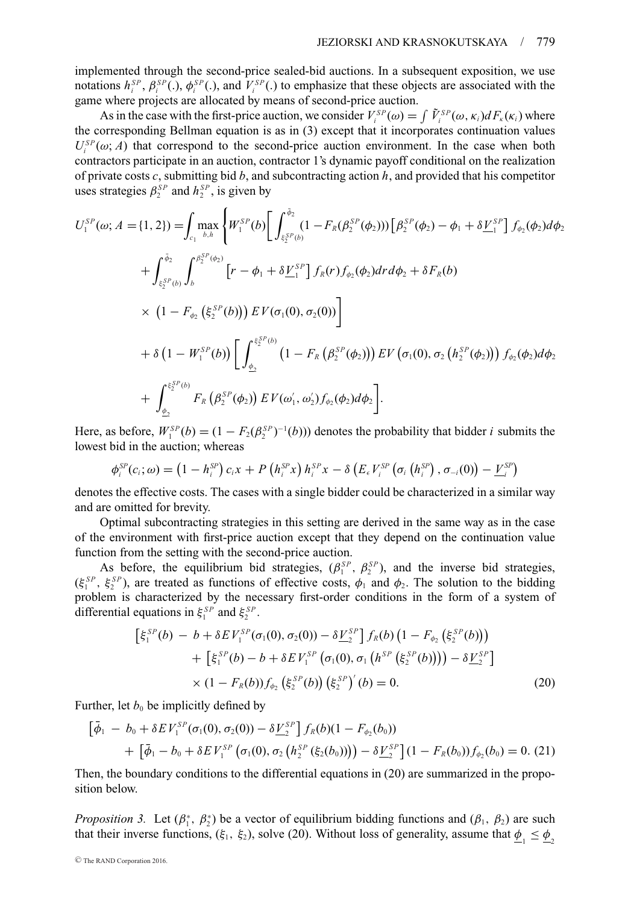implemented through the second-price sealed-bid auctions. In a subsequent exposition, we use notations $h_i^{SP}$, $\beta_i^{SP}(.)$, $\phi_i^{SP}(.)$, and $V_i^{SP}(.)$ to emphasize that these objects are associated with the game where projects are allocated by means of second-price auction.

As in the case with the first-price auction, we consider $V_i^{SP}(\omega) = \int \tilde{V}_i^{SP}(\omega, \kappa_i) dF_\kappa(\kappa_i)$ where the corresponding Bellman equation is as in (3) except that it incorporates continuation values $U_i^{SP}(\omega; A)$ that correspond to the second-price auction environment. In the case when both contractors participate in an auction, contractor 1's dynamic payoff conditional on the realization of private costs $c$, submitting bid $b$, and subcontracting action $h$, and provided that his competitor uses strategies $\beta_2^{SP}$ and $h_2^{SP}$, is given by

$$
\begin{aligned}
U_1^{SP}(\omega; A = \{1,2\}) = \int_{c_1} \max_{b,h} \Bigg\{ & W_1^{SP}(b) \Bigg[ \int_{\xi_2^{SP}(b)}^{\bar{\phi}_2} (1 - F_R(\beta_2^{SP}(\phi_2))) \left[\beta_2^{SP}(\phi_2) - \phi_1 + \delta \underline{V}_1^{SP}\right] f_{\phi_2}(\phi_2) d\phi_2 \\
& + \int_{\xi_2^{SP}(b)}^{\bar{\phi}_2} \int_b^{\beta_2^{SP}(\phi_2)} \left[r - \phi_1 + \delta \underline{V}_1^{SP}\right] f_R(r) f_{\phi_2}(\phi_2) dr\, d\phi_2 + \delta F_R(b) \\
& \times \left(1 - F_{\phi_2}\left(\xi_2^{SP}(b)\right)\right) EV(\sigma_1(0), \sigma_2(0)) \Bigg] \\
& + \delta \left(1 - W_1^{SP}(b)\right) \Bigg[ \int_{\underline{\phi}_2}^{\xi_2^{SP}(b)} \left(1 - F_R\left(\beta_2^{SP}(\phi_2)\right)\right) EV\left(\sigma_1(0), \sigma_2\left(h_2^{SP}(\phi_2)\right)\right) f_{\phi_2}(\phi_2) d\phi_2 \\
& + \int_{\underline{\phi}_2}^{\xi_2^{SP}(b)} F_R\left(\beta_2^{SP}(\phi_2)\right) EV(\omega_1', \omega_2') f_{\phi_2}(\phi_2) d\phi_2 \Bigg].
\end{aligned}
$$

Here, as before, $W_1^{SP}(b) = (1 - F_2(\beta_2^{SP})^{-1}(b)))$ denotes the probability that bidder $i$ submits the lowest bid in the auction; whereas

$$
\phi_i^{SP}(c_i; \omega) = \left(1 - h_i^{SP}\right) c_i x + P\left(h_i^{SP} x\right) h_i^{SP} x - \delta\left(E_\epsilon V_i^{SP}\left(\sigma_i\left(h_i^{SP}\right), \sigma_{-i}(0)\right) - \underline{V}_i^{SP}\right)
$$

denotes the effective costs. The cases with a single bidder could be characterized in a similar way and are omitted for brevity.

Optimal subcontracting strategies in this setting are derived in the same way as in the case of the environment with first-price auction except that they depend on the continuation value function from the setting with the second-price auction.

As before, the equilibrium bid strategies, $(\beta_1^{SP}, \beta_2^{SP})$, and the inverse bid strategies, $(\xi_1^{SP}, \xi_2^{SP})$, are treated as functions of effective costs, $\phi_1$ and $\phi_2$. The solution to the bidding problem is characterized by the necessary first-order conditions in the form of a system of differential equations in $\xi_1^{SP}$ and $\xi_2^{SP}$.

$$
\begin{aligned}
& \left[\xi_1^{SP}(b) - b + \delta EV_1^{SP}(\sigma_1(0), \sigma_2(0)) - \delta \underline{V}_2^{SP}\right] f_R(b) \left(1 - F_{\phi_2}\left(\xi_2^{SP}(b)\right)\right) \\
& + \left[\xi_1^{SP}(b) - b + \delta EV_1^{SP}\left(\sigma_1(0), \sigma_1\left(h^{SP}\left(\xi_2^{SP}(b)\right)\right)\right) - \delta \underline{V}_2^{SP}\right] \\
& \times (1 - F_R(b)) f_{\phi_2}\left(\xi_2^{SP}(b)\right) \left(\xi_2^{SP}\right)'(b) = 0.
\end{aligned} \tag{20}
$$

Further, let $b_0$ be implicitly defined by

$$
\begin{aligned}
& \left[\bar{\phi}_1 - b_0 + \delta EV_1^{SP}(\sigma_1(0), \sigma_2(0)) - \delta \underline{V}_2^{SP}\right] f_R(b)(1 - F_{\phi_2}(b_0)) \\
& + \left[\bar{\phi}_1 - b_0 + \delta EV_1^{SP}\left(\sigma_1(0), \sigma_2\left(h_2^{SP}(\xi_2(b_0))\right)\right) - \delta \underline{V}_2^{SP}\right] (1 - F_R(b_0)) f_{\phi_2}(b_0) = 0.
\end{aligned} \tag{21}
$$

Then, the boundary conditions to the differential equations in (20) are summarized in the proposition below.

*Proposition 3.* Let $(\beta_1^*, \beta_2^*)$ be a vector of equilibrium bidding functions and $(\beta_1, \beta_2)$ are such that their inverse functions, $(\xi_1, \xi_2)$, solve (20). Without loss of generality, assume that $\underline{\phi}_1 \leq \underline{\phi}_2$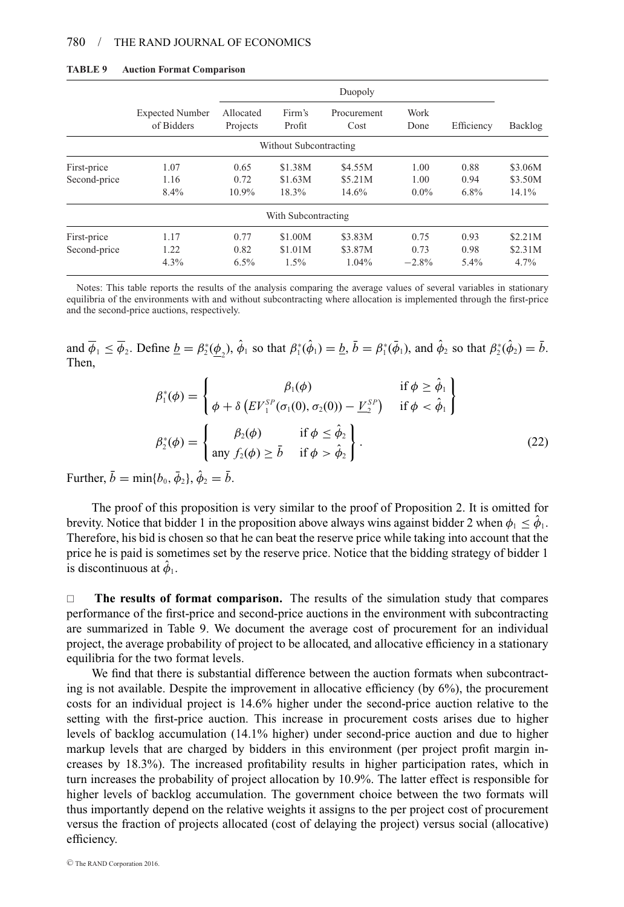**TABLE 9 Auction Format Comparison**

| | Expected Number of Bidders | Duopoly | | | | | |
|---|---|---|---|---|---|---|---|
| | | Allocated Projects | Firm's Profit | Procurement Cost | Work Done | Efficiency | Backlog |
| | | Without Subcontracting | | | | | |
| First-price | 1.07 | 0.65 | \$1.38M | \$4.55M | 1.00 | 0.88 | \$3.06M |
| Second-price | 1.16 | 0.72 | \$1.63M | \$5.21M | 1.00 | 0.94 | \$3.50M |
| | 8.4% | 10.9% | 18.3% | 14.6% | 0.0% | 6.8% | 14.1% |
| | | With Subcontracting | | | | | |
| First-price | 1.17 | 0.77 | \$1.00M | \$3.83M | 0.75 | 0.93 | \$2.21M |
| Second-price | 1.22 | 0.82 | \$1.01M | \$3.87M | 0.73 | 0.98 | \$2.31M |
| | 4.3% | 6.5% | 1.5% | 1.04% | −2.8% | 5.4% | 4.7% |

Notes: This table reports the results of the analysis comparing the average values of several variables in stationary equilibria of the environments with and without subcontracting where allocation is implemented through the first-price and the second-price auctions, respectively.

and $\overline{\phi}_1 \leq \overline{\phi}_2$. Define $\underline{b} = \beta_2^*(\underline{\phi}_2)$, $\hat{\phi}_1$ so that $\beta_1^*(\hat{\phi}_1) = \underline{b}$, $\bar{b} = \beta_1^*(\bar{\phi}_1)$, and $\hat{\phi}_2$ so that $\beta_2^*(\hat{\phi}_2) = \bar{b}$. Then,

$$
\beta_1^*(\phi) = \left\{ \begin{array}{ll} \beta_1(\phi) & \text{if } \phi \geq \hat{\phi}_1 \\ \phi + \delta\left(EV_1^{SP}(\sigma_1(0), \sigma_2(0)) - \underline{V}_2^{SP}\right) & \text{if } \phi < \hat{\phi}_1 \end{array} \right\}
$$

$$
\beta_2^*(\phi) = \left\{ \begin{array}{ll} \beta_2(\phi) & \text{if } \phi \leq \hat{\phi}_2 \\ \text{any } f_2(\phi) \geq \bar{b} & \text{if } \phi > \hat{\phi}_2 \end{array} \right\}. \tag{22}
$$

Further, $\bar{b} = \min\{b_0, \bar{\phi}_2\}$, $\hat{\phi}_2 = \bar{b}$.

The proof of this proposition is very similar to the proof of Proposition 2. It is omitted for brevity. Notice that bidder 1 in the proposition above always wins against bidder 2 when $\phi_1 \leq \hat{\phi}_1$. Therefore, his bid is chosen so that he can beat the reserve price while taking into account that the price he is paid is sometimes set by the reserve price. Notice that the bidding strategy of bidder 1 is discontinuous at $\hat{\phi}_1$.

□ **The results of format comparison.** The results of the simulation study that compares performance of the first-price and second-price auctions in the environment with subcontracting are summarized in Table 9. We document the average cost of procurement for an individual project, the average probability of project to be allocated, and allocative efficiency in a stationary equilibria for the two format levels.

We find that there is substantial difference between the auction formats when subcontracting is not available. Despite the improvement in allocative efficiency (by 6%), the procurement costs for an individual project is 14.6% higher under the second-price auction relative to the setting with the first-price auction. This increase in procurement costs arises due to higher levels of backlog accumulation (14.1% higher) under second-price auction and due to higher markup levels that are charged by bidders in this environment (per project profit margin increases by 18.3%). The increased profitability results in higher participation rates, which in turn increases the probability of project allocation by 10.9%. The latter effect is responsible for higher levels of backlog accumulation. The government choice between the two formats will thus importantly depend on the relative weights it assigns to the per project cost of procurement versus the fraction of projects allocated (cost of delaying the project) versus social (allocative) efficiency.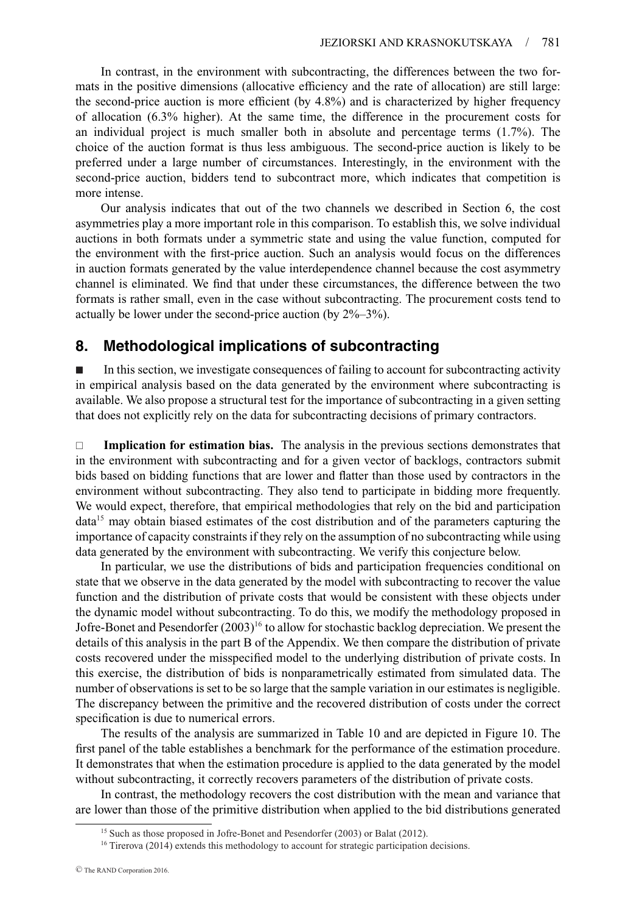In contrast, in the environment with subcontracting, the differences between the two formats in the positive dimensions (allocative efficiency and the rate of allocation) are still large: the second-price auction is more efficient (by 4.8%) and is characterized by higher frequency of allocation (6.3% higher). At the same time, the difference in the procurement costs for an individual project is much smaller both in absolute and percentage terms (1.7%). The choice of the auction format is thus less ambiguous. The second-price auction is likely to be preferred under a large number of circumstances. Interestingly, in the environment with the second-price auction, bidders tend to subcontract more, which indicates that competition is more intense.

Our analysis indicates that out of the two channels we described in Section 6, the cost asymmetries play a more important role in this comparison. To establish this, we solve individual auctions in both formats under a symmetric state and using the value function, computed for the environment with the first-price auction. Such an analysis would focus on the differences in auction formats generated by the value interdependence channel because the cost asymmetry channel is eliminated. We find that under these circumstances, the difference between the two formats is rather small, even in the case without subcontracting. The procurement costs tend to actually be lower under the second-price auction (by 2%–3%).

## 8. Methodological implications of subcontracting

■ In this section, we investigate consequences of failing to account for subcontracting activity in empirical analysis based on the data generated by the environment where subcontracting is available. We also propose a structural test for the importance of subcontracting in a given setting that does not explicitly rely on the data for subcontracting decisions of primary contractors.

□ **Implication for estimation bias.** The analysis in the previous sections demonstrates that in the environment with subcontracting and for a given vector of backlogs, contractors submit bids based on bidding functions that are lower and flatter than those used by contractors in the environment without subcontracting. They also tend to participate in bidding more frequently. We would expect, therefore, that empirical methodologies that rely on the bid and participation data[15] may obtain biased estimates of the cost distribution and of the parameters capturing the importance of capacity constraints if they rely on the assumption of no subcontracting while using data generated by the environment with subcontracting. We verify this conjecture below.

In particular, we use the distributions of bids and participation frequencies conditional on state that we observe in the data generated by the model with subcontracting to recover the value function and the distribution of private costs that would be consistent with these objects under the dynamic model without subcontracting. To do this, we modify the methodology proposed in Jofre-Bonet and Pesendorfer (2003)[16] to allow for stochastic backlog depreciation. We present the details of this analysis in the part B of the Appendix. We then compare the distribution of private costs recovered under the misspecified model to the underlying distribution of private costs. In this exercise, the distribution of bids is nonparametrically estimated from simulated data. The number of observations is set to be so large that the sample variation in our estimates is negligible. The discrepancy between the primitive and the recovered distribution of costs under the correct specification is due to numerical errors.

The results of the analysis are summarized in Table 10 and are depicted in Figure 10. The first panel of the table establishes a benchmark for the performance of the estimation procedure. It demonstrates that when the estimation procedure is applied to the data generated by the model without subcontracting, it correctly recovers parameters of the distribution of private costs.

In contrast, the methodology recovers the cost distribution with the mean and variance that are lower than those of the primitive distribution when applied to the bid distributions generated

[15] Such as those proposed in Jofre-Bonet and Pesendorfer (2003) or Balat (2012).

[16] Tirerova (2014) extends this methodology to account for strategic participation decisions.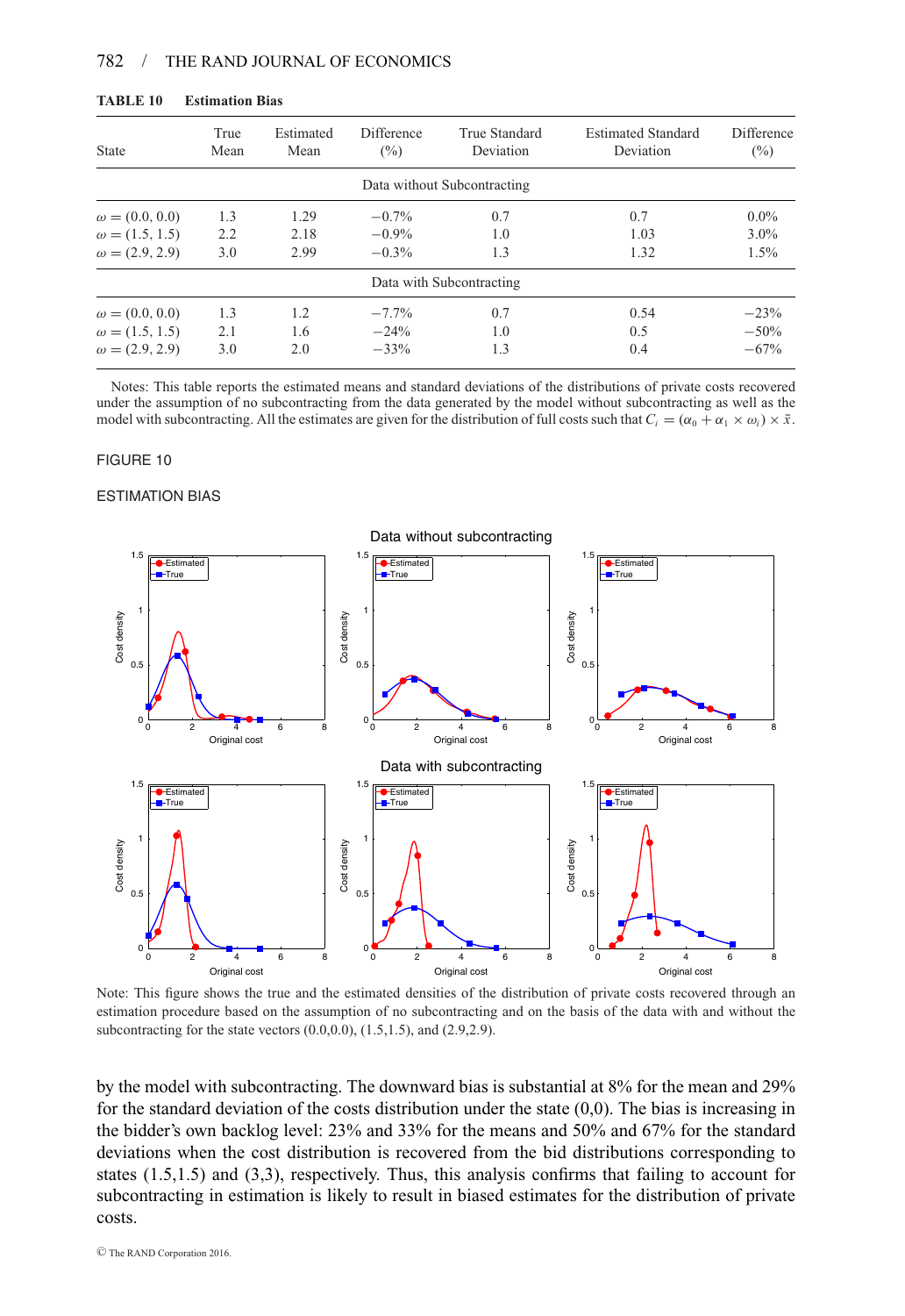**TABLE 10 Estimation Bias**

| State | True Mean | Estimated Mean | Difference (%) | True Standard Deviation | Estimated Standard Deviation | Difference (%) |
|---|---|---|---|---|---|---|
| | | | Data without Subcontracting | | | |
| $\omega = (0.0, 0.0)$ | 1.3 | 1.29 | −0.7% | 0.7 | 0.7 | 0.0% |
| $\omega = (1.5, 1.5)$ | 2.2 | 2.18 | −0.9% | 1.0 | 1.03 | 3.0% |
| $\omega = (2.9, 2.9)$ | 3.0 | 2.99 | −0.3% | 1.3 | 1.32 | 1.5% |
| | | | Data with Subcontracting | | | |
| $\omega = (0.0, 0.0)$ | 1.3 | 1.2 | −7.7% | 0.7 | 0.54 | −23% |
| $\omega = (1.5, 1.5)$ | 2.1 | 1.6 | −24% | 1.0 | 0.5 | −50% |
| $\omega = (2.9, 2.9)$ | 3.0 | 2.0 | −33% | 1.3 | 0.4 | −67% |

Notes: This table reports the estimated means and standard deviations of the distributions of private costs recovered under the assumption of no subcontracting from the data generated by the model without subcontracting as well as the model with subcontracting. All the estimates are given for the distribution of full costs such that $C_i = (\alpha_0 + \alpha_1 \times \omega_i) \times \bar{x}$.

FIGURE 10

ESTIMATION BIAS

Note: This figure shows the true and the estimated densities of the distribution of private costs recovered through an estimation procedure based on the assumption of no subcontracting and on the basis of the data with and without the subcontracting for the state vectors (0.0,0.0), (1.5,1.5), and (2.9,2.9).

by the model with subcontracting. The downward bias is substantial at 8% for the mean and 29% for the standard deviation of the costs distribution under the state (0,0). The bias is increasing in the bidder's own backlog level: 23% and 33% for the means and 50% and 67% for the standard deviations when the cost distribution is recovered from the bid distributions corresponding to states (1.5,1.5) and (3,3), respectively. Thus, this analysis confirms that failing to account for subcontracting in estimation is likely to result in biased estimates for the distribution of private costs.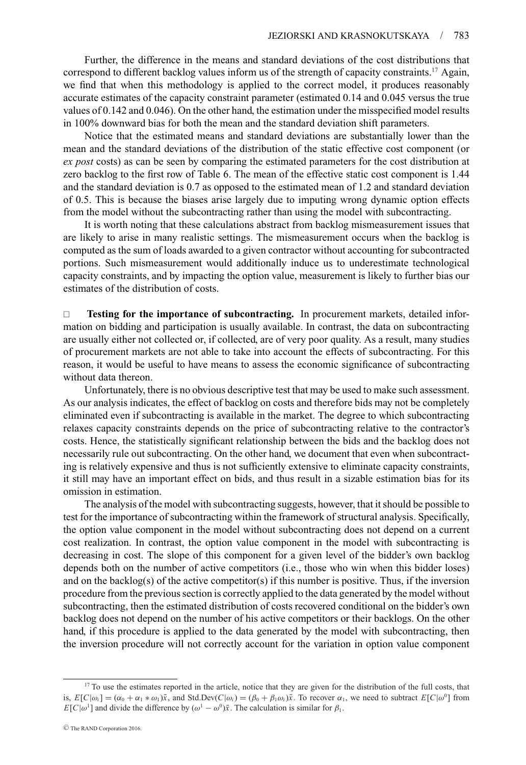Further, the difference in the means and standard deviations of the cost distributions that correspond to different backlog values inform us of the strength of capacity constraints.[17] Again, we find that when this methodology is applied to the correct model, it produces reasonably accurate estimates of the capacity constraint parameter (estimated 0.14 and 0.045 versus the true values of 0.142 and 0.046). On the other hand, the estimation under the misspecified model results in 100% downward bias for both the mean and the standard deviation shift parameters.

Notice that the estimated means and standard deviations are substantially lower than the mean and the standard deviations of the distribution of the static effective cost component (or *ex post* costs) as can be seen by comparing the estimated parameters for the cost distribution at zero backlog to the first row of Table 6. The mean of the effective static cost component is 1.44 and the standard deviation is 0.7 as opposed to the estimated mean of 1.2 and standard deviation of 0.5. This is because the biases arise largely due to imputing wrong dynamic option effects from the model without the subcontracting rather than using the model with subcontracting.

It is worth noting that these calculations abstract from backlog mismeasurement issues that are likely to arise in many realistic settings. The mismeasurement occurs when the backlog is computed as the sum of loads awarded to a given contractor without accounting for subcontracted portions. Such mismeasurement would additionally induce us to underestimate technological capacity constraints, and by impacting the option value, measurement is likely to further bias our estimates of the distribution of costs.

□ **Testing for the importance of subcontracting.** In procurement markets, detailed information on bidding and participation is usually available. In contrast, the data on subcontracting are usually either not collected or, if collected, are of very poor quality. As a result, many studies of procurement markets are not able to take into account the effects of subcontracting. For this reason, it would be useful to have means to assess the economic significance of subcontracting without data thereon.

Unfortunately, there is no obvious descriptive test that may be used to make such assessment. As our analysis indicates, the effect of backlog on costs and therefore bids may not be completely eliminated even if subcontracting is available in the market. The degree to which subcontracting relaxes capacity constraints depends on the price of subcontracting relative to the contractor's costs. Hence, the statistically significant relationship between the bids and the backlog does not necessarily rule out subcontracting. On the other hand, we document that even when subcontracting is relatively expensive and thus is not sufficiently extensive to eliminate capacity constraints, it still may have an important effect on bids, and thus result in a sizable estimation bias for its omission in estimation.

The analysis of the model with subcontracting suggests, however, that it should be possible to test for the importance of subcontracting within the framework of structural analysis. Specifically, the option value component in the model without subcontracting does not depend on a current cost realization. In contrast, the option value component in the model with subcontracting is decreasing in cost. The slope of this component for a given level of the bidder's own backlog depends both on the number of active competitors (i.e., those who win when this bidder loses) and on the backlog(s) of the active competitor(s) if this number is positive. Thus, if the inversion procedure from the previous section is correctly applied to the data generated by the model without subcontracting, then the estimated distribution of costs recovered conditional on the bidder's own backlog does not depend on the number of his active competitors or their backlogs. On the other hand, if this procedure is applied to the data generated by the model with subcontracting, then the inversion procedure will not correctly account for the variation in option value component

---

[17] To use the estimates reported in the article, notice that they are given for the distribution of the full costs, that is, $E[C|\omega_i] = (\alpha_0 + \alpha_1 * \omega_1)\bar{x}$, and $\text{Std.Dev}(C|\omega_i) = (\beta_0 + \beta_1 \omega_i)\bar{x}$. To recover $\alpha_1$, we need to subtract $E[C|\omega^0]$ from $E[C|\omega^1]$ and divide the difference by $(\omega^1 - \omega^0)\bar{x}$. The calculation is similar for $\beta_1$.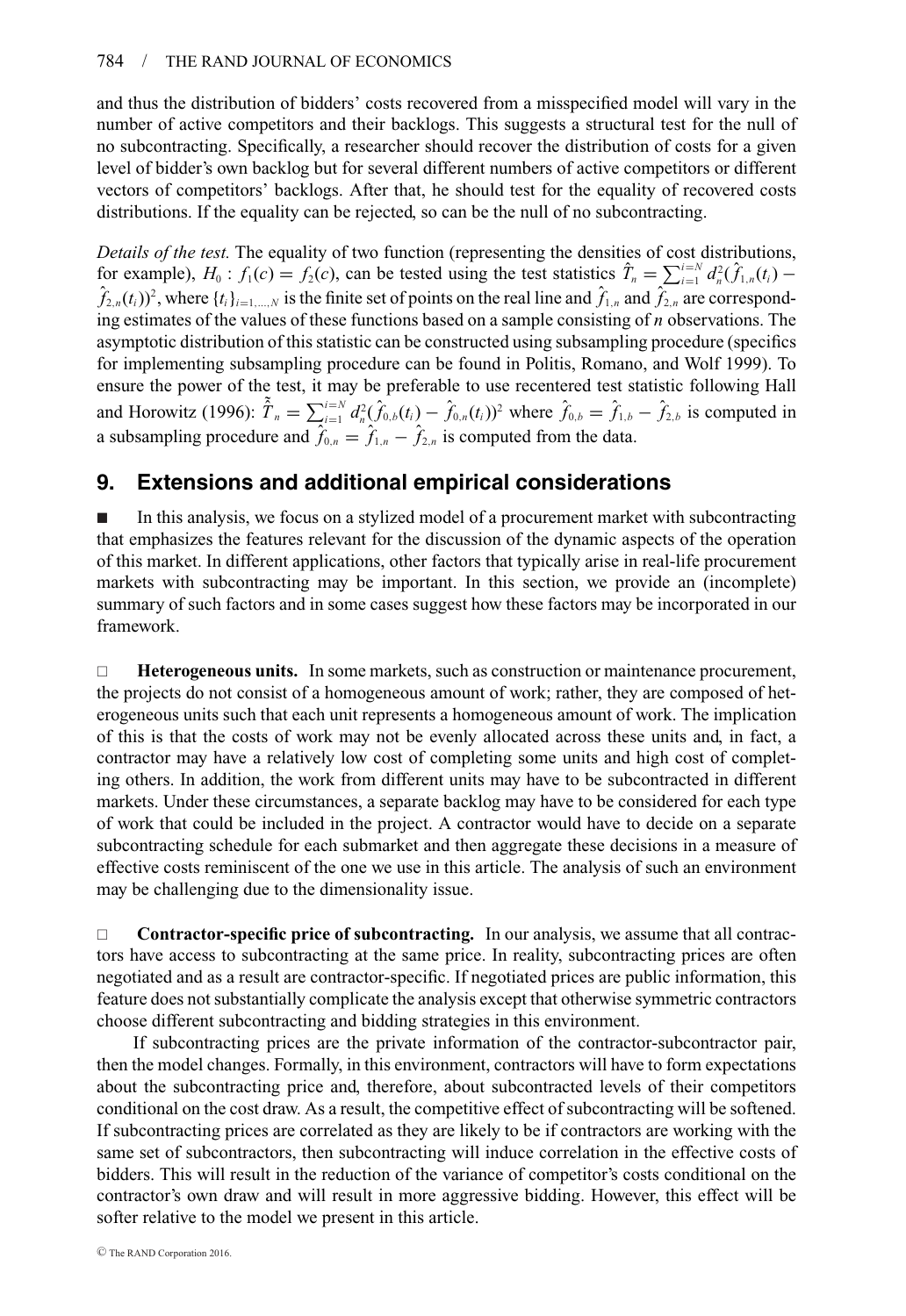and thus the distribution of bidders' costs recovered from a misspecified model will vary in the number of active competitors and their backlogs. This suggests a structural test for the null of no subcontracting. Specifically, a researcher should recover the distribution of costs for a given level of bidder's own backlog but for several different numbers of active competitors or different vectors of competitors' backlogs. After that, he should test for the equality of recovered costs distributions. If the equality can be rejected, so can be the null of no subcontracting.

*Details of the test.* The equality of two function (representing the densities of cost distributions, for example), $H_0 : f_1(c) = f_2(c)$, can be tested using the test statistics $\hat{T}_n = \sum_{i=1}^{i=N} d_n^2(\hat{f}_{1,n}(t_i) - \hat{f}_{2,n}(t_i))^2$, where $\{t_i\}_{i=1,\ldots,N}$ is the finite set of points on the real line and $\hat{f}_{1,n}$ and $\hat{f}_{2,n}$ are corresponding estimates of the values of these functions based on a sample consisting of $n$ observations. The asymptotic distribution of this statistic can be constructed using subsampling procedure (specifics for implementing subsampling procedure can be found in Politis, Romano, and Wolf 1999). To ensure the power of the test, it may be preferable to use recentered test statistic following Hall and Horowitz (1996): $\tilde{\hat{T}}_n = \sum_{i=1}^{i=N} d_n^2(\hat{f}_{0,b}(t_i) - \hat{f}_{0,n}(t_i))^2$ where $\hat{f}_{0,b} = \hat{f}_{1,b} - \hat{f}_{2,b}$ is computed in a subsampling procedure and $\hat{f}_{0,n} = \hat{f}_{1,n} - \hat{f}_{2,n}$ is computed from the data.

## 9. Extensions and additional empirical considerations

■ In this analysis, we focus on a stylized model of a procurement market with subcontracting that emphasizes the features relevant for the discussion of the dynamic aspects of the operation of this market. In different applications, other factors that typically arise in real-life procurement markets with subcontracting may be important. In this section, we provide an (incomplete) summary of such factors and in some cases suggest how these factors may be incorporated in our framework.

□ **Heterogeneous units.** In some markets, such as construction or maintenance procurement, the projects do not consist of a homogeneous amount of work; rather, they are composed of heterogeneous units such that each unit represents a homogeneous amount of work. The implication of this is that the costs of work may not be evenly allocated across these units and, in fact, a contractor may have a relatively low cost of completing some units and high cost of completing others. In addition, the work from different units may have to be subcontracted in different markets. Under these circumstances, a separate backlog may have to be considered for each type of work that could be included in the project. A contractor would have to decide on a separate subcontracting schedule for each submarket and then aggregate these decisions in a measure of effective costs reminiscent of the one we use in this article. The analysis of such an environment may be challenging due to the dimensionality issue.

□ **Contractor-specific price of subcontracting.** In our analysis, we assume that all contractors have access to subcontracting at the same price. In reality, subcontracting prices are often negotiated and as a result are contractor-specific. If negotiated prices are public information, this feature does not substantially complicate the analysis except that otherwise symmetric contractors choose different subcontracting and bidding strategies in this environment.

If subcontracting prices are the private information of the contractor-subcontractor pair, then the model changes. Formally, in this environment, contractors will have to form expectations about the subcontracting price and, therefore, about subcontracted levels of their competitors conditional on the cost draw. As a result, the competitive effect of subcontracting will be softened. If subcontracting prices are correlated as they are likely to be if contractors are working with the same set of subcontractors, then subcontracting will induce correlation in the effective costs of bidders. This will result in the reduction of the variance of competitor's costs conditional on the contractor's own draw and will result in more aggressive bidding. However, this effect will be softer relative to the model we present in this article.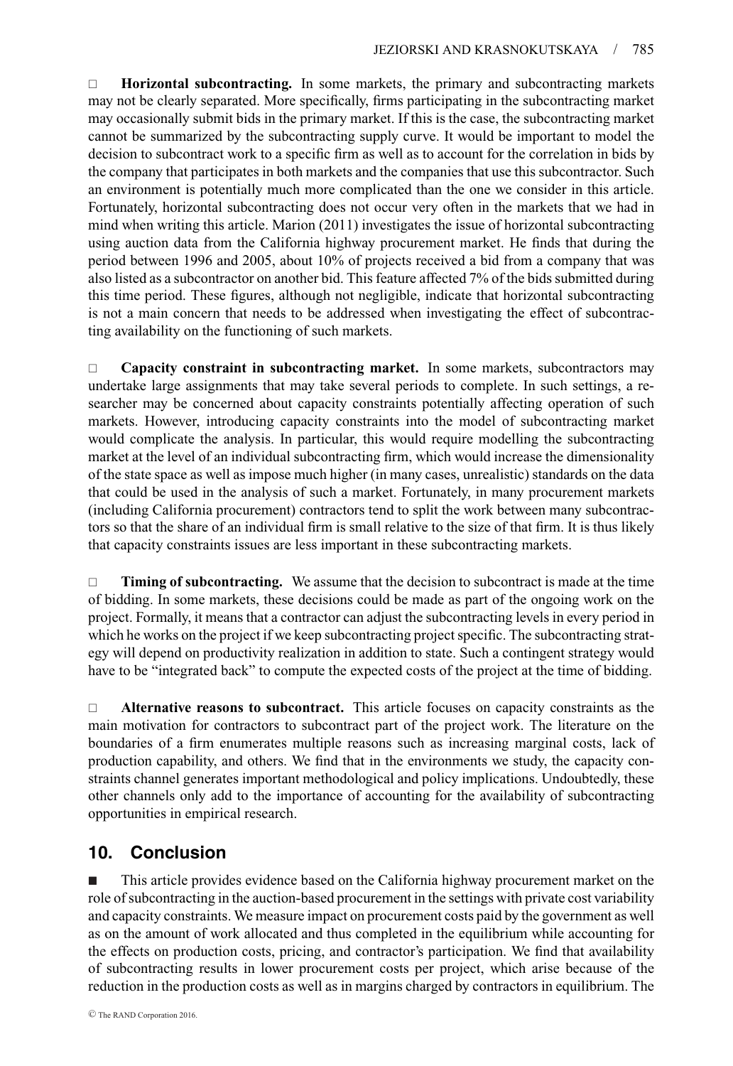□ **Horizontal subcontracting.** In some markets, the primary and subcontracting markets may not be clearly separated. More specifically, firms participating in the subcontracting market may occasionally submit bids in the primary market. If this is the case, the subcontracting market cannot be summarized by the subcontracting supply curve. It would be important to model the decision to subcontract work to a specific firm as well as to account for the correlation in bids by the company that participates in both markets and the companies that use this subcontractor. Such an environment is potentially much more complicated than the one we consider in this article. Fortunately, horizontal subcontracting does not occur very often in the markets that we had in mind when writing this article. Marion (2011) investigates the issue of horizontal subcontracting using auction data from the California highway procurement market. He finds that during the period between 1996 and 2005, about 10% of projects received a bid from a company that was also listed as a subcontractor on another bid. This feature affected 7% of the bids submitted during this time period. These figures, although not negligible, indicate that horizontal subcontracting is not a main concern that needs to be addressed when investigating the effect of subcontracting availability on the functioning of such markets.

□ **Capacity constraint in subcontracting market.** In some markets, subcontractors may undertake large assignments that may take several periods to complete. In such settings, a researcher may be concerned about capacity constraints potentially affecting operation of such markets. However, introducing capacity constraints into the model of subcontracting market would complicate the analysis. In particular, this would require modelling the subcontracting market at the level of an individual subcontracting firm, which would increase the dimensionality of the state space as well as impose much higher (in many cases, unrealistic) standards on the data that could be used in the analysis of such a market. Fortunately, in many procurement markets (including California procurement) contractors tend to split the work between many subcontractors so that the share of an individual firm is small relative to the size of that firm. It is thus likely that capacity constraints issues are less important in these subcontracting markets.

□ **Timing of subcontracting.** We assume that the decision to subcontract is made at the time of bidding. In some markets, these decisions could be made as part of the ongoing work on the project. Formally, it means that a contractor can adjust the subcontracting levels in every period in which he works on the project if we keep subcontracting project specific. The subcontracting strategy will depend on productivity realization in addition to state. Such a contingent strategy would have to be "integrated back" to compute the expected costs of the project at the time of bidding.

□ **Alternative reasons to subcontract.** This article focuses on capacity constraints as the main motivation for contractors to subcontract part of the project work. The literature on the boundaries of a firm enumerates multiple reasons such as increasing marginal costs, lack of production capability, and others. We find that in the environments we study, the capacity constraints channel generates important methodological and policy implications. Undoubtedly, these other channels only add to the importance of accounting for the availability of subcontracting opportunities in empirical research.

## 10. Conclusion

■ This article provides evidence based on the California highway procurement market on the role of subcontracting in the auction-based procurement in the settings with private cost variability and capacity constraints. We measure impact on procurement costs paid by the government as well as on the amount of work allocated and thus completed in the equilibrium while accounting for the effects on production costs, pricing, and contractor's participation. We find that availability of subcontracting results in lower procurement costs per project, which arise because of the reduction in the production costs as well as in margins charged by contractors in equilibrium. The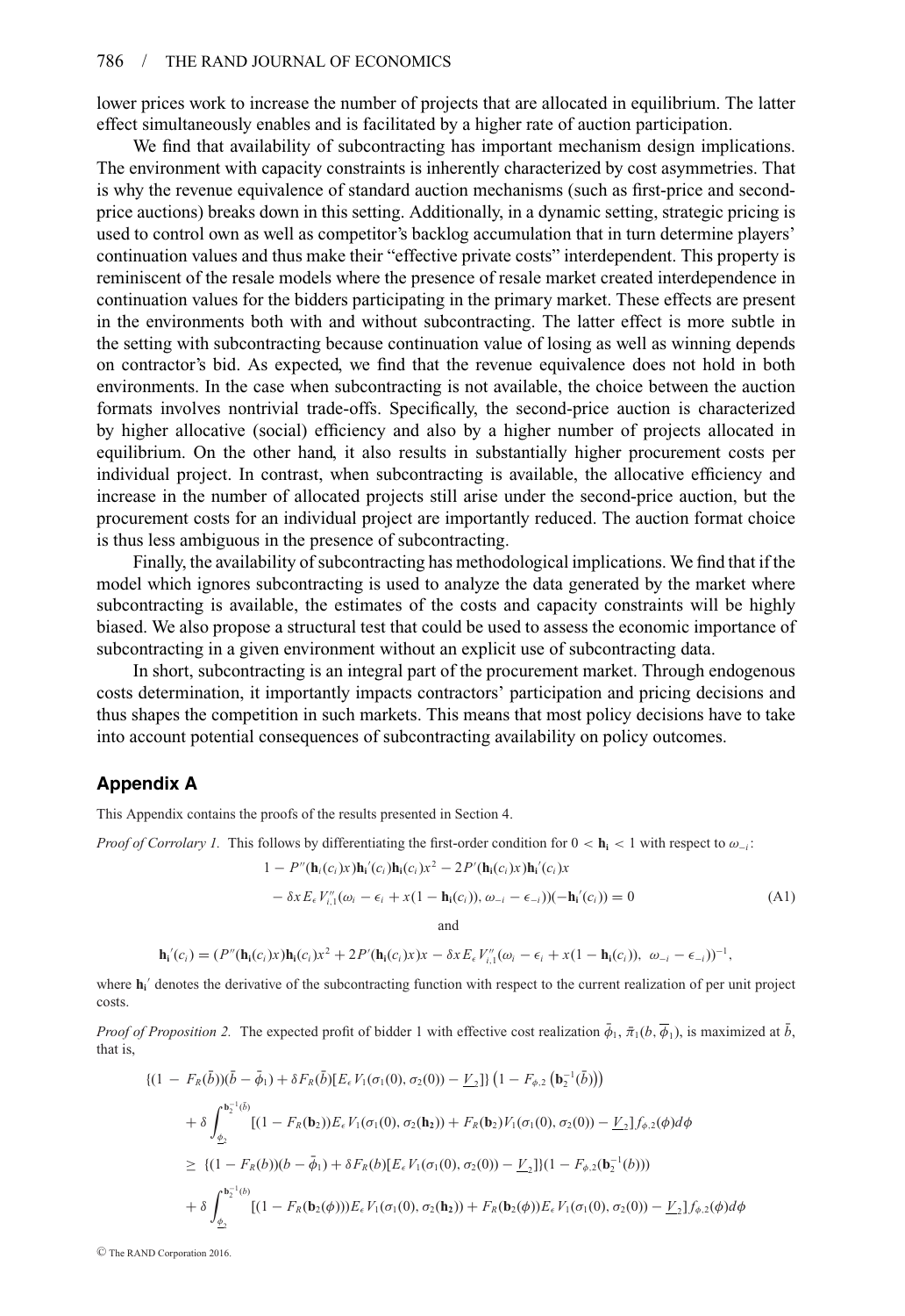lower prices work to increase the number of projects that are allocated in equilibrium. The latter effect simultaneously enables and is facilitated by a higher rate of auction participation.

We find that availability of subcontracting has important mechanism design implications. The environment with capacity constraints is inherently characterized by cost asymmetries. That is why the revenue equivalence of standard auction mechanisms (such as first-price and second-price auctions) breaks down in this setting. Additionally, in a dynamic setting, strategic pricing is used to control own as well as competitor's backlog accumulation that in turn determine players' continuation values and thus make their "effective private costs" interdependent. This property is reminiscent of the resale models where the presence of resale market created interdependence in continuation values for the bidders participating in the primary market. These effects are present in the environments both with and without subcontracting. The latter effect is more subtle in the setting with subcontracting because continuation value of losing as well as winning depends on contractor's bid. As expected, we find that the revenue equivalence does not hold in both environments. In the case when subcontracting is not available, the choice between the auction formats involves nontrivial trade-offs. Specifically, the second-price auction is characterized by higher allocative (social) efficiency and also by a higher number of projects allocated in equilibrium. On the other hand, it also results in substantially higher procurement costs per individual project. In contrast, when subcontracting is available, the allocative efficiency and increase in the number of allocated projects still arise under the second-price auction, but the procurement costs for an individual project are importantly reduced. The auction format choice is thus less ambiguous in the presence of subcontracting.

Finally, the availability of subcontracting has methodological implications. We find that if the model which ignores subcontracting is used to analyze the data generated by the market where subcontracting is available, the estimates of the costs and capacity constraints will be highly biased. We also propose a structural test that could be used to assess the economic importance of subcontracting in a given environment without an explicit use of subcontracting data.

In short, subcontracting is an integral part of the procurement market. Through endogenous costs determination, it importantly impacts contractors' participation and pricing decisions and thus shapes the competition in such markets. This means that most policy decisions have to take into account potential consequences of subcontracting availability on policy outcomes.

## Appendix A

This Appendix contains the proofs of the results presented in Section 4.

*Proof of Corrolary 1.* This follows by differentiating the first-order condition for $0 < \mathbf{h_i} < 1$ with respect to $\omega_{-i}$:

$$1 - P''(\mathbf{h}_i(c_i)x)\mathbf{h_i}'(c_i)\mathbf{h_i}(c_i)x^2 - 2P'(\mathbf{h_i}(c_i)x)\mathbf{h_i}'(c_i)x$$
$$- \delta x E_\epsilon V''_{i,1}(\omega_i - \epsilon_i + x(1 - \mathbf{h_i}(c_i)), \omega_{-i} - \epsilon_{-i}))(-\mathbf{h_i}'(c_i)) = 0 \tag{A1}$$

and

$$\mathbf{h_i}'(c_i) = (P''(\mathbf{h_i}(c_i)x)\mathbf{h_i}(c_i)x^2 + 2P'(\mathbf{h_i}(c_i)x)x - \delta x E_\epsilon V''_{i,1}(\omega_i - \epsilon_i + x(1 - \mathbf{h_i}(c_i)),\ \omega_{-i} - \epsilon_{-i}))^{-1},$$

where $\mathbf{h_i}'$ denotes the derivative of the subcontracting function with respect to the current realization of per unit project costs.

*Proof of Proposition 2.* The expected profit of bidder 1 with effective cost realization $\bar{\phi}_1$, $\bar{\pi}_1(b, \overline{\phi}_1)$, is maximized at $\bar{b}$, that is,

$$\{(1 - F_R(\bar{b}))(\bar{b} - \bar{\phi}_1) + \delta F_R(\bar{b})[E_\epsilon V_1(\sigma_1(0), \sigma_2(0)) - \underline{V}_2]\}\left(1 - F_{\phi,2}\left(\mathbf{b}_2^{-1}(\bar{b})\right)\right)$$
$$+ \delta \int_{\underline{\phi}_2}^{\mathbf{b}_2^{-1}(\bar{b})} [(1 - F_R(\mathbf{b}_2))E_\epsilon V_1(\sigma_1(0), \sigma_2(\mathbf{h_2})) + F_R(\mathbf{b}_2)V_1(\sigma_1(0), \sigma_2(0)) - \underline{V}_2] f_{\phi,2}(\phi)d\phi$$
$$\geq \{(1 - F_R(b))(b - \bar{\phi}_1) + \delta F_R(b)[E_\epsilon V_1(\sigma_1(0), \sigma_2(0)) - \underline{V}_2]\}(1 - F_{\phi,2}(\mathbf{b}_2^{-1}(b)))$$
$$+ \delta \int_{\underline{\phi}_2}^{\mathbf{b}_2^{-1}(b)} [(1 - F_R(\mathbf{b}_2(\phi)))E_\epsilon V_1(\sigma_1(0), \sigma_2(\mathbf{h_2})) + F_R(\mathbf{b}_2(\phi))E_\epsilon V_1(\sigma_1(0), \sigma_2(0)) - \underline{V}_2] f_{\phi,2}(\phi)d\phi$$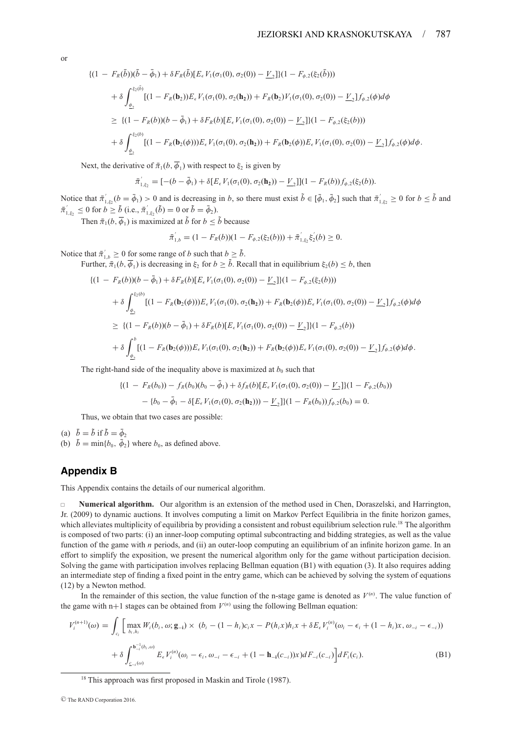or

$$\{(1 - F_R(\bar{b}))(\bar{b} - \bar{\phi}_1) + \delta F_R(\bar{b})[E_\epsilon V_1(\sigma_1(0), \sigma_2(0)) - \underline{V}_2]\}(1 - F_{\phi,2}(\xi_2(\bar{b})))$$

$$+ \delta \int_{\underline{\phi}_2}^{\xi_2(\bar{b})} [(1 - F_R(\mathbf{b}_2))E_\epsilon V_1(\sigma_1(0), \sigma_2(\mathbf{h}_2)) + F_R(\mathbf{b}_2)V_1(\sigma_1(0), \sigma_2(0)) - \underline{V}_2] f_{\phi,2}(\phi)d\phi$$

$$\geq \{(1 - F_R(b))(b - \bar{\phi}_1) + \delta F_R(b)[E_\epsilon V_1(\sigma_1(0), \sigma_2(0)) - \underline{V}_2]\}(1 - F_{\phi,2}(\xi_2(b)))$$

$$+ \delta \int_{\underline{\phi}_2}^{\xi_2(b)} [(1 - F_R(\mathbf{b}_2(\phi)))E_\epsilon V_1(\sigma_1(0), \sigma_2(\mathbf{h}_2)) + F_R(\mathbf{b}_2(\phi))E_\epsilon V_1(\sigma_1(0), \sigma_2(0)) - \underline{V}_2] f_{\phi,2}(\phi)d\phi.$$

Next, the derivative of $\bar{\pi}_1(b, \overline{\phi}_1)$ with respect to $\xi_2$ is given by

$$\bar{\pi}^{'}_{1,\xi_2} = [-(b - \bar{\phi}_1) + \delta[E_\epsilon V_1(\sigma_1(0), \sigma_2(\mathbf{h}_2)) - \underline{V}_2]](1 - F_R(b)) f_{\phi,2}(\xi_2(b)).$$

Notice that $\bar{\pi}^{'}_{1,\xi_2}(b = \bar{\phi}_1) > 0$ and is decreasing in $b$, so there must exist $\tilde{b} \in [\bar{\phi}_1, \bar{\phi}_2]$ such that $\bar{\pi}^{'}_{1,\xi_2} \geq 0$ for $b \leq \tilde{b}$ and $\bar{\pi}^{'}_{1,\xi_2} \leq 0$ for $b \geq \tilde{b}$ (i.e., $\bar{\pi}^{'}_{1,\xi_2}(\tilde{b}) = 0$ or $\tilde{b} = \bar{\phi}_2$).

Then $\bar{\pi}_1(b, \overline{\phi}_1)$ is maximized at $\tilde{b}$ for $b \leq \tilde{b}$ because

$$\bar{\pi}^{'}_{1,b} = (1 - F_R(b))(1 - F_{\phi,2}(\xi_2(b))) + \bar{\pi}^{'}_{1,\xi_2}\xi_2^{'}(b) \geq 0.$$

Notice that $\bar{\pi}^{'}_{1,b} \geq 0$ for some range of $b$ such that $b \geq \tilde{b}$.

Further, $\bar{\pi}_1(b, \overline{\phi}_1)$ is decreasing in $\xi_2$ for $b \geq \tilde{b}$. Recall that in equilibrium $\xi_2(b) \leq b$, then

$$\{(1 - F_R(b))(b - \bar{\phi}_1) + \delta F_R(b)[E_\epsilon V_1(\sigma_1(0), \sigma_2(0)) - \underline{V}_2]\}(1 - F_{\phi,2}(\xi_2(b)))$$

$$+ \delta \int_{\underline{\phi}_2}^{\xi_2(b)} [(1 - F_R(\mathbf{b}_2(\phi)))E_\epsilon V_1(\sigma_1(0), \sigma_2(\mathbf{h}_2)) + F_R(\mathbf{b}_2(\phi))E_\epsilon V_1(\sigma_1(0), \sigma_2(0)) - \underline{V}_2] f_{\phi,2}(\phi)d\phi$$

$$\geq \{(1 - F_R(b))(b - \bar{\phi}_1) + \delta F_R(b)[E_\epsilon V_1(\sigma_1(0), \sigma_2(0)) - \underline{V}_2]\}(1 - F_{\phi,2}(b))$$

$$+ \delta \int_{\underline{\phi}_2}^{b} [(1 - F_R(\mathbf{b}_2(\phi)))E_\epsilon V_1(\sigma_1(0), \sigma_2(\mathbf{h}_2)) + F_R(\mathbf{b}_2(\phi))E_\epsilon V_1(\sigma_1(0), \sigma_2(0)) - \underline{V}_2] f_{\phi,2}(\phi)d\phi.$$

The right-hand side of the inequality above is maximized at $b_0$ such that

$$\{(1 - F_R(b_0)) - f_R(b_0)(b_0 - \bar{\phi}_1) + \delta f_R(b)[E_\epsilon V_1(\sigma_1(0), \sigma_2(0)) - \underline{V}_2]\}(1 - F_{\phi,2}(b_0))$$

$$- \{b_0 - \bar{\phi}_1 - \delta[E_\epsilon V_1(\sigma_1(0), \sigma_2(\mathbf{h}_2))) - \underline{V}_2]\}(1 - F_R(b_0)) f_{\phi,2}(b_0) = 0.$$

Thus, we obtain that two cases are possible:

(a) $\bar{b} = \tilde{b}$ if $\tilde{b} = \bar{\phi}_2$
(b) $\bar{b} = \min\{b_0, \bar{\phi}_2\}$ where $b_0$, as defined above.

## Appendix B

This Appendix contains the details of our numerical algorithm.

□ **Numerical algorithm.** Our algorithm is an extension of the method used in Chen, Doraszelski, and Harrington, Jr. (2009) to dynamic auctions. It involves computing a limit on Markov Perfect Equilibria in the finite horizon games, which alleviates multiplicity of equilibria by providing a consistent and robust equilibrium selection rule.[18] The algorithm is composed of two parts: (i) an inner-loop computing optimal subcontracting and bidding strategies, as well as the value function of the game with $n$ periods, and (ii) an outer-loop computing an equilibrium of an infinite horizon game. In an effort to simplify the exposition, we present the numerical algorithm only for the game without participation decision. Solving the game with participation involves replacing Bellman equation (B1) with equation (3). It also requires adding an intermediate step of finding a fixed point in the entry game, which can be achieved by solving the system of equations (12) by a Newton method.

In the remainder of this section, the value function of the n-stage game is denoted as $V^{(n)}$. The value function of the game with n+1 stages can be obtained from $V^{(n)}$ using the following Bellman equation:

$$V_i^{(n+1)}(\omega) = \int_{c_i} \Big[ \max_{b_i, h_i} W_i(b_i, \omega; \mathbf{g_{-i}}) \times \, (b_i - (1 - h_i)c_i x - P(h_i x)h_i x + \delta E_\epsilon V_i^{(n)}(\omega_i - \epsilon_i + (1 - h_i)x, \omega_{-i} - \epsilon_{-i}))$$

$$+ \delta \int_{\underline{c}_{-i}(\omega)}^{\mathbf{b}_{-i}^{-1}(b_i, \omega)} E_\epsilon V_i^{(n)}(\omega_i - \epsilon_i, \omega_{-i} - \epsilon_{-i} + (1 - \mathbf{h_{-i}}(c_{-i}))x) dF_{-i}(c_{-i}) \Big] dF_i(c_i). \tag{B1}$$

[18] This approach was first proposed in Maskin and Tirole (1987).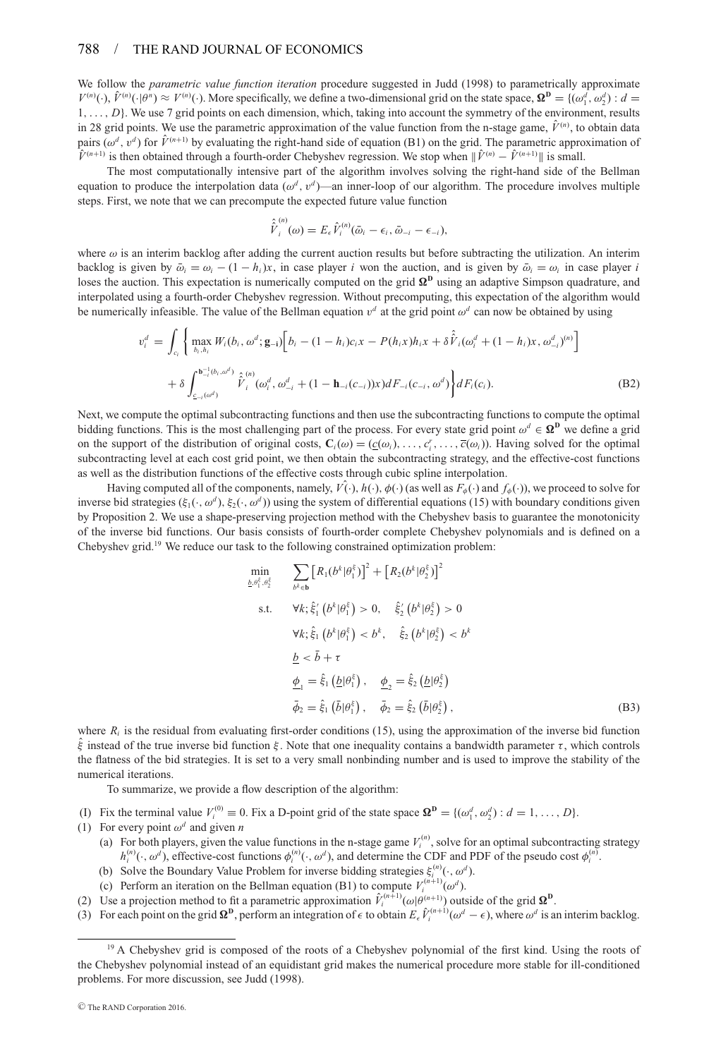We follow the *parametric value function iteration* procedure suggested in Judd (1998) to parametrically approximate $V^{(n)}(\cdot), \hat{V}^{(n)}(\cdot|\theta^n) \approx V^{(n)}(\cdot)$. More specifically, we define a two-dimensional grid on the state space, $\mathbf{\Omega^D} = \{(\omega_1^d, \omega_2^d) : d = 1, \ldots, D\}$. We use 7 grid points on each dimension, which, taking into account the symmetry of the environment, results in 28 grid points. We use the parametric approximation of the value function from the n-stage game, $\hat{V}^{(n)}$, to obtain data pairs $(\omega^d, v^d)$ for $\hat{V}^{(n+1)}$ by evaluating the right-hand side of equation (B1) on the grid. The parametric approximation of $\hat{V}^{(n+1)}$ is then obtained through a fourth-order Chebyshev regression. We stop when $\| \hat{V}^{(n)} - \hat{V}^{(n+1)} \|$ is small.

The most computationally intensive part of the algorithm involves solving the right-hand side of the Bellman equation to produce the interpolation data $(\omega^d, v^d)$—an inner-loop of our algorithm. The procedure involves multiple steps. First, we note that we can precompute the expected future value function

$$\hat{\hat{V}}_i^{(n)}(\omega) = E_\epsilon \hat{V}_i^{(n)}(\bar{\omega}_i - \epsilon_i, \bar{\omega}_{-i} - \epsilon_{-i}),$$

where $\omega$ is an interim backlog after adding the current auction results but before subtracting the utilization. An interim backlog is given by $\bar{\omega}_i = \omega_i - (1 - h_i)x$, in case player $i$ won the auction, and is given by $\bar{\omega}_i = \omega_i$ in case player $i$ loses the auction. This expectation is numerically computed on the grid $\mathbf{\Omega^D}$ using an adaptive Simpson quadrature, and interpolated using a fourth-order Chebyshev regression. Without precomputing, this expectation of the algorithm would be numerically infeasible. The value of the Bellman equation $v^d$ at the grid point $\omega^d$ can now be obtained by using

$$v_i^d = \int_{c_i} \left\{ \max_{b_i, h_i} W_i(b_i, \omega^d; \mathbf{g}_{-i}) \Big[ b_i - (1 - h_i)c_i x - P(h_i x)h_i x + \delta \hat{\hat{V}}_i(\omega_i^d + (1 - h_i)x, \omega_{-i}^d)^{(n)} \Big] \right.$$
$$\left. + \, \delta \int_{\underline{c}_{-i}(\omega^d)}^{\mathbf{b}_{-i}^{-1}(b_i, \omega^d)} \hat{\hat{V}}_i^{(n)}(\omega_i^d, \omega_{-i}^d + (1 - \mathbf{h}_{-i}(c_{-i}))x) dF_{-i}(c_{-i}, \omega^d) \right\} dF_i(c_i). \tag{B2}$$

Next, we compute the optimal subcontracting functions and then use the subcontracting functions to compute the optimal bidding functions. This is the most challenging part of the process. For every state grid point $\omega^d \in \mathbf{\Omega^D}$ we define a grid on the support of the distribution of original costs, $\mathbf{C}_i(\omega) = (\underline{c}(\omega_i), \ldots, c_i^r, \ldots, \overline{c}(\omega_i))$. Having solved for the optimal subcontracting level at each cost grid point, we then obtain the subcontracting strategy, and the effective-cost functions as well as the distribution functions of the effective costs through cubic spline interpolation.

Having computed all of the components, namely, $\hat{V}(\cdot)$, $h(\cdot)$, $\phi(\cdot)$ (as well as $F_\phi(\cdot)$ and $f_\phi(\cdot)$), we proceed to solve for inverse bid strategies $(\xi_1(\cdot, \omega^d), \xi_2(\cdot, \omega^d))$ using the system of differential equations (15) with boundary conditions given by Proposition 2. We use a shape-preserving projection method with the Chebyshev basis to guarantee the monotonicity of the inverse bid functions. Our basis consists of fourth-order complete Chebyshev polynomials and is defined on a Chebyshev grid.[19] We reduce our task to the following constrained optimization problem:

$$\begin{aligned}
\min_{\underline{b}, \theta_1^\xi, \theta_2^\xi} \quad & \sum_{b^k \in \mathbf{b}} \big[ R_1(b^k|\theta_1^\xi) \big]^2 + \big[ R_2(b^k|\theta_2^\xi) \big]^2 \\
\text{s.t.} \quad & \forall k; \hat{\xi}_1' \left( b^k|\theta_1^\xi \right) > 0, \quad \hat{\xi}_2' \left( b^k|\theta_2^\xi \right) > 0 \\
& \forall k; \hat{\xi}_1 \left( b^k|\theta_1^\xi \right) < b^k, \quad \hat{\xi}_2 \left( b^k|\theta_2^\xi \right) < b^k \\
& \underline{b} < \bar{b} + \tau \\
& \underline{\phi}_1 = \hat{\xi}_1 \left( \underline{b}|\theta_1^\xi \right), \quad \underline{\phi}_2 = \hat{\xi}_2 \left( \underline{b}|\theta_2^\xi \right) \\
& \bar{\phi}_2 = \hat{\xi}_1 \left( \bar{b}|\theta_1^\xi \right), \quad \bar{\phi}_2 = \hat{\xi}_2 \left( \bar{b}|\theta_2^\xi \right),
\end{aligned} \tag{B3}$$

where $R_i$ is the residual from evaluating first-order conditions (15), using the approximation of the inverse bid function $\hat{\xi}$ instead of the true inverse bid function $\xi$. Note that one inequality contains a bandwidth parameter $\tau$, which controls the flatness of the bid strategies. It is set to a very small nonbinding number and is used to improve the stability of the numerical iterations.

To summarize, we provide a flow description of the algorithm:

(I) Fix the terminal value $V_i^{(0)} \equiv 0$. Fix a D-point grid of the state space $\mathbf{\Omega^D} = \{(\omega_1^d, \omega_2^d) : d = 1, \ldots, D\}$.

(1) For every point $\omega^d$ and given $n$
  - (a) For both players, given the value functions in the n-stage game $V_i^{(n)}$, solve for an optimal subcontracting strategy $h_i^{(n)}(\cdot, \omega^d)$, effective-cost functions $\phi_i^{(n)}(\cdot, \omega^d)$, and determine the CDF and PDF of the pseudo cost $\phi_i^{(n)}$.
  - (b) Solve the Boundary Value Problem for inverse bidding strategies $\xi_i^{(n)}(\cdot, \omega^d)$.
  - (c) Perform an iteration on the Bellman equation (B1) to compute $V_i^{(n+1)}(\omega^d)$.

(2) Use a projection method to fit a parametric approximation $\hat{V}_i^{(n+1)}(\omega|\theta^{(n+1)})$ outside of the grid $\mathbf{\Omega^D}$.

(3) For each point on the grid $\mathbf{\Omega^D}$, perform an integration of $\epsilon$ to obtain $E_\epsilon \hat{V}_i^{(n+1)}(\omega^d - \epsilon)$, where $\omega^d$ is an interim backlog.

[19] A Chebyshev grid is composed of the roots of a Chebyshev polynomial of the first kind. Using the roots of the Chebyshev polynomial instead of an equidistant grid makes the numerical procedure more stable for ill-conditioned problems. For more discussion, see Judd (1998).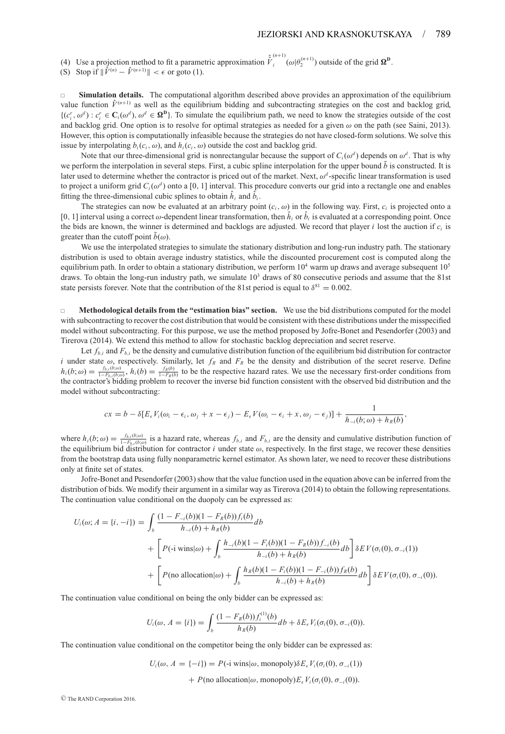(4) Use a projection method to fit a parametric approximation $\hat{\hat{V}}_i^{(n+1)}(\omega|\theta_2^{(n+1)})$ outside of the grid $\mathbf{\Omega^D}$.

(S) Stop if $\|\hat{V}^{(n)} - \hat{V}^{(n+1)}\| < \epsilon$ or goto (1).

**Simulation details.** The computational algorithm described above provides an approximation of the equilibrium value function $\hat{V}^{(n+1)}$ as well as the equilibrium bidding and subcontracting strategies on the cost and backlog grid, $\{(c_i^r, \omega^d) : c_i^r \in \mathbf{C}_i(\omega^d), \omega^d \in \mathbf{\Omega^D}\}$. To simulate the equilibrium path, we need to know the strategies outside of the cost and backlog grid. One option is to resolve for optimal strategies as needed for a given $\omega$ on the path (see Saini, 2013). However, this option is computationally infeasible because the strategies do not have closed-form solutions. We solve this issue by interpolating $b_i(c_i, \omega)$, and $h_i(c_i, \omega)$ outside the cost and backlog grid.

Note that our three-dimensional grid is nonrectangular because the support of $C_i(\omega^d)$ depends on $\omega^d$. That is why we perform the interpolation in several steps. First, a cubic spline interpolation for the upper bound $\bar{b}$ is constructed. It is later used to determine whether the contractor is priced out of the market. Next, $\omega^d$-specific linear transformation is used to project a uniform grid $C_i(\omega^d)$ onto a [0, 1] interval. This procedure converts our grid into a rectangle one and enables fitting the three-dimensional cubic splines to obtain $\hat{h}_i$ and $\hat{b}_i$.

The strategies can now be evaluated at an arbitrary point $(c_i, \omega)$ in the following way. First, $c_i$ is projected onto a [0, 1] interval using a correct $\omega$-dependent linear transformation, then $\hat{h}_i$ or $\hat{b}_i$ is evaluated at a corresponding point. Once the bids are known, the winner is determined and backlogs are adjusted. We record that player $i$ lost the auction if $c_i$ is greater than the cutoff point $\bar{b}(\omega)$.

We use the interpolated strategies to simulate the stationary distribution and long-run industry path. The stationary distribution is used to obtain average industry statistics, while the discounted procurement cost is computed along the equilibrium path. In order to obtain a stationary distribution, we perform $10^4$ warm up draws and average subsequent $10^5$ draws. To obtain the long-run industry path, we simulate $10^3$ draws of 80 consecutive periods and assume that the 81st state persists forever. Note that the contribution of the 81st period is equal to $\delta^{81} = 0.002$.

**Methodological details from the "estimation bias" section.** We use the bid distributions computed for the model with subcontracting to recover the cost distribution that would be consistent with these distributions under the misspecified model without subcontracting. For this purpose, we use the method proposed by Jofre-Bonet and Pesendorfer (2003) and Tirerova (2014). We extend this method to allow for stochastic backlog depreciation and secret reserve.

Let $f_{b,i}$ and $F_{b,i}$ be the density and cumulative distribution function of the equilibrium bid distribution for contractor $i$ under state $\omega$, respectively. Similarly, let $f_R$ and $F_R$ be the density and distribution of the secret reserve. Define $h_i(b;\omega) = \frac{f_{b,i}(b;\omega)}{1-F_{b,i}(b;\omega)}$, $h_i(b) = \frac{f_R(b)}{1-F_R(b)}$ to be the respective hazard rates. We use the necessary first-order conditions from the contractor's bidding problem to recover the inverse bid function consistent with the observed bid distribution and the model without subcontracting:

$$cx = b - \delta[E_\epsilon V_i(\omega_i - \epsilon_i, \omega_j + x - \epsilon_j) - E_\epsilon V(\omega_i - \epsilon_i + x, \omega_j - \epsilon_j)] + \frac{1}{h_{-i}(b;\omega) + h_R(b)},$$

where $h_i(b;\omega) = \frac{f_{b,i}(b;\omega)}{1-F_{b,i}(b;\omega)}$ is a hazard rate, whereas $f_{b,i}$ and $F_{b,i}$ are the density and cumulative distribution function of the equilibrium bid distribution for contractor $i$ under state $\omega$, respectively. In the first stage, we recover these densities from the bootstrap data using fully nonparametric kernel estimator. As shown later, we need to recover these distributions only at finite set of states.

Jofre-Bonet and Pesendorfer (2003) show that the value function used in the equation above can be inferred from the distribution of bids. We modify their argument in a similar way as Tirerova (2014) to obtain the following representations. The continuation value conditional on the duopoly can be expressed as:

$$\begin{aligned}
U_i(\omega; A = \{i, -i\}) = &\int_b \frac{(1 - F_{-i}(b))(1 - F_R(b))f_i(b)}{h_{-i}(b) + h_R(b)} db \\
&+ \left[ P(\text{-i wins}|\omega) + \int_b \frac{h_{-i}(b)(1 - F_i(b))(1 - F_R(b))f_{-i}(b)}{h_{-i}(b) + h_R(b)} db \right] \delta EV(\sigma_i(0), \sigma_{-i}(1)) \\
&+ \left[ P(\text{no allocation}|\omega) + \int_b \frac{h_R(b)(1 - F_i(b))(1 - F_{-i}(b))f_R(b)}{h_{-i}(b) + h_R(b)} db \right] \delta EV(\sigma_i(0), \sigma_{-i}(0)).
\end{aligned}$$

The continuation value conditional on being the only bidder can be expressed as:

$$U_i(\omega, A = \{i\}) = \int_b \frac{(1 - F_R(b))f_i^{(1)}(b)}{h_R(b)} db + \delta E_\epsilon V_i(\sigma_i(0), \sigma_{-i}(0)).$$

The continuation value conditional on the competitor being the only bidder can be expressed as:

$$\begin{aligned}
U_i(\omega, A = \{-i\}) = &P(\text{-i wins}|\omega, \text{monopoly})\delta E_\epsilon V_i(\sigma_i(0), \sigma_{-i}(1)) \\
&+ P(\text{no allocation}|\omega, \text{monopoly})E_\epsilon V_i(\sigma_i(0), \sigma_{-i}(0)).
\end{aligned}$$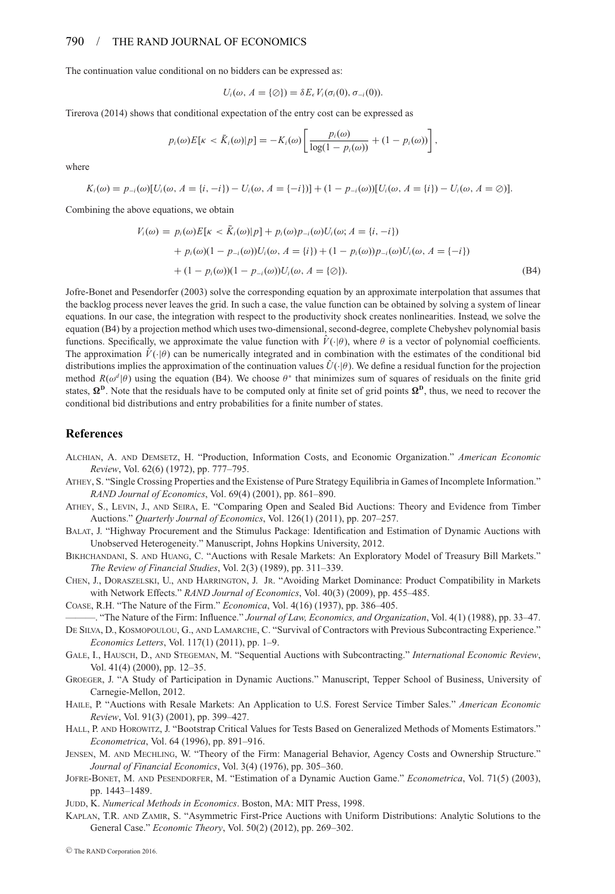The continuation value conditional on no bidders can be expressed as:

$$U_i(\omega, A = \{\emptyset\}) = \delta E_\epsilon V_i(\sigma_i(0), \sigma_{-i}(0)).$$

Tirerova (2014) shows that conditional expectation of the entry cost can be expressed as

$$p_i(\omega)E[\kappa < \bar{K}_i(\omega)|p] = -K_i(\omega)\left[\frac{p_i(\omega)}{\log(1 - p_i(\omega))} + (1 - p_i(\omega))\right],$$

where

$$K_i(\omega) = p_{-i}(\omega)[U_i(\omega, A = \{i, -i\}) - U_i(\omega, A = \{-i\})] + (1 - p_{-i}(\omega))[U_i(\omega, A = \{i\}) - U_i(\omega, A = \emptyset)].$$

Combining the above equations, we obtain

$$\begin{aligned} V_i(\omega) = \; & p_i(\omega)E[\kappa < \bar{K}_i(\omega)|p] + p_i(\omega)p_{-i}(\omega)U_i(\omega; A = \{i, -i\}) \\ & + p_i(\omega)(1 - p_{-i}(\omega))U_i(\omega, A = \{i\}) + (1 - p_i(\omega))p_{-i}(\omega)U_i(\omega, A = \{-i\}) \\ & + (1 - p_i(\omega))(1 - p_{-i}(\omega))U_i(\omega, A = \{\emptyset\}). \end{aligned} \tag{B4}$$

Jofre-Bonet and Pesendorfer (2003) solve the corresponding equation by an approximate interpolation that assumes that the backlog process never leaves the grid. In such a case, the value function can be obtained by solving a system of linear equations. In our case, the integration with respect to the productivity shock creates nonlinearities. Instead, we solve the equation (B4) by a projection method which uses two-dimensional, second-degree, complete Chebyshev polynomial basis functions. Specifically, we approximate the value function with $\hat{V}(\cdot|\theta)$, where $\theta$ is a vector of polynomial coefficients. The approximation $\hat{V}(\cdot|\theta)$ can be numerically integrated and in combination with the estimates of the conditional bid distributions implies the approximation of the continuation values $\hat{U}(\cdot|\theta)$. We define a residual function for the projection method $R(\omega^d|\theta)$ using the equation (B4). We choose $\theta^*$ that minimizes sum of squares of residuals on the finite grid states, $\mathbf{\Omega^D}$. Note that the residuals have to be computed only at finite set of grid points $\mathbf{\Omega^D}$, thus, we need to recover the conditional bid distributions and entry probabilities for a finite number of states.

## References

Alchian, A. and Demsetz, H. "Production, Information Costs, and Economic Organization." *American Economic Review*, Vol. 62(6) (1972), pp. 777–795.

Athey, S. "Single Crossing Properties and the Existense of Pure Strategy Equilibria in Games of Incomplete Information." *RAND Journal of Economics*, Vol. 69(4) (2001), pp. 861–890.

Athey, S., Levin, J., and Seira, E. "Comparing Open and Sealed Bid Auctions: Theory and Evidence from Timber Auctions." *Quarterly Journal of Economics*, Vol. 126(1) (2011), pp. 207–257.

Balat, J. "Highway Procurement and the Stimulus Package: Identification and Estimation of Dynamic Auctions with Unobserved Heterogeneity." Manuscript, Johns Hopkins University, 2012.

Bikhchandani, S. and Huang, C. "Auctions with Resale Markets: An Exploratory Model of Treasury Bill Markets." *The Review of Financial Studies*, Vol. 2(3) (1989), pp. 311–339.

Chen, J., Doraszelski, U., and Harrington, J. Jr. "Avoiding Market Dominance: Product Compatibility in Markets with Network Effects." *RAND Journal of Economics*, Vol. 40(3) (2009), pp. 455–485.

Coase, R.H. "The Nature of the Firm." *Economica*, Vol. 4(16) (1937), pp. 386–405.

———. "The Nature of the Firm: Influence." *Journal of Law, Economics, and Organization*, Vol. 4(1) (1988), pp. 33–47.

De Silva, D., Kosmopoulou, G., and Lamarche, C. "Survival of Contractors with Previous Subcontracting Experience." *Economics Letters*, Vol. 117(1) (2011), pp. 1–9.

Gale, I., Hausch, D., and Stegeman, M. "Sequential Auctions with Subcontracting." *International Economic Review*, Vol. 41(4) (2000), pp. 12–35.

Groeger, J. "A Study of Participation in Dynamic Auctions." Manuscript, Tepper School of Business, University of Carnegie-Mellon, 2012.

Haile, P. "Auctions with Resale Markets: An Application to U.S. Forest Service Timber Sales." *American Economic Review*, Vol. 91(3) (2001), pp. 399–427.

Hall, P. and Horowitz, J. "Bootstrap Critical Values for Tests Based on Generalized Methods of Moments Estimators." *Econometrica*, Vol. 64 (1996), pp. 891–916.

Jensen, M. and Mechling, W. "Theory of the Firm: Managerial Behavior, Agency Costs and Ownership Structure." *Journal of Financial Economics*, Vol. 3(4) (1976), pp. 305–360.

Jofre-Bonet, M. and Pesendorfer, M. "Estimation of a Dynamic Auction Game." *Econometrica*, Vol. 71(5) (2003), pp. 1443–1489.

Judd, K. *Numerical Methods in Economics*. Boston, MA: MIT Press, 1998.

Kaplan, T.R. and Zamir, S. "Asymmetric First-Price Auctions with Uniform Distributions: Analytic Solutions to the General Case." *Economic Theory*, Vol. 50(2) (2012), pp. 269–302.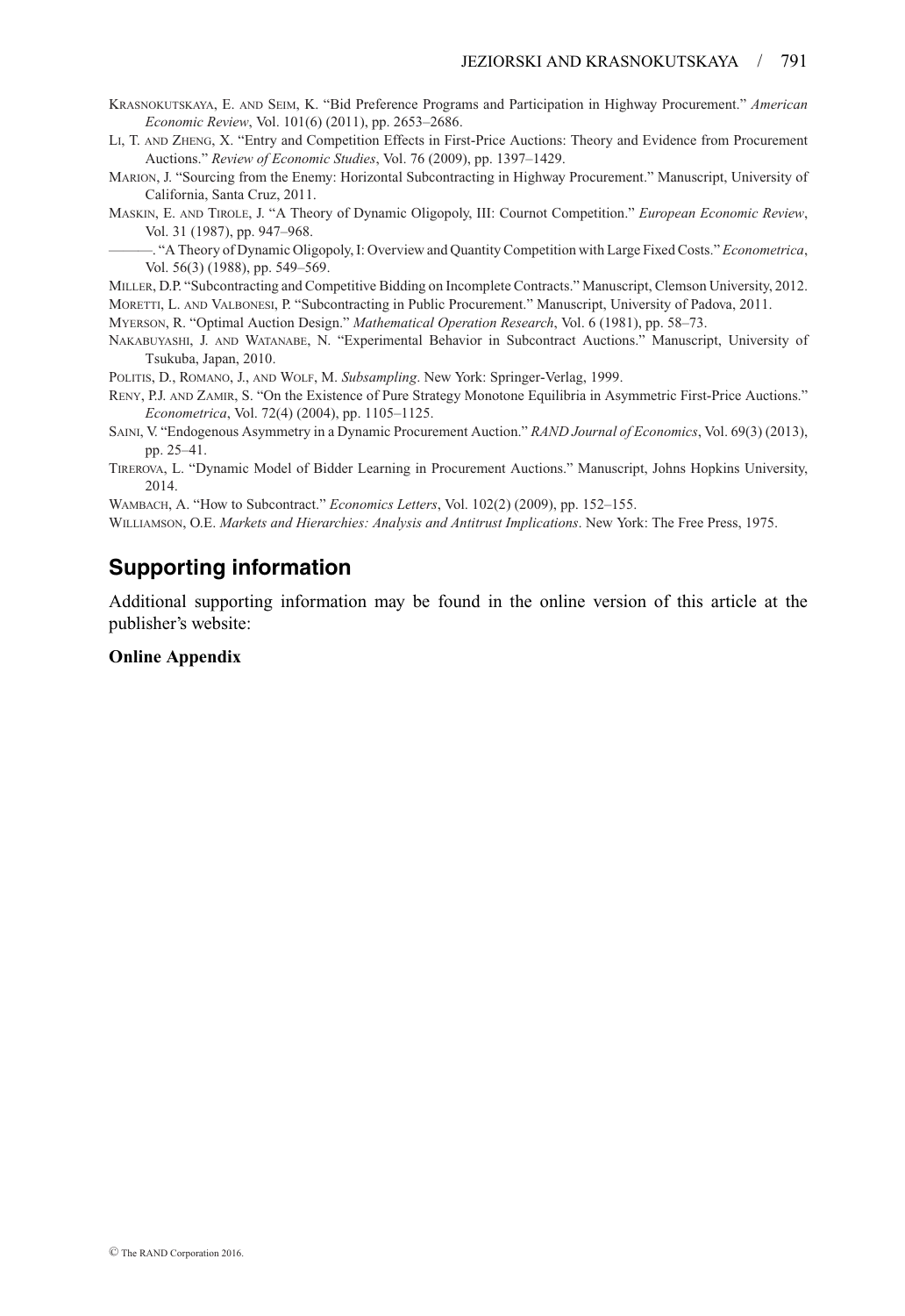Krasnokutskaya, E. and Seim, K. "Bid Preference Programs and Participation in Highway Procurement." *American Economic Review*, Vol. 101(6) (2011), pp. 2653–2686.

Li, T. and Zheng, X. "Entry and Competition Effects in First-Price Auctions: Theory and Evidence from Procurement Auctions." *Review of Economic Studies*, Vol. 76 (2009), pp. 1397–1429.

Marion, J. "Sourcing from the Enemy: Horizontal Subcontracting in Highway Procurement." Manuscript, University of California, Santa Cruz, 2011.

Maskin, E. and Tirole, J. "A Theory of Dynamic Oligopoly, III: Cournot Competition." *European Economic Review*, Vol. 31 (1987), pp. 947–968.

———. "A Theory of Dynamic Oligopoly, I: Overview and Quantity Competition with Large Fixed Costs." *Econometrica*, Vol. 56(3) (1988), pp. 549–569.

Miller, D.P. "Subcontracting and Competitive Bidding on Incomplete Contracts." Manuscript, Clemson University, 2012.

Moretti, L. and Valbonesi, P. "Subcontracting in Public Procurement." Manuscript, University of Padova, 2011.

Myerson, R. "Optimal Auction Design." *Mathematical Operation Research*, Vol. 6 (1981), pp. 58–73.

Nakabuyashi, J. and Watanabe, N. "Experimental Behavior in Subcontract Auctions." Manuscript, University of Tsukuba, Japan, 2010.

Politis, D., Romano, J., and Wolf, M. *Subsampling*. New York: Springer-Verlag, 1999.

Reny, P.J. and Zamir, S. "On the Existence of Pure Strategy Monotone Equilibria in Asymmetric First-Price Auctions." *Econometrica*, Vol. 72(4) (2004), pp. 1105–1125.

Saini, V. "Endogenous Asymmetry in a Dynamic Procurement Auction." *RAND Journal of Economics*, Vol. 69(3) (2013), pp. 25–41.

Tirerova, L. "Dynamic Model of Bidder Learning in Procurement Auctions." Manuscript, Johns Hopkins University, 2014.

Wambach, A. "How to Subcontract." *Economics Letters*, Vol. 102(2) (2009), pp. 152–155.

Williamson, O.E. *Markets and Hierarchies: Analysis and Antitrust Implications*. New York: The Free Press, 1975.

## Supporting information

Additional supporting information may be found in the online version of this article at the publisher's website:

**Online Appendix**

© The RAND Corporation 2016.